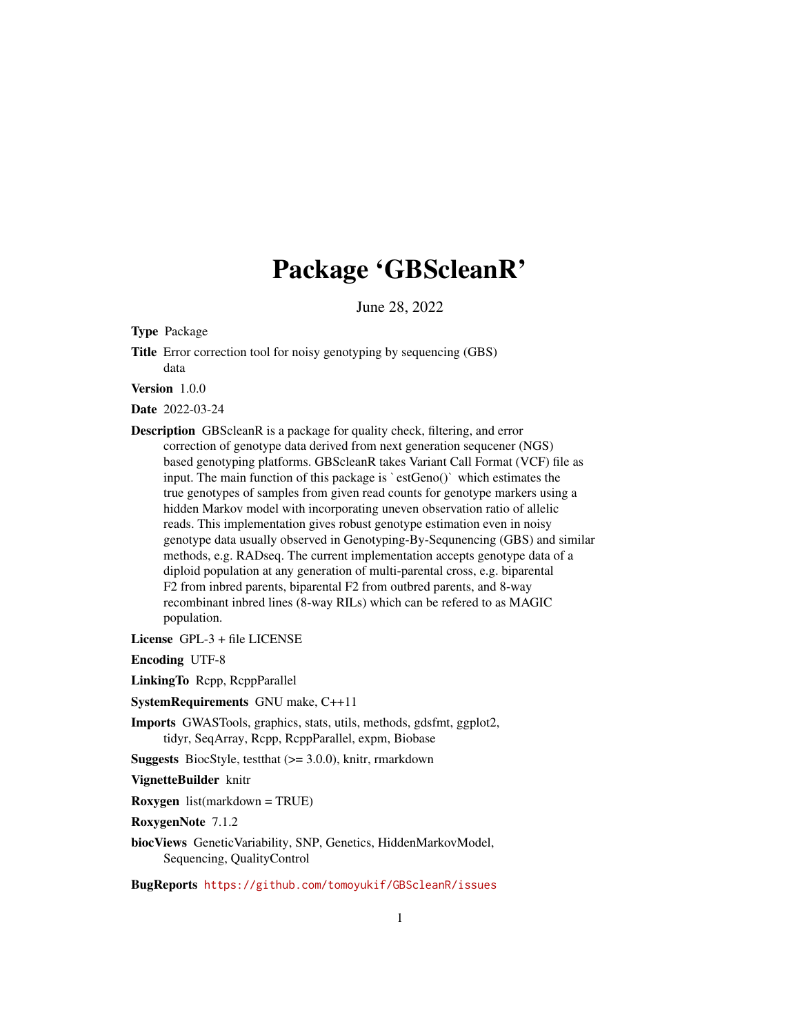# Package 'GBScleanR'

June 28, 2022

**Type** Package

**Title** Error correction tool for noisy genotyping by sequencing (GBS) data

**Version** 1.0.0

**Date** 2022-03-24

**Description** GBScleanR is a package for quality check, filtering, and error correction of genotype data derived from next generation sequcener (NGS) based genotyping platforms. GBScleanR takes Variant Call Format (VCF) file as input. The main function of this package is `estGeno()` which estimates the true genotypes of samples from given read counts for genotype markers using a hidden Markov model with incorporating uneven observation ratio of allelic reads. This implementation gives robust genotype estimation even in noisy genotype data usually observed in Genotyping-By-Sequnencing (GBS) and similar methods, e.g. RADseq. The current implementation accepts genotype data of a diploid population at any generation of multi-parental cross, e.g. biparental F2 from inbred parents, biparental F2 from outbred parents, and 8-way recombinant inbred lines (8-way RILs) which can be refered to as MAGIC population.

**License** GPL-3 + file LICENSE

**Encoding** UTF-8

**LinkingTo** Rcpp, RcppParallel

**SystemRequirements** GNU make, C++11

**Imports** GWASTools, graphics, stats, utils, methods, gdsfmt, ggplot2, tidyr, SeqArray, Rcpp, RcppParallel, expm, Biobase

**Suggests** BiocStyle, testthat (>= 3.0.0), knitr, rmarkdown

**VignetteBuilder** knitr

**Roxygen** list(markdown = TRUE)

**RoxygenNote** 7.1.2

**biocViews** GeneticVariability, SNP, Genetics, HiddenMarkovModel, Sequencing, QualityControl

**BugReports** https://github.com/tomoyukif/GBScleanR/issues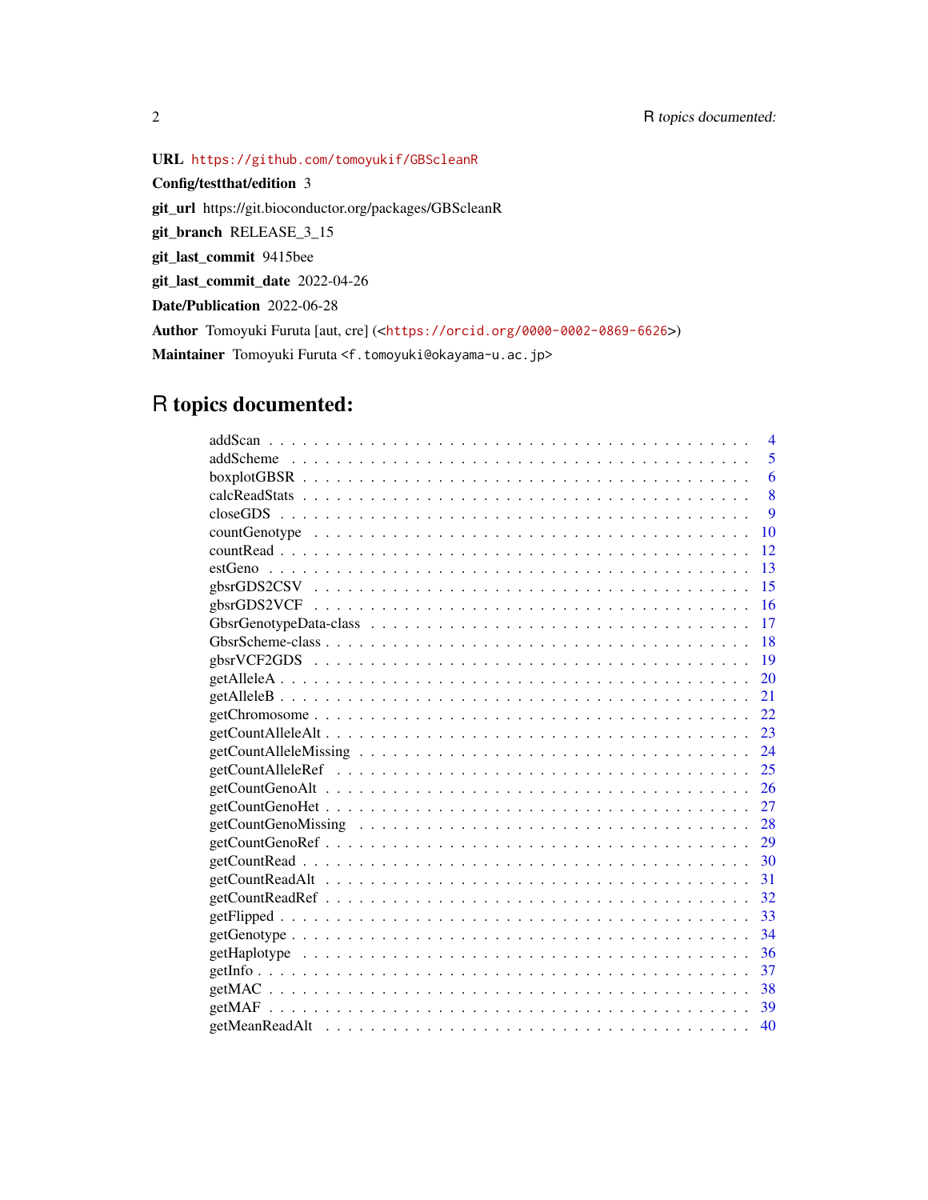**URL** https://github.com/tomoyukif/GBScleanR

**Config/testthat/edition** 3

**git_url** https://git.bioconductor.org/packages/GBScleanR

**git_branch** RELEASE_3_15

**git_last_commit** 9415bee

**git_last_commit_date** 2022-04-26

**Date/Publication** 2022-06-28

**Author** Tomoyuki Furuta [aut, cre] (<https://orcid.org/0000-0002-0869-6626>)

**Maintainer** Tomoyuki Furuta <f.tomoyuki@okayama-u.ac.jp>

# R topics documented:

| | |
|---|---|
| addScan | 4 |
| addScheme | 5 |
| boxplotGBSR | 6 |
| calcReadStats | 8 |
| closeGDS | 9 |
| countGenotype | 10 |
| countRead | 12 |
| estGeno | 13 |
| gbsrGDS2CSV | 15 |
| gbsrGDS2VCF | 16 |
| GbsrGenotypeData-class | 17 |
| GbsrScheme-class | 18 |
| gbsrVCF2GDS | 19 |
| getAlleleA | 20 |
| getAlleleB | 21 |
| getChromosome | 22 |
| getCountAlleleAlt | 23 |
| getCountAlleleMissing | 24 |
| getCountAlleleRef | 25 |
| getCountGenoAlt | 26 |
| getCountGenoHet | 27 |
| getCountGenoMissing | 28 |
| getCountGenoRef | 29 |
| getCountRead | 30 |
| getCountReadAlt | 31 |
| getCountReadRef | 32 |
| getFlipped | 33 |
| getGenotype | 34 |
| getHaplotype | 36 |
| getInfo | 37 |
| getMAC | 38 |
| getMAF | 39 |
| getMeanReadAlt | 40 |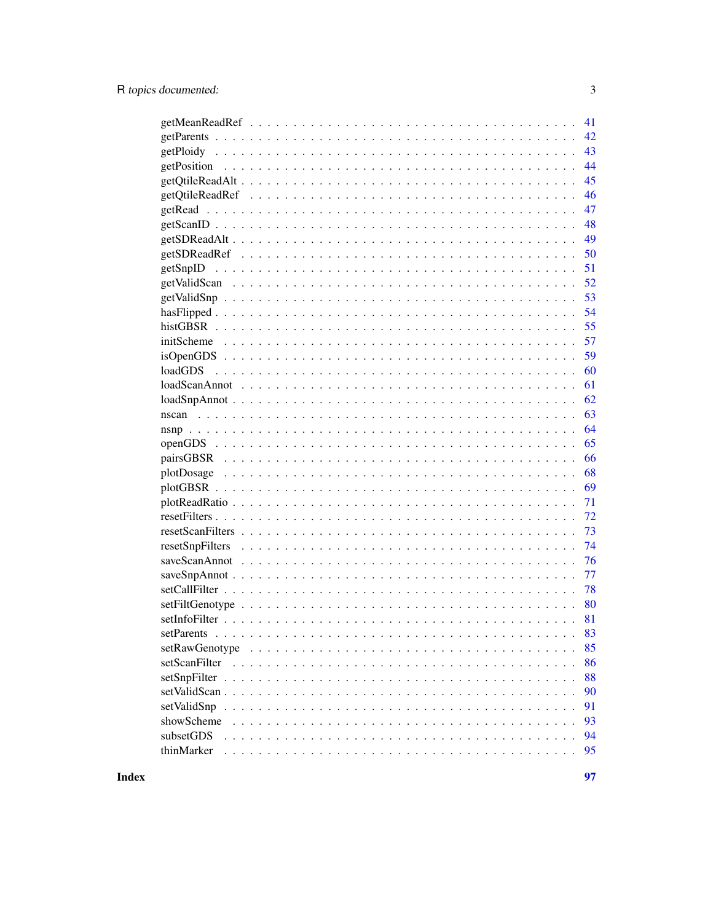getMeanReadRef . . . . . . . . . . . . . . . . . . . . . . . . . . . . . . . . . . . 41
getParents . . . . . . . . . . . . . . . . . . . . . . . . . . . . . . . . . . . . . . 42
getPloidy . . . . . . . . . . . . . . . . . . . . . . . . . . . . . . . . . . . . . . 43
getPosition . . . . . . . . . . . . . . . . . . . . . . . . . . . . . . . . . . . . . 44
getQtileReadAlt . . . . . . . . . . . . . . . . . . . . . . . . . . . . . . . . . . . 45
getQtileReadRef . . . . . . . . . . . . . . . . . . . . . . . . . . . . . . . . . . . 46
getRead . . . . . . . . . . . . . . . . . . . . . . . . . . . . . . . . . . . . . . . 47
getScanID . . . . . . . . . . . . . . . . . . . . . . . . . . . . . . . . . . . . . . 48
getSDReadAlt . . . . . . . . . . . . . . . . . . . . . . . . . . . . . . . . . . . . . 49
getSDReadRef . . . . . . . . . . . . . . . . . . . . . . . . . . . . . . . . . . . . . 50
getSnpID . . . . . . . . . . . . . . . . . . . . . . . . . . . . . . . . . . . . . . . 51
getValidScan . . . . . . . . . . . . . . . . . . . . . . . . . . . . . . . . . . . . . 52
getValidSnp . . . . . . . . . . . . . . . . . . . . . . . . . . . . . . . . . . . . . 53
hasFlipped . . . . . . . . . . . . . . . . . . . . . . . . . . . . . . . . . . . . . . 54
histGBSR . . . . . . . . . . . . . . . . . . . . . . . . . . . . . . . . . . . . . . . 55
initScheme . . . . . . . . . . . . . . . . . . . . . . . . . . . . . . . . . . . . . . 57
isOpenGDS . . . . . . . . . . . . . . . . . . . . . . . . . . . . . . . . . . . . . . 59
loadGDS . . . . . . . . . . . . . . . . . . . . . . . . . . . . . . . . . . . . . . . 60
loadScanAnnot . . . . . . . . . . . . . . . . . . . . . . . . . . . . . . . . . . . . 61
loadSnpAnnot . . . . . . . . . . . . . . . . . . . . . . . . . . . . . . . . . . . . . 62
nscan . . . . . . . . . . . . . . . . . . . . . . . . . . . . . . . . . . . . . . . . . 63
nsnp . . . . . . . . . . . . . . . . . . . . . . . . . . . . . . . . . . . . . . . . . 64
openGDS . . . . . . . . . . . . . . . . . . . . . . . . . . . . . . . . . . . . . . . 65
pairsGBSR . . . . . . . . . . . . . . . . . . . . . . . . . . . . . . . . . . . . . . 66
plotDosage . . . . . . . . . . . . . . . . . . . . . . . . . . . . . . . . . . . . . . 68
plotGBSR . . . . . . . . . . . . . . . . . . . . . . . . . . . . . . . . . . . . . . . 69
plotReadRatio . . . . . . . . . . . . . . . . . . . . . . . . . . . . . . . . . . . . 71
resetFilters . . . . . . . . . . . . . . . . . . . . . . . . . . . . . . . . . . . . . 72
resetScanFilters . . . . . . . . . . . . . . . . . . . . . . . . . . . . . . . . . . . 73
resetSnpFilters . . . . . . . . . . . . . . . . . . . . . . . . . . . . . . . . . . . . 74
saveScanAnnot . . . . . . . . . . . . . . . . . . . . . . . . . . . . . . . . . . . . 76
saveSnpAnnot . . . . . . . . . . . . . . . . . . . . . . . . . . . . . . . . . . . . . 77
setCallFilter . . . . . . . . . . . . . . . . . . . . . . . . . . . . . . . . . . . . . 78
setFiltGenotype . . . . . . . . . . . . . . . . . . . . . . . . . . . . . . . . . . . . 80
setInfoFilter . . . . . . . . . . . . . . . . . . . . . . . . . . . . . . . . . . . . . 81
setParents . . . . . . . . . . . . . . . . . . . . . . . . . . . . . . . . . . . . . . 83
setRawGenotype . . . . . . . . . . . . . . . . . . . . . . . . . . . . . . . . . . . . 85
setScanFilter . . . . . . . . . . . . . . . . . . . . . . . . . . . . . . . . . . . . . 86
setSnpFilter . . . . . . . . . . . . . . . . . . . . . . . . . . . . . . . . . . . . . 88
setValidScan . . . . . . . . . . . . . . . . . . . . . . . . . . . . . . . . . . . . . 90
setValidSnp . . . . . . . . . . . . . . . . . . . . . . . . . . . . . . . . . . . . . 91
showScheme . . . . . . . . . . . . . . . . . . . . . . . . . . . . . . . . . . . . . . 93
subsetGDS . . . . . . . . . . . . . . . . . . . . . . . . . . . . . . . . . . . . . . 94
thinMarker . . . . . . . . . . . . . . . . . . . . . . . . . . . . . . . . . . . . . . 95

**Index** **97**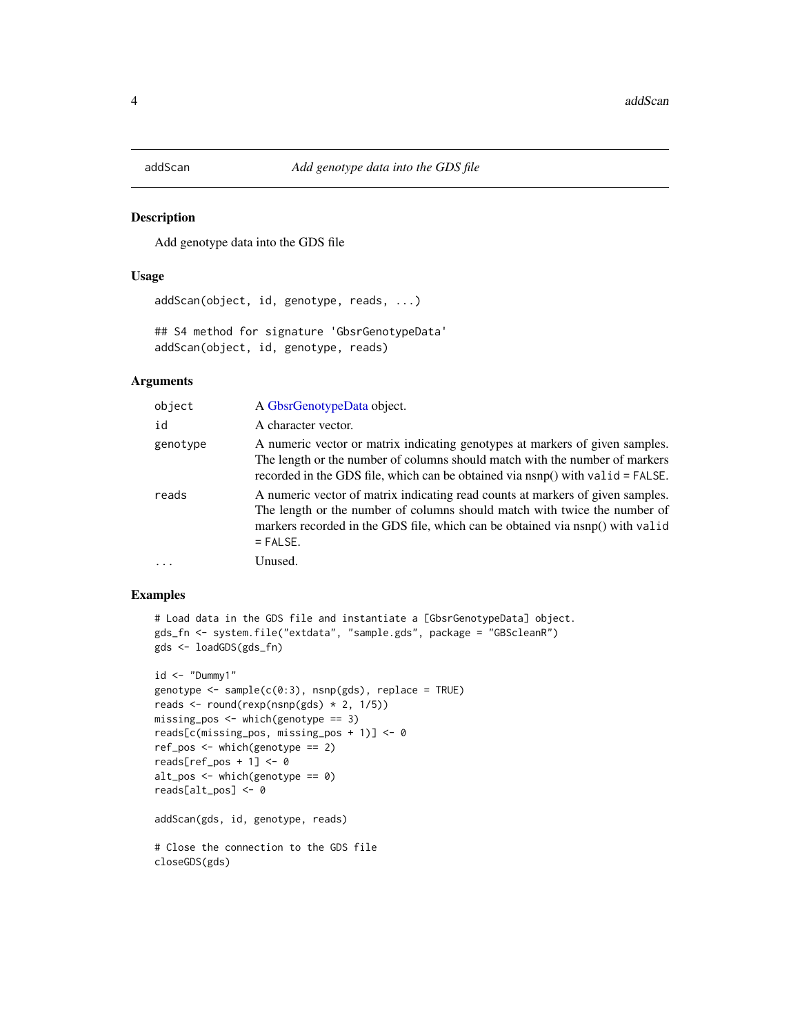# addScan *Add genotype data into the GDS file*

## Description

Add genotype data into the GDS file

## Usage

```
addScan(object, id, genotype, reads, ...)

## S4 method for signature 'GbsrGenotypeData'
addScan(object, id, genotype, reads)
```

## Arguments

| | |
|---|---|
| object | A GbsrGenotypeData object. |
| id | A character vector. |
| genotype | A numeric vector or matrix indicating genotypes at markers of given samples. The length or the number of columns should match with the number of markers recorded in the GDS file, which can be obtained via nsnp() with `valid = FALSE`. |
| reads | A numeric vector of matrix indicating read counts at markers of given samples. The length or the number of columns should match with twice the number of markers recorded in the GDS file, which can be obtained via nsnp() with `valid = FALSE`. |
| ... | Unused. |

## Examples

```
# Load data in the GDS file and instantiate a [GbsrGenotypeData] object.
gds_fn <- system.file("extdata", "sample.gds", package = "GBScleanR")
gds <- loadGDS(gds_fn)

id <- "Dummy1"
genotype <- sample(c(0:3), nsnp(gds), replace = TRUE)
reads <- round(rexp(nsnp(gds) * 2, 1/5))
missing_pos <- which(genotype == 3)
reads[c(missing_pos, missing_pos + 1)] <- 0
ref_pos <- which(genotype == 2)
reads[ref_pos + 1] <- 0
alt_pos <- which(genotype == 0)
reads[alt_pos] <- 0

addScan(gds, id, genotype, reads)

# Close the connection to the GDS file
closeGDS(gds)
```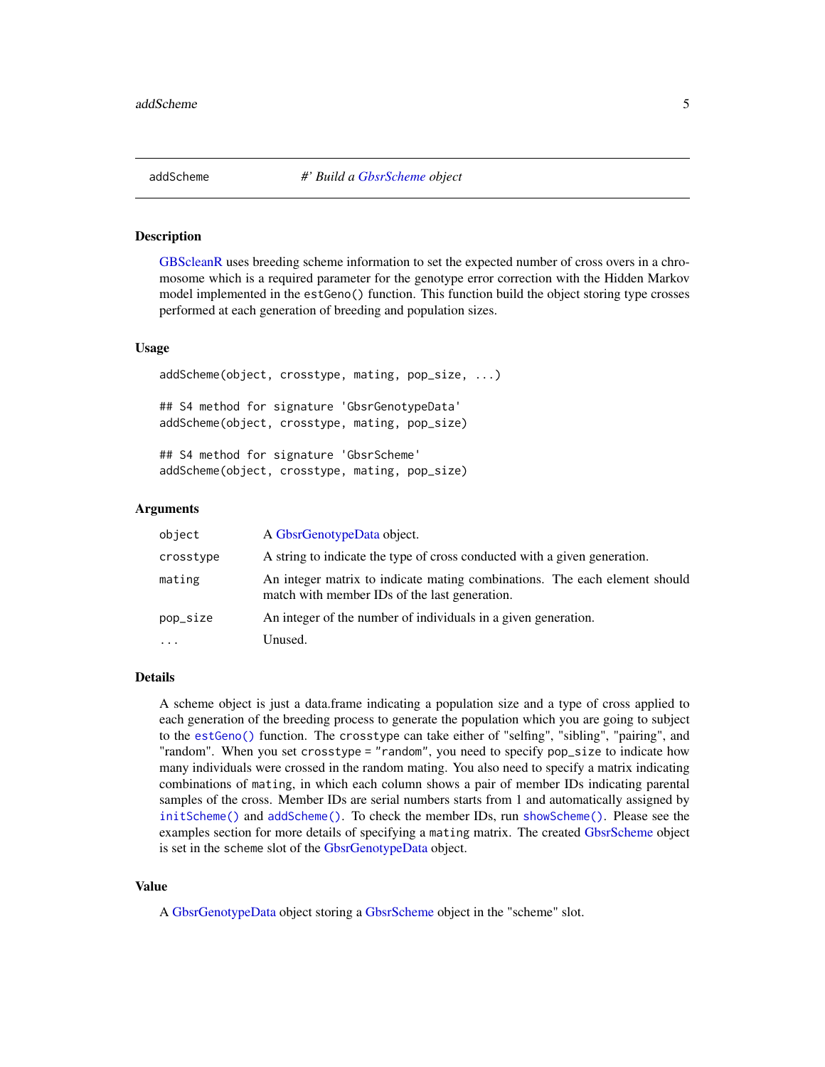# addScheme    *#' Build a GbsrScheme object*

## Description

GBScleanR uses breeding scheme information to set the expected number of cross overs in a chromosome which is a required parameter for the genotype error correction with the Hidden Markov model implemented in the `estGeno()` function. This function build the object storing type crosses performed at each generation of breeding and population sizes.

## Usage

```
addScheme(object, crosstype, mating, pop_size, ...)

## S4 method for signature 'GbsrGenotypeData'
addScheme(object, crosstype, mating, pop_size)

## S4 method for signature 'GbsrScheme'
addScheme(object, crosstype, mating, pop_size)
```

## Arguments

| | |
|---|---|
| `object` | A GbsrGenotypeData object. |
| `crosstype` | A string to indicate the type of cross conducted with a given generation. |
| `mating` | An integer matrix to indicate mating combinations. The each element should match with member IDs of the last generation. |
| `pop_size` | An integer of the number of individuals in a given generation. |
| `...` | Unused. |

## Details

A scheme object is just a data.frame indicating a population size and a type of cross applied to each generation of the breeding process to generate the population which you are going to subject to the `estGeno()` function. The `crosstype` can take either of "selfing", "sibling", "pairing", and "random". When you set `crosstype = "random"`, you need to specify `pop_size` to indicate how many individuals were crossed in the random mating. You also need to specify a matrix indicating combinations of `mating`, in which each column shows a pair of member IDs indicating parental samples of the cross. Member IDs are serial numbers starts from 1 and automatically assigned by `initScheme()` and `addScheme()`. To check the member IDs, run `showScheme()`. Please see the examples section for more details of specifying a `mating` matrix. The created GbsrScheme object is set in the `scheme` slot of the GbsrGenotypeData object.

## Value

A GbsrGenotypeData object storing a GbsrScheme object in the "scheme" slot.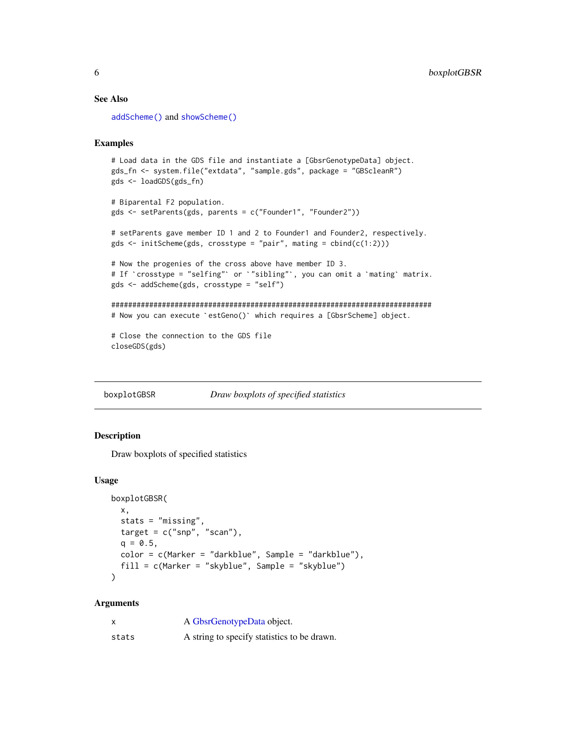## See Also

addScheme() and showScheme()

## Examples

```
# Load data in the GDS file and instantiate a [GbsrGenotypeData] object.
gds_fn <- system.file("extdata", "sample.gds", package = "GBScleanR")
gds <- loadGDS(gds_fn)

# Biparental F2 population.
gds <- setParents(gds, parents = c("Founder1", "Founder2"))

# setParents gave member ID 1 and 2 to Founder1 and Founder2, respectively.
gds <- initScheme(gds, crosstype = "pair", mating = cbind(c(1:2)))

# Now the progenies of the cross above have member ID 3.
# If `crosstype = "selfing"` or `"sibling"`, you can omit a `mating` matrix.
gds <- addScheme(gds, crosstype = "self")

##############################################################################
# Now you can execute `estGeno()` which requires a [GbsrScheme] object.

# Close the connection to the GDS file
closeGDS(gds)
```

---

# boxplotGBSR — *Draw boxplots of specified statistics*

## Description

Draw boxplots of specified statistics

## Usage

```
boxplotGBSR(
  x,
  stats = "missing",
  target = c("snp", "scan"),
  q = 0.5,
  color = c(Marker = "darkblue", Sample = "darkblue"),
  fill = c(Marker = "skyblue", Sample = "skyblue")
)
```

## Arguments

| | |
|---|---|
| x | A GbsrGenotypeData object. |
| stats | A string to specify statistics to be drawn. |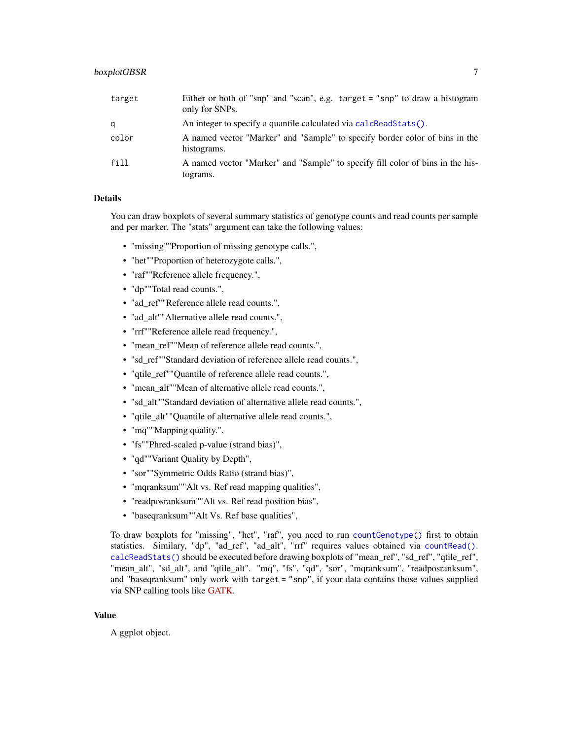| | |
|---|---|
| target | Either or both of "snp" and "scan", e.g. target = "snp" to draw a histogram only for SNPs. |
| q | An integer to specify a quantile calculated via calcReadStats(). |
| color | A named vector "Marker" and "Sample" to specify border color of bins in the histograms. |
| fill | A named vector "Marker" and "Sample" to specify fill color of bins in the histograms. |

### Details

You can draw boxplots of several summary statistics of genotype counts and read counts per sample and per marker. The "stats" argument can take the following values:

- "missing""Proportion of missing genotype calls.",
- "het""Proportion of heterozygote calls.",
- "raf""Reference allele frequency.",
- "dp""Total read counts.",
- "ad_ref""Reference allele read counts.",
- "ad_alt""Alternative allele read counts.",
- "rrf""Reference allele read frequency.",
- "mean_ref""Mean of reference allele read counts.",
- "sd_ref""Standard deviation of reference allele read counts.",
- "qtile_ref""Quantile of reference allele read counts.",
- "mean_alt""Mean of alternative allele read counts.",
- "sd_alt""Standard deviation of alternative allele read counts.",
- "qtile_alt""Quantile of alternative allele read counts.",
- "mq""Mapping quality.",
- "fs""Phred-scaled p-value (strand bias)",
- "qd""Variant Quality by Depth",
- "sor""Symmetric Odds Ratio (strand bias)",
- "mqranksum""Alt vs. Ref read mapping qualities",
- "readposranksum""Alt vs. Ref read position bias",
- "baseqranksum""Alt Vs. Ref base qualities",

To draw boxplots for "missing", "het", "raf", you need to run countGenotype() first to obtain statistics. Similary, "dp", "ad_ref", "ad_alt", "rrf" requires values obtained via countRead(). calcReadStats() should be executed before drawing boxplots of "mean_ref", "sd_ref", "qtile_ref", "mean_alt", "sd_alt", and "qtile_alt". "mq", "fs", "qd", "sor", "mqranksum", "readposranksum", and "baseqranksum" only work with target = "snp", if your data contains those values supplied via SNP calling tools like GATK.

### Value

A ggplot object.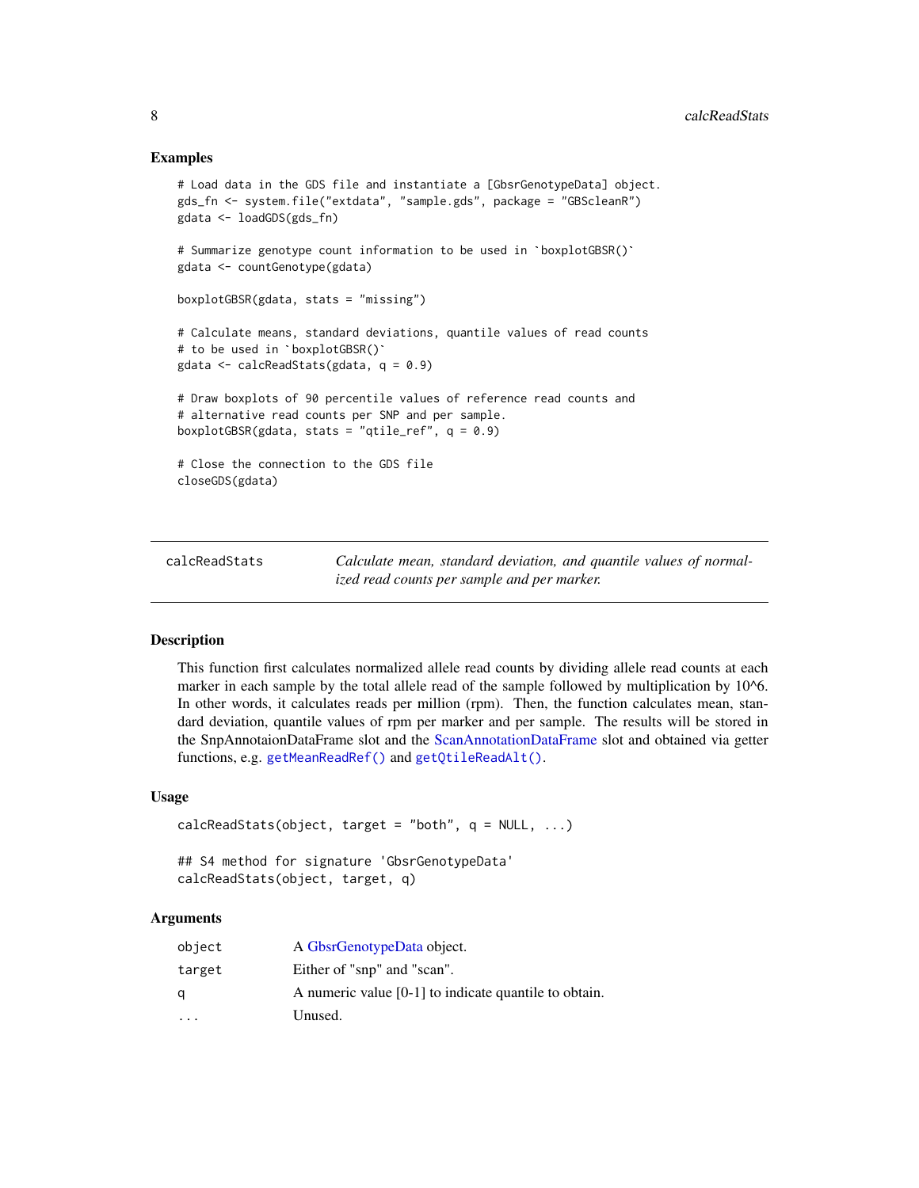## Examples

```
# Load data in the GDS file and instantiate a [GbsrGenotypeData] object.
gds_fn <- system.file("extdata", "sample.gds", package = "GBScleanR")
gdata <- loadGDS(gds_fn)

# Summarize genotype count information to be used in `boxplotGBSR()`
gdata <- countGenotype(gdata)

boxplotGBSR(gdata, stats = "missing")

# Calculate means, standard deviations, quantile values of read counts
# to be used in `boxplotGBSR()`
gdata <- calcReadStats(gdata, q = 0.9)

# Draw boxplots of 90 percentile values of reference read counts and
# alternative read counts per SNP and per sample.
boxplotGBSR(gdata, stats = "qtile_ref", q = 0.9)

# Close the connection to the GDS file
closeGDS(gdata)
```

---

## calcReadStats — *Calculate mean, standard deviation, and quantile values of normalized read counts per sample and per marker.*

---

### Description

This function first calculates normalized allele read counts by dividing allele read counts at each marker in each sample by the total allele read of the sample followed by multiplication by 10^6. In other words, it calculates reads per million (rpm). Then, the function calculates mean, standard deviation, quantile values of rpm per marker and per sample. The results will be stored in the SnpAnnotaionDataFrame slot and the ScanAnnotationDataFrame slot and obtained via getter functions, e.g. `getMeanReadRef()` and `getQtileReadAlt()`.

### Usage

```
calcReadStats(object, target = "both", q = NULL, ...)

## S4 method for signature 'GbsrGenotypeData'
calcReadStats(object, target, q)
```

### Arguments

| | |
|---|---|
| `object` | A GbsrGenotypeData object. |
| `target` | Either of "snp" and "scan". |
| `q` | A numeric value [0-1] to indicate quantile to obtain. |
| `...` | Unused. |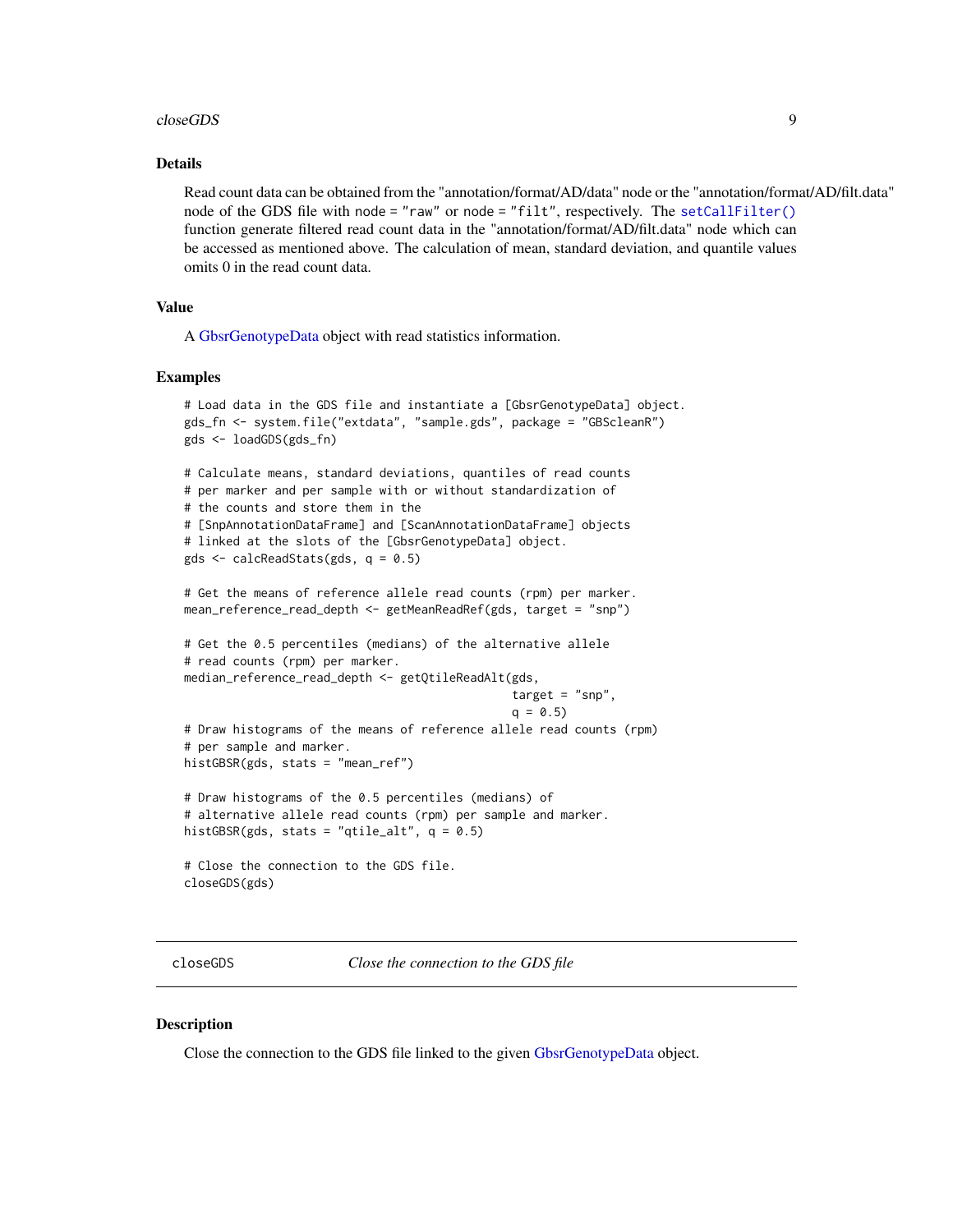## Details

Read count data can be obtained from the "annotation/format/AD/data" node or the "annotation/format/AD/filt.data" node of the GDS file with `node = "raw"` or `node = "filt"`, respectively. The `setCallFilter()` function generate filtered read count data in the "annotation/format/AD/filt.data" node which can be accessed as mentioned above. The calculation of mean, standard deviation, and quantile values omits 0 in the read count data.

## Value

A GbsrGenotypeData object with read statistics information.

## Examples

```
# Load data in the GDS file and instantiate a [GbsrGenotypeData] object.
gds_fn <- system.file("extdata", "sample.gds", package = "GBScleanR")
gds <- loadGDS(gds_fn)

# Calculate means, standard deviations, quantiles of read counts
# per marker and per sample with or without standardization of
# the counts and store them in the
# [SnpAnnotationDataFrame] and [ScanAnnotationDataFrame] objects
# linked at the slots of the [GbsrGenotypeData] object.
gds <- calcReadStats(gds, q = 0.5)

# Get the means of reference allele read counts (rpm) per marker.
mean_reference_read_depth <- getMeanReadRef(gds, target = "snp")

# Get the 0.5 percentiles (medians) of the alternative allele
# read counts (rpm) per marker.
median_reference_read_depth <- getQtileReadAlt(gds,
                                               target = "snp",
                                               q = 0.5)
# Draw histograms of the means of reference allele read counts (rpm)
# per sample and marker.
histGBSR(gds, stats = "mean_ref")

# Draw histograms of the 0.5 percentiles (medians) of
# alternative allele read counts (rpm) per sample and marker.
histGBSR(gds, stats = "qtile_alt", q = 0.5)

# Close the connection to the GDS file.
closeGDS(gds)
```

---

# closeGDS &nbsp;&nbsp;&nbsp; *Close the connection to the GDS file*

---

## Description

Close the connection to the GDS file linked to the given GbsrGenotypeData object.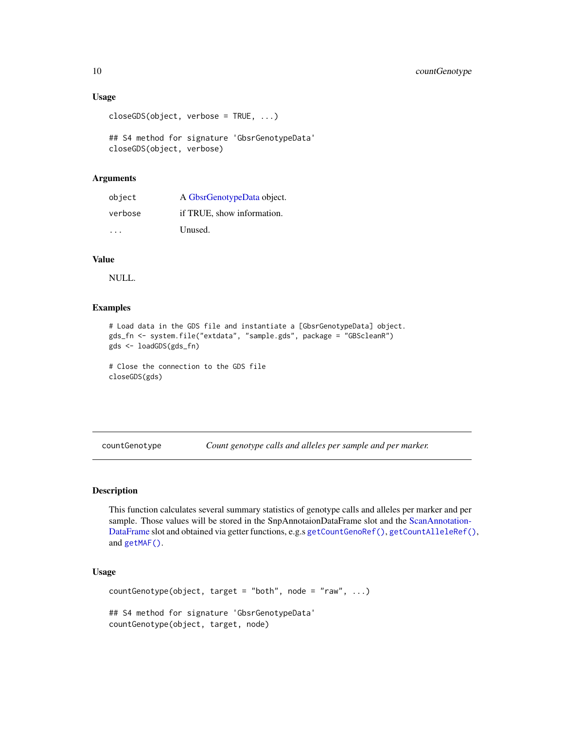### Usage

```
closeGDS(object, verbose = TRUE, ...)

## S4 method for signature 'GbsrGenotypeData'
closeGDS(object, verbose)
```

### Arguments

| | |
|---|---|
| `object` | A GbsrGenotypeData object. |
| `verbose` | if TRUE, show information. |
| `...` | Unused. |

### Value

NULL.

### Examples

```
# Load data in the GDS file and instantiate a [GbsrGenotypeData] object.
gds_fn <- system.file("extdata", "sample.gds", package = "GBScleanR")
gds <- loadGDS(gds_fn)

# Close the connection to the GDS file
closeGDS(gds)
```

---

## countGenotype — *Count genotype calls and alleles per sample and per marker.*

### Description

This function calculates several summary statistics of genotype calls and alleles per marker and per sample. Those values will be stored in the SnpAnnotaionDataFrame slot and the ScanAnnotation-DataFrame slot and obtained via getter functions, e.g.s `getCountGenoRef()`, `getCountAlleleRef()`, and `getMAF()`.

### Usage

```
countGenotype(object, target = "both", node = "raw", ...)

## S4 method for signature 'GbsrGenotypeData'
countGenotype(object, target, node)
```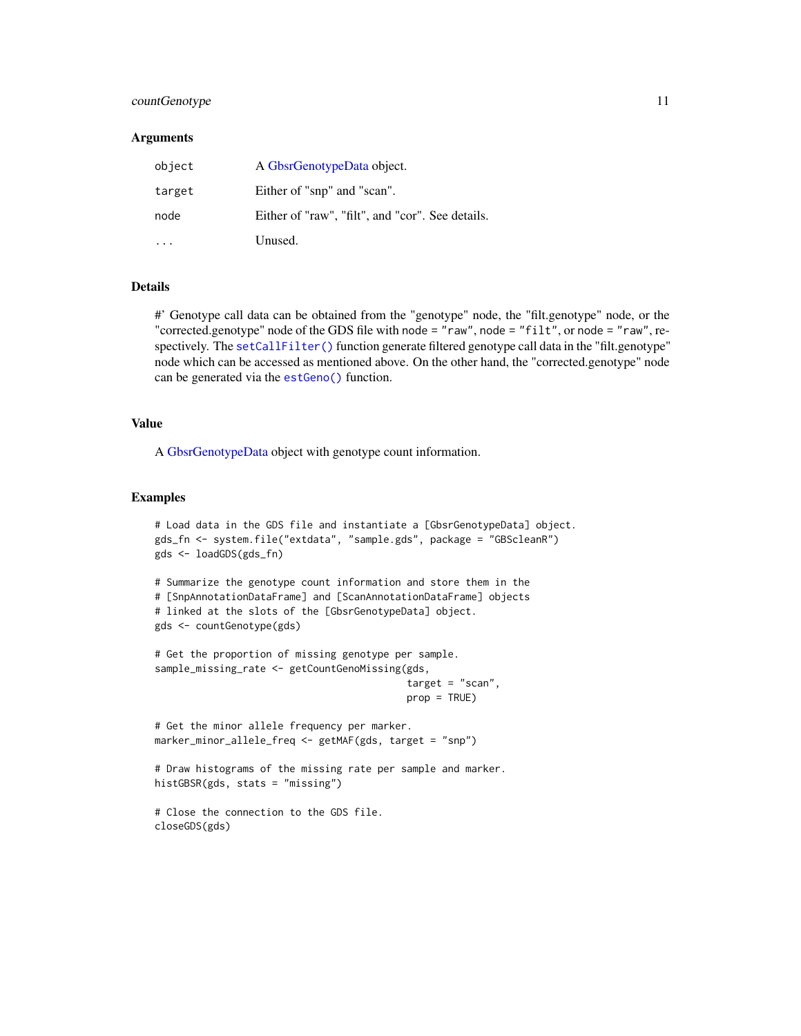## Arguments

| | |
|---|---|
| `object` | A GbsrGenotypeData object. |
| `target` | Either of "snp" and "scan". |
| `node` | Either of "raw", "filt", and "cor". See details. |
| `...` | Unused. |

## Details

#' Genotype call data can be obtained from the "genotype" node, the "filt.genotype" node, or the "corrected.genotype" node of the GDS file with `node = "raw"`, `node = "filt"`, or `node = "raw"`, respectively. The `setCallFilter()` function generate filtered genotype call data in the "filt.genotype" node which can be accessed as mentioned above. On the other hand, the "corrected.genotype" node can be generated via the `estGeno()` function.

## Value

A GbsrGenotypeData object with genotype count information.

## Examples

```
# Load data in the GDS file and instantiate a [GbsrGenotypeData] object.
gds_fn <- system.file("extdata", "sample.gds", package = "GBScleanR")
gds <- loadGDS(gds_fn)

# Summarize the genotype count information and store them in the
# [SnpAnnotationDataFrame] and [ScanAnnotationDataFrame] objects
# linked at the slots of the [GbsrGenotypeData] object.
gds <- countGenotype(gds)

# Get the proportion of missing genotype per sample.
sample_missing_rate <- getCountGenoMissing(gds,
                                           target = "scan",
                                           prop = TRUE)

# Get the minor allele frequency per marker.
marker_minor_allele_freq <- getMAF(gds, target = "snp")

# Draw histograms of the missing rate per sample and marker.
histGBSR(gds, stats = "missing")

# Close the connection to the GDS file.
closeGDS(gds)
```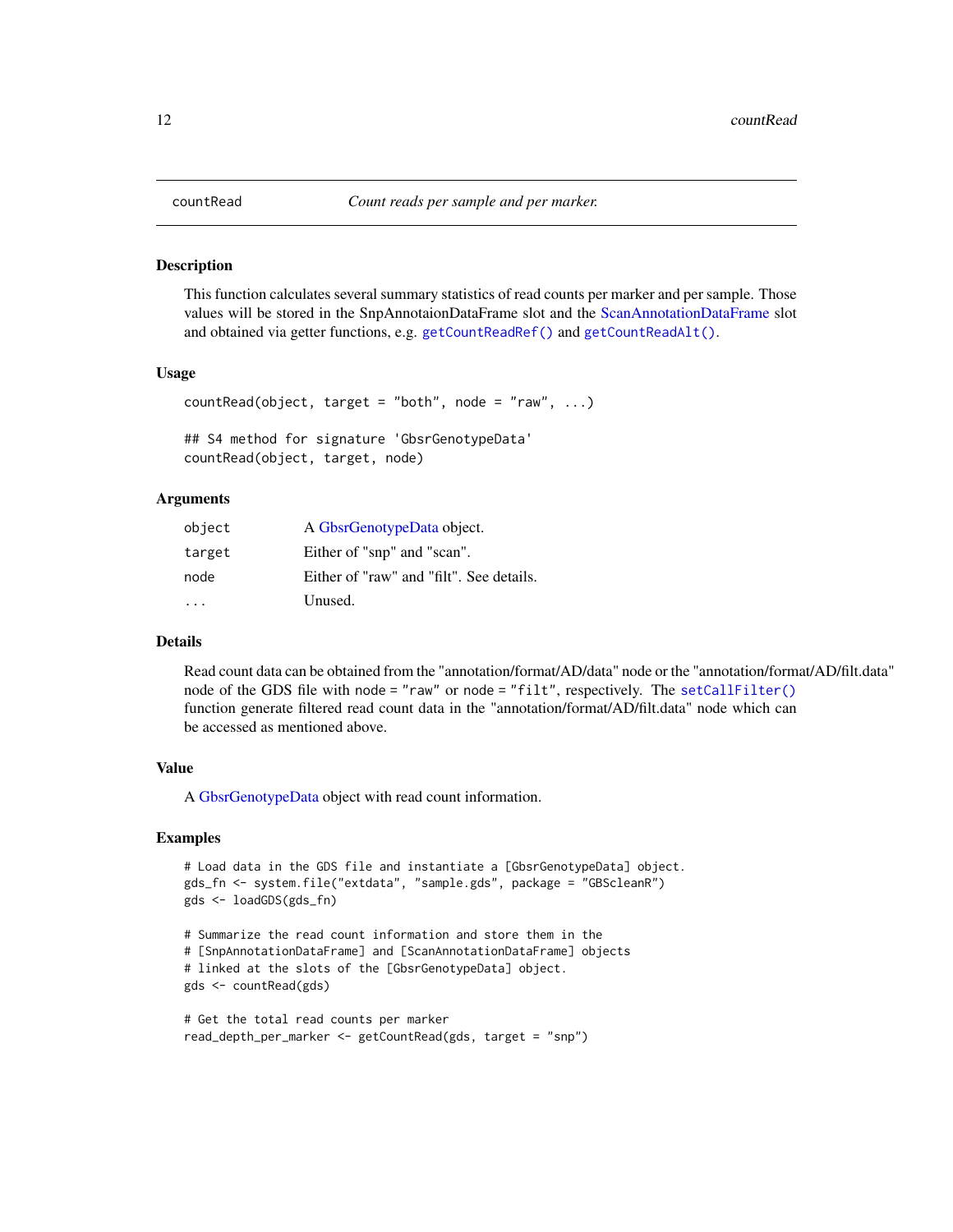# countRead — *Count reads per sample and per marker.*

## Description

This function calculates several summary statistics of read counts per marker and per sample. Those values will be stored in the SnpAnnotaionDataFrame slot and the ScanAnnotationDataFrame slot and obtained via getter functions, e.g. `getCountReadRef()` and `getCountReadAlt()`.

## Usage

```
countRead(object, target = "both", node = "raw", ...)

## S4 method for signature 'GbsrGenotypeData'
countRead(object, target, node)
```

## Arguments

| | |
|---|---|
| `object` | A GbsrGenotypeData object. |
| `target` | Either of "snp" and "scan". |
| `node` | Either of "raw" and "filt". See details. |
| `...` | Unused. |

## Details

Read count data can be obtained from the "annotation/format/AD/data" node or the "annotation/format/AD/filt.data" node of the GDS file with node = `"raw"` or node = `"filt"`, respectively. The `setCallFilter()` function generate filtered read count data in the "annotation/format/AD/filt.data" node which can be accessed as mentioned above.

## Value

A GbsrGenotypeData object with read count information.

## Examples

```
# Load data in the GDS file and instantiate a [GbsrGenotypeData] object.
gds_fn <- system.file("extdata", "sample.gds", package = "GBScleanR")
gds <- loadGDS(gds_fn)

# Summarize the read count information and store them in the
# [SnpAnnotationDataFrame] and [ScanAnnotationDataFrame] objects
# linked at the slots of the [GbsrGenotypeData] object.
gds <- countRead(gds)

# Get the total read counts per marker
read_depth_per_marker <- getCountRead(gds, target = "snp")
```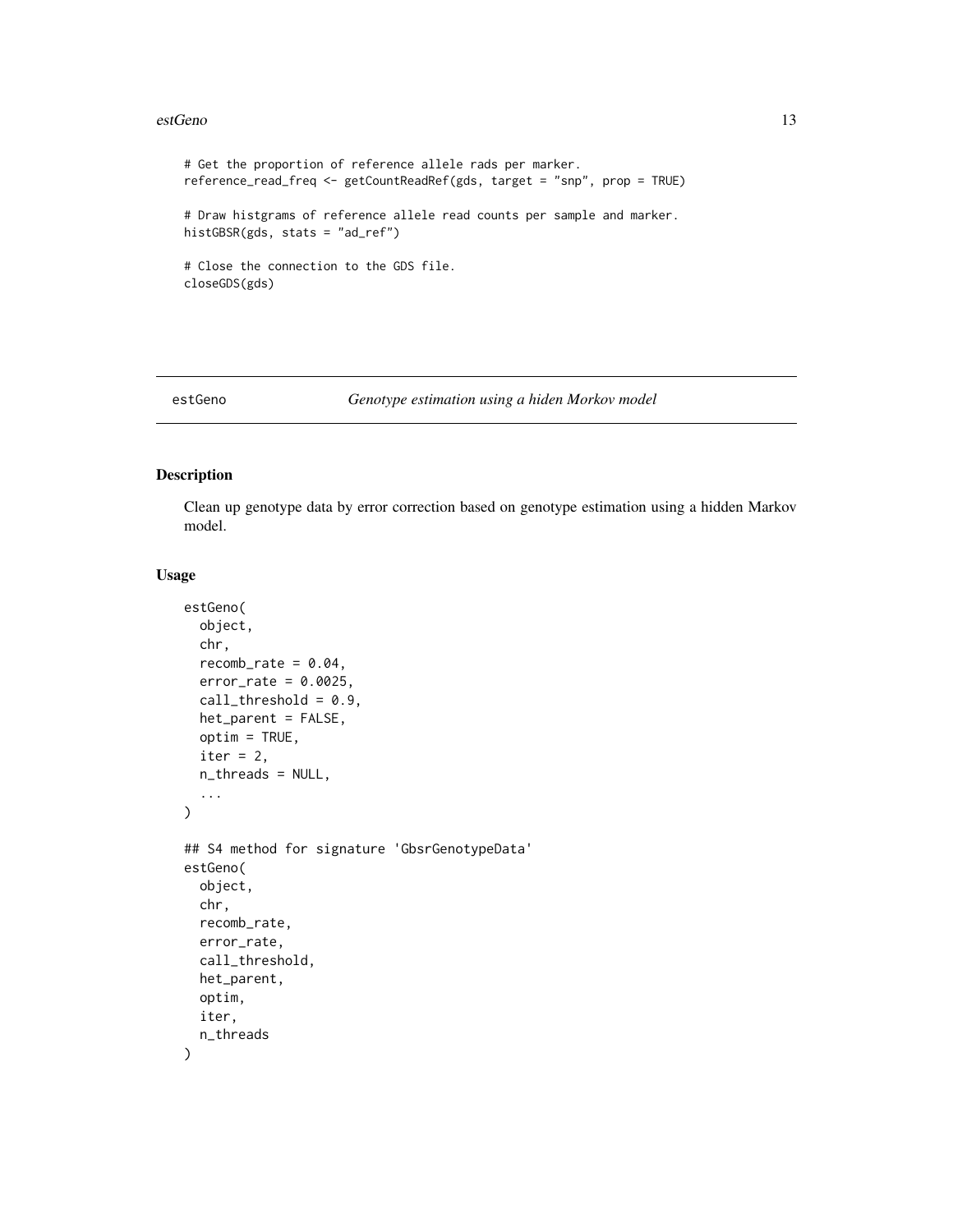```
# Get the proportion of reference allele rads per marker.
reference_read_freq <- getCountReadRef(gds, target = "snp", prop = TRUE)

# Draw histgrams of reference allele read counts per sample and marker.
histGBSR(gds, stats = "ad_ref")

# Close the connection to the GDS file.
closeGDS(gds)
```

## estGeno *Genotype estimation using a hiden Morkov model*

### Description

Clean up genotype data by error correction based on genotype estimation using a hidden Markov model.

### Usage

```
estGeno(
  object,
  chr,
  recomb_rate = 0.04,
  error_rate = 0.0025,
  call_threshold = 0.9,
  het_parent = FALSE,
  optim = TRUE,
  iter = 2,
  n_threads = NULL,
  ...
)

## S4 method for signature 'GbsrGenotypeData'
estGeno(
  object,
  chr,
  recomb_rate,
  error_rate,
  call_threshold,
  het_parent,
  optim,
  iter,
  n_threads
)
```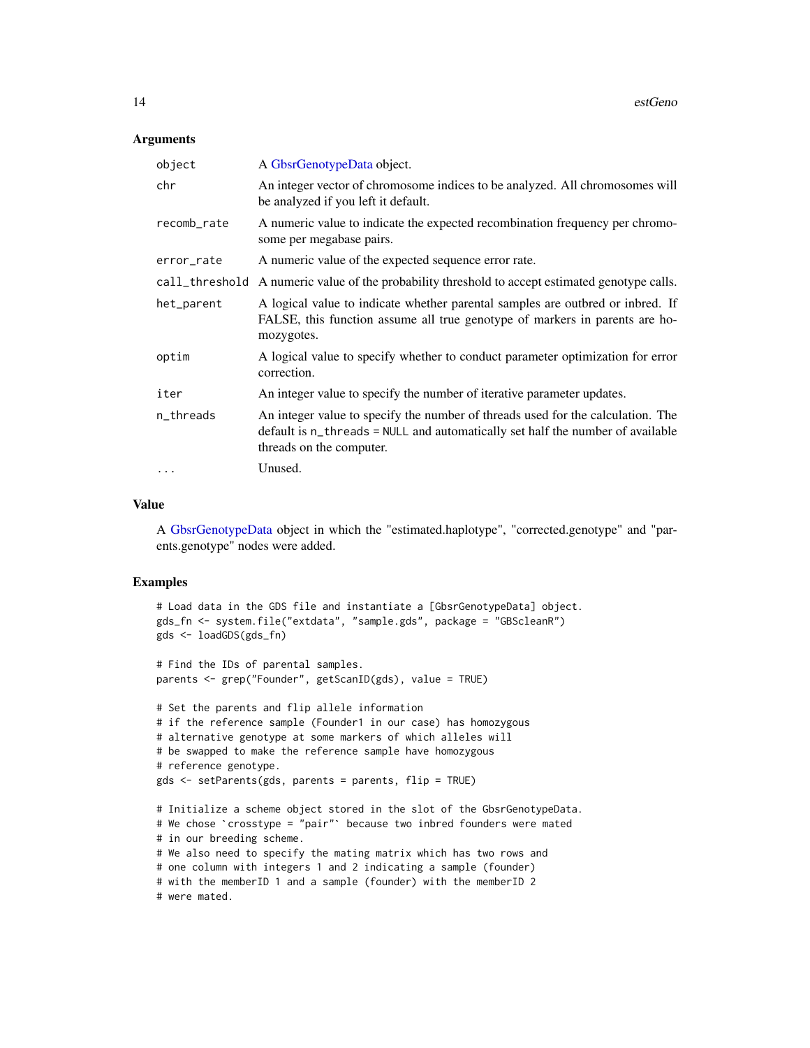### Arguments

| | |
|---|---|
| `object` | A GbsrGenotypeData object. |
| `chr` | An integer vector of chromosome indices to be analyzed. All chromosomes will be analyzed if you left it default. |
| `recomb_rate` | A numeric value to indicate the expected recombination frequency per chromosome per megabase pairs. |
| `error_rate` | A numeric value of the expected sequence error rate. |
| `call_threshold` | A numeric value of the probability threshold to accept estimated genotype calls. |
| `het_parent` | A logical value to indicate whether parental samples are outbred or inbred. If FALSE, this function assume all true genotype of markers in parents are homozygotes. |
| `optim` | A logical value to specify whether to conduct parameter optimization for error correction. |
| `iter` | An integer value to specify the number of iterative parameter updates. |
| `n_threads` | An integer value to specify the number of threads used for the calculation. The default is `n_threads = NULL` and automatically set half the number of available threads on the computer. |
| `...` | Unused. |

### Value

A GbsrGenotypeData object in which the "estimated.haplotype", "corrected.genotype" and "parents.genotype" nodes were added.

### Examples

```
# Load data in the GDS file and instantiate a [GbsrGenotypeData] object.
gds_fn <- system.file("extdata", "sample.gds", package = "GBScleanR")
gds <- loadGDS(gds_fn)

# Find the IDs of parental samples.
parents <- grep("Founder", getScanID(gds), value = TRUE)

# Set the parents and flip allele information
# if the reference sample (Founder1 in our case) has homozygous
# alternative genotype at some markers of which alleles will
# be swapped to make the reference sample have homozygous
# reference genotype.
gds <- setParents(gds, parents = parents, flip = TRUE)

# Initialize a scheme object stored in the slot of the GbsrGenotypeData.
# We chose `crosstype = "pair"` because two inbred founders were mated
# in our breeding scheme.
# We also need to specify the mating matrix which has two rows and
# one column with integers 1 and 2 indicating a sample (founder)
# with the memberID 1 and a sample (founder) with the memberID 2
# were mated.
```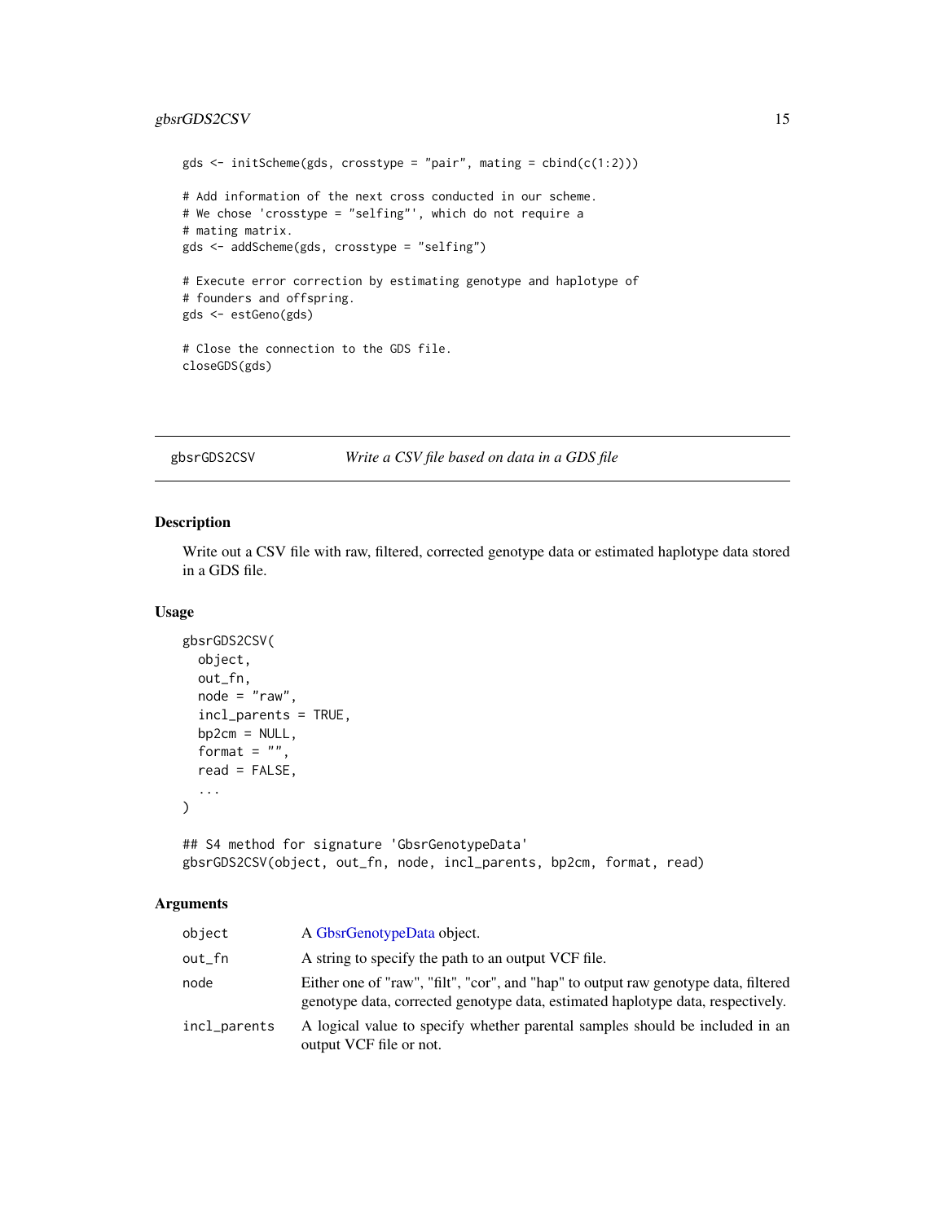```
gds <- initScheme(gds, crosstype = "pair", mating = cbind(c(1:2)))

# Add information of the next cross conducted in our scheme.
# We chose 'crosstype = "selfing"', which do not require a
# mating matrix.
gds <- addScheme(gds, crosstype = "selfing")

# Execute error correction by estimating genotype and haplotype of
# founders and offspring.
gds <- estGeno(gds)

# Close the connection to the GDS file.
closeGDS(gds)
```

## gbsrGDS2CSV *Write a CSV file based on data in a GDS file*

### Description

Write out a CSV file with raw, filtered, corrected genotype data or estimated haplotype data stored in a GDS file.

### Usage

```
gbsrGDS2CSV(
  object,
  out_fn,
  node = "raw",
  incl_parents = TRUE,
  bp2cm = NULL,
  format = "",
  read = FALSE,
  ...
)

## S4 method for signature 'GbsrGenotypeData'
gbsrGDS2CSV(object, out_fn, node, incl_parents, bp2cm, format, read)
```

### Arguments

| | |
|---|---|
| object | A GbsrGenotypeData object. |
| out_fn | A string to specify the path to an output VCF file. |
| node | Either one of "raw", "filt", "cor", and "hap" to output raw genotype data, filtered genotype data, corrected genotype data, estimated haplotype data, respectively. |
| incl_parents | A logical value to specify whether parental samples should be included in an output VCF file or not. |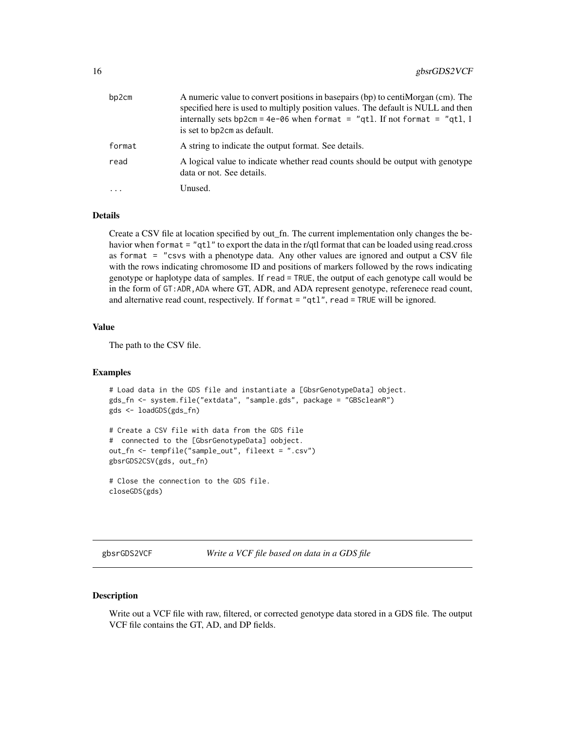| | |
|---|---|
| bp2cm | A numeric value to convert positions in basepairs (bp) to centiMorgan (cm). The specified here is used to multiply position values. The default is NULL and then internally sets bp2cm = 4e-06 when format = "qtl. If not format = "qtl, 1 is set to bp2cm as default. |
| format | A string to indicate the output format. See details. |
| read | A logical value to indicate whether read counts should be output with genotype data or not. See details. |
| ... | Unused. |

### Details

Create a CSV file at location specified by out_fn. The current implementation only changes the behavior when format = "qtl" to export the data in the r/qtl format that can be loaded using read.cross as format = "csvs with a phenotype data. Any other values are ignored and output a CSV file with the rows indicating chromosome ID and positions of markers followed by the rows indicating genotype or haplotype data of samples. If read = TRUE, the output of each genotype call would be in the form of GT:ADR,ADA where GT, ADR, and ADA represent genotype, referenece read count, and alternative read count, respectively. If format = "qtl", read = TRUE will be ignored.

### Value

The path to the CSV file.

### Examples

```
# Load data in the GDS file and instantiate a [GbsrGenotypeData] object.
gds_fn <- system.file("extdata", "sample.gds", package = "GBScleanR")
gds <- loadGDS(gds_fn)

# Create a CSV file with data from the GDS file
#  connected to the [GbsrGenotypeData] oobject.
out_fn <- tempfile("sample_out", fileext = ".csv")
gbsrGDS2CSV(gds, out_fn)

# Close the connection to the GDS file.
closeGDS(gds)
```

---

## gbsrGDS2VCF — *Write a VCF file based on data in a GDS file*

### Description

Write out a VCF file with raw, filtered, or corrected genotype data stored in a GDS file. The output VCF file contains the GT, AD, and DP fields.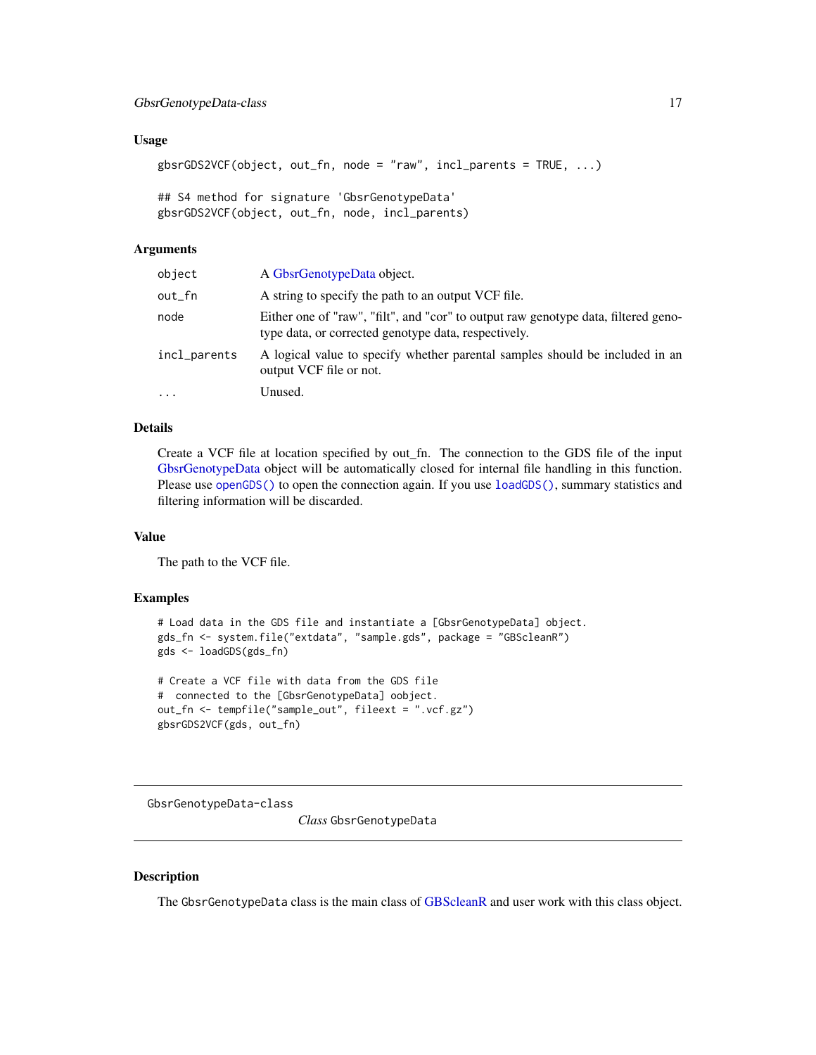### Usage

```
gbsrGDS2VCF(object, out_fn, node = "raw", incl_parents = TRUE, ...)

## S4 method for signature 'GbsrGenotypeData'
gbsrGDS2VCF(object, out_fn, node, incl_parents)
```

### Arguments

| | |
|---|---|
| `object` | A GbsrGenotypeData object. |
| `out_fn` | A string to specify the path to an output VCF file. |
| `node` | Either one of "raw", "filt", and "cor" to output raw genotype data, filtered genotype data, or corrected genotype data, respectively. |
| `incl_parents` | A logical value to specify whether parental samples should be included in an output VCF file or not. |
| `...` | Unused. |

### Details

Create a VCF file at location specified by out_fn. The connection to the GDS file of the input GbsrGenotypeData object will be automatically closed for internal file handling in this function. Please use `openGDS()` to open the connection again. If you use `loadGDS()`, summary statistics and filtering information will be discarded.

### Value

The path to the VCF file.

### Examples

```
# Load data in the GDS file and instantiate a [GbsrGenotypeData] object.
gds_fn <- system.file("extdata", "sample.gds", package = "GBScleanR")
gds <- loadGDS(gds_fn)

# Create a VCF file with data from the GDS file
#  connected to the [GbsrGenotypeData] oobject.
out_fn <- tempfile("sample_out", fileext = ".vcf.gz")
gbsrGDS2VCF(gds, out_fn)
```

---

## GbsrGenotypeData-class — *Class* `GbsrGenotypeData`

### Description

The `GbsrGenotypeData` class is the main class of GBScleanR and user work with this class object.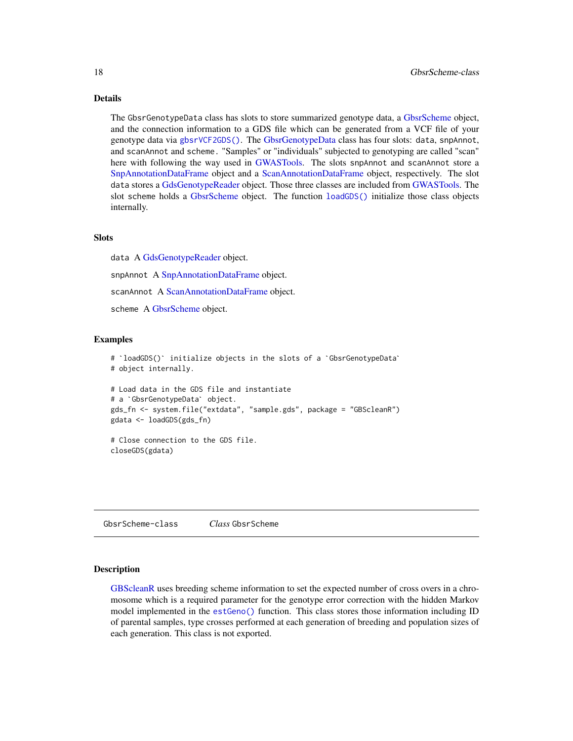## Details

The `GbsrGenotypeData` class has slots to store summarized genotype data, a GbsrScheme object, and the connection information to a GDS file which can be generated from a VCF file of your genotype data via `gbsrVCF2GDS()`. The GbsrGenotypeData class has four slots: `data`, `snpAnnot`, and `scanAnnot` and `scheme`. "Samples" or "individuals" subjected to genotyping are called "scan" here with following the way used in GWASTools. The slots `snpAnnot` and `scanAnnot` store a SnpAnnotationDataFrame object and a ScanAnnotationDataFrame object, respectively. The slot `data` stores a GdsGenotypeReader object. Those three classes are included from GWASTools. The slot `scheme` holds a GbsrScheme object. The function `loadGDS()` initialize those class objects internally.

## Slots

`data` A GdsGenotypeReader object.

`snpAnnot` A SnpAnnotationDataFrame object.

`scanAnnot` A ScanAnnotationDataFrame object.

`scheme` A GbsrScheme object.

## Examples

```
# `loadGDS()` initialize objects in the slots of a `GbsrGenotypeData`
# object internally.

# Load data in the GDS file and instantiate
# a `GbsrGenotypeData` object.
gds_fn <- system.file("extdata", "sample.gds", package = "GBScleanR")
gdata <- loadGDS(gds_fn)

# Close connection to the GDS file.
closeGDS(gdata)
```

---

# GbsrScheme-class &nbsp;&nbsp;&nbsp; *Class* `GbsrScheme`

## Description

GBScleanR uses breeding scheme information to set the expected number of cross overs in a chromosome which is a required parameter for the genotype error correction with the hidden Markov model implemented in the `estGeno()` function. This class stores those information including ID of parental samples, type crosses performed at each generation of breeding and population sizes of each generation. This class is not exported.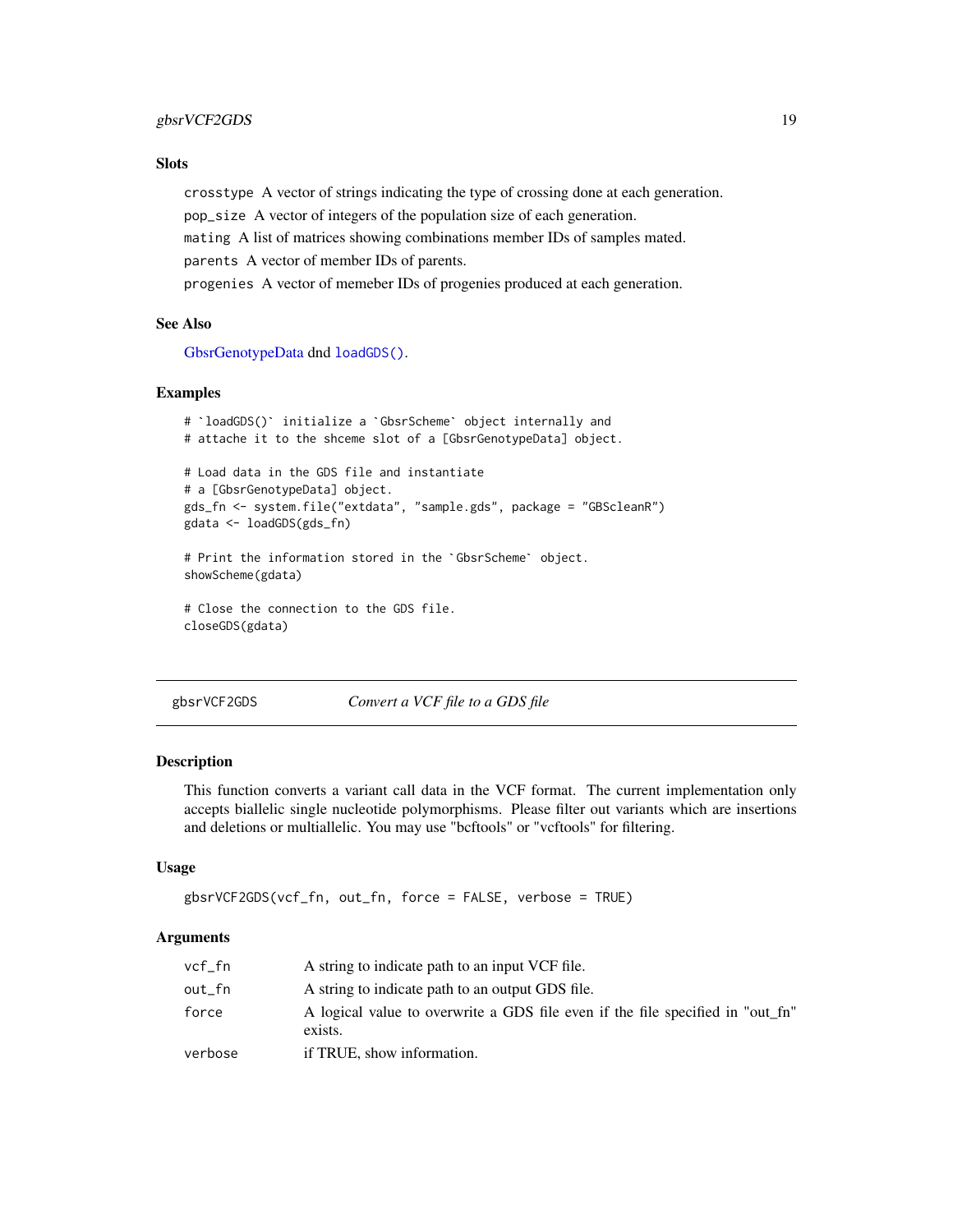### Slots

crosstype A vector of strings indicating the type of crossing done at each generation.

pop_size A vector of integers of the population size of each generation.

mating A list of matrices showing combinations member IDs of samples mated.

parents A vector of member IDs of parents.

progenies A vector of memeber IDs of progenies produced at each generation.

### See Also

GbsrGenotypeData dnd loadGDS().

### Examples

```
# `loadGDS()` initialize a `GbsrScheme` object internally and
# attache it to the shceme slot of a [GbsrGenotypeData] object.

# Load data in the GDS file and instantiate
# a [GbsrGenotypeData] object.
gds_fn <- system.file("extdata", "sample.gds", package = "GBScleanR")
gdata <- loadGDS(gds_fn)

# Print the information stored in the `GbsrScheme` object.
showScheme(gdata)

# Close the connection to the GDS file.
closeGDS(gdata)
```

---

## gbsrVCF2GDS *Convert a VCF file to a GDS file*

### Description

This function converts a variant call data in the VCF format. The current implementation only accepts biallelic single nucleotide polymorphisms. Please filter out variants which are insertions and deletions or multiallelic. You may use "bcftools" or "vcftools" for filtering.

### Usage

```
gbsrVCF2GDS(vcf_fn, out_fn, force = FALSE, verbose = TRUE)
```

### Arguments

| | |
|---|---|
| vcf_fn | A string to indicate path to an input VCF file. |
| out_fn | A string to indicate path to an output GDS file. |
| force | A logical value to overwrite a GDS file even if the file specified in "out_fn" exists. |
| verbose | if TRUE, show information. |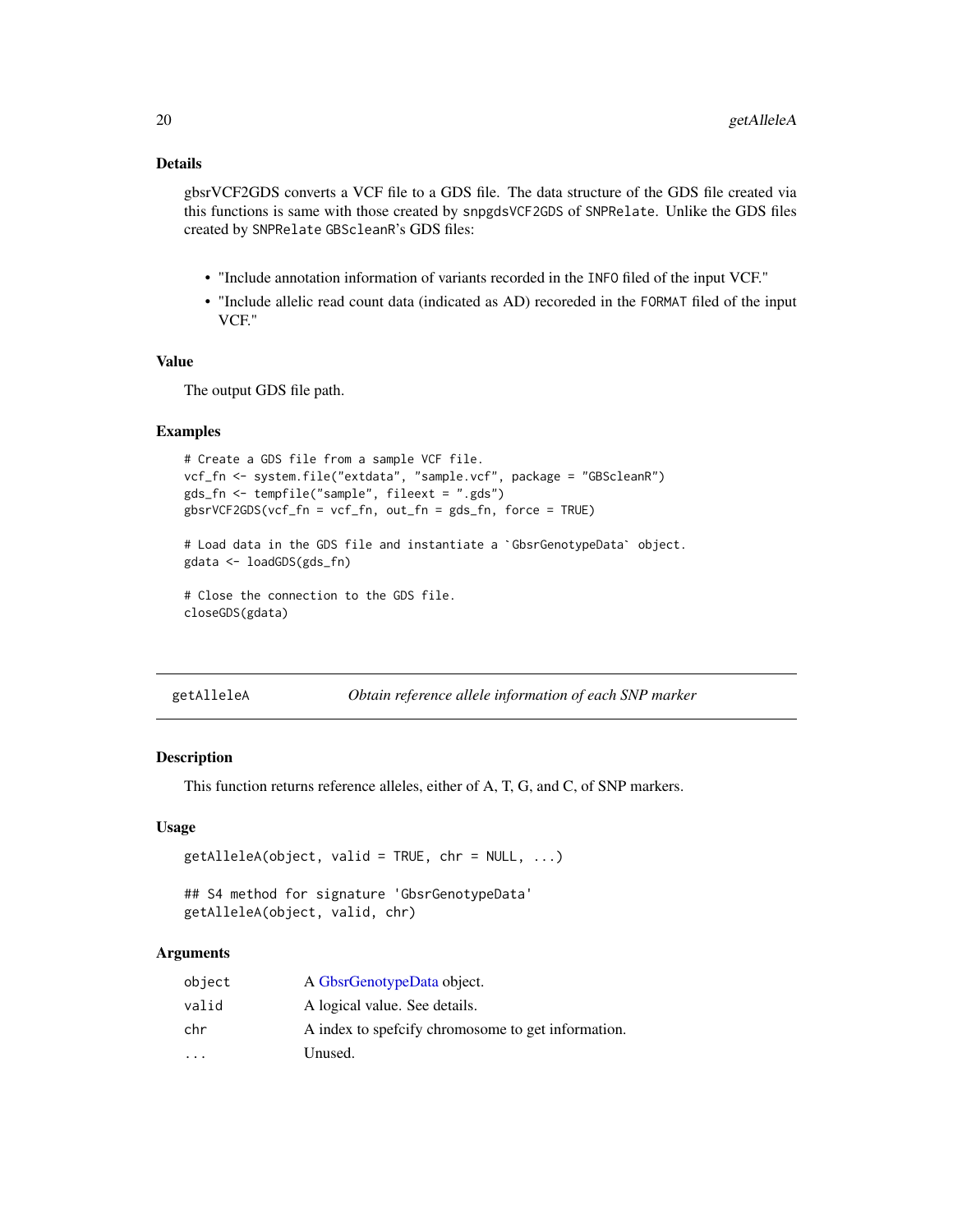## Details

gbsrVCF2GDS converts a VCF file to a GDS file. The data structure of the GDS file created via this functions is same with those created by `snpgdsVCF2GDS` of `SNPRelate`. Unlike the GDS files created by `SNPRelate` `GBScleanR`'s GDS files:

- "Include annotation information of variants recorded in the `INFO` filed of the input VCF."
- "Include allelic read count data (indicated as AD) recoreded in the `FORMAT` filed of the input VCF."

## Value

The output GDS file path.

## Examples

```
# Create a GDS file from a sample VCF file.
vcf_fn <- system.file("extdata", "sample.vcf", package = "GBScleanR")
gds_fn <- tempfile("sample", fileext = ".gds")
gbsrVCF2GDS(vcf_fn = vcf_fn, out_fn = gds_fn, force = TRUE)

# Load data in the GDS file and instantiate a `GbsrGenotypeData` object.
gdata <- loadGDS(gds_fn)

# Close the connection to the GDS file.
closeGDS(gdata)
```

---

# getAlleleA — *Obtain reference allele information of each SNP marker*

---

## Description

This function returns reference alleles, either of A, T, G, and C, of SNP markers.

## Usage

```
getAlleleA(object, valid = TRUE, chr = NULL, ...)

## S4 method for signature 'GbsrGenotypeData'
getAlleleA(object, valid, chr)
```

## Arguments

| | |
|---|---|
| `object` | A GbsrGenotypeData object. |
| `valid` | A logical value. See details. |
| `chr` | A index to spefcify chromosome to get information. |
| `...` | Unused. |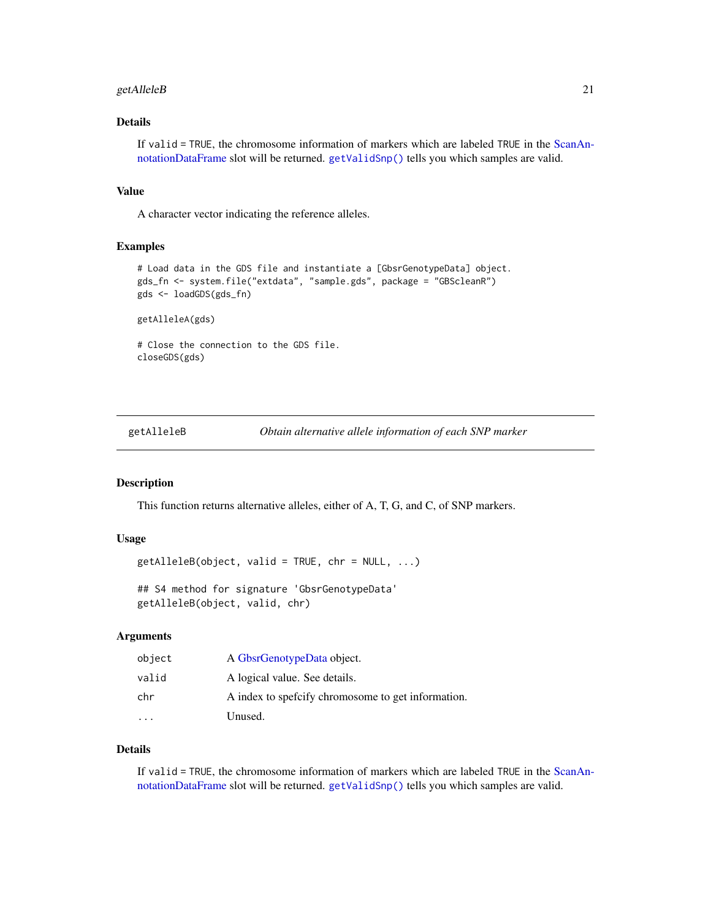### Details

If valid = TRUE, the chromosome information of markers which are labeled TRUE in the ScanAnnotationDataFrame slot will be returned. getValidSnp() tells you which samples are valid.

### Value

A character vector indicating the reference alleles.

### Examples

```
# Load data in the GDS file and instantiate a [GbsrGenotypeData] object.
gds_fn <- system.file("extdata", "sample.gds", package = "GBScleanR")
gds <- loadGDS(gds_fn)

getAlleleA(gds)

# Close the connection to the GDS file.
closeGDS(gds)
```

---

## getAlleleB — *Obtain alternative allele information of each SNP marker*

### Description

This function returns alternative alleles, either of A, T, G, and C, of SNP markers.

### Usage

```
getAlleleB(object, valid = TRUE, chr = NULL, ...)

## S4 method for signature 'GbsrGenotypeData'
getAlleleB(object, valid, chr)
```

### Arguments

| | |
|---|---|
| object | A GbsrGenotypeData object. |
| valid | A logical value. See details. |
| chr | A index to spefcify chromosome to get information. |
| ... | Unused. |

### Details

If valid = TRUE, the chromosome information of markers which are labeled TRUE in the ScanAnnotationDataFrame slot will be returned. getValidSnp() tells you which samples are valid.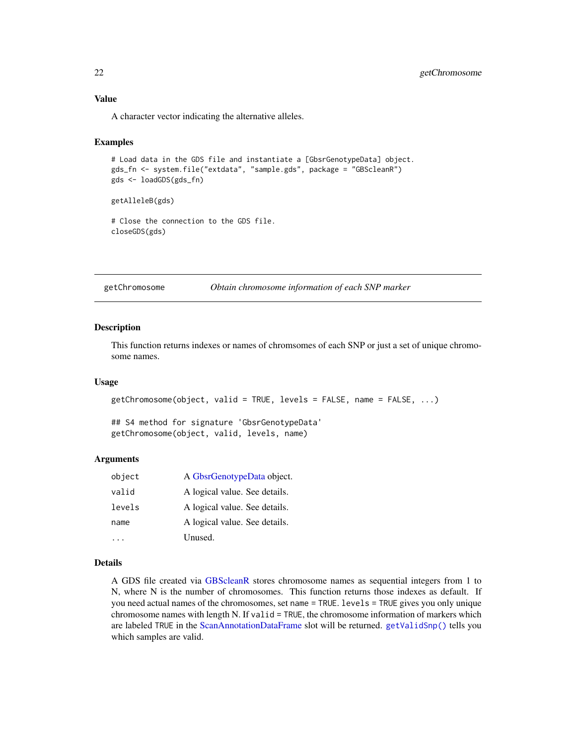## Value

A character vector indicating the alternative alleles.

## Examples

```
# Load data in the GDS file and instantiate a [GbsrGenotypeData] object.
gds_fn <- system.file("extdata", "sample.gds", package = "GBScleanR")
gds <- loadGDS(gds_fn)

getAlleleB(gds)

# Close the connection to the GDS file.
closeGDS(gds)
```

---

# getChromosome — *Obtain chromosome information of each SNP marker*

## Description

This function returns indexes or names of chromsomes of each SNP or just a set of unique chromosome names.

## Usage

```
getChromosome(object, valid = TRUE, levels = FALSE, name = FALSE, ...)

## S4 method for signature 'GbsrGenotypeData'
getChromosome(object, valid, levels, name)
```

## Arguments

| | |
|---|---|
| object | A GbsrGenotypeData object. |
| valid | A logical value. See details. |
| levels | A logical value. See details. |
| name | A logical value. See details. |
| ... | Unused. |

## Details

A GDS file created via GBScleanR stores chromosome names as sequential integers from 1 to N, where N is the number of chromosomes. This function returns those indexes as default. If you need actual names of the chromosomes, set `name = TRUE`. `levels = TRUE` gives you only unique chromosome names with length N. If `valid = TRUE`, the chromosome information of markers which are labeled `TRUE` in the ScanAnnotationDataFrame slot will be returned. `getValidSnp()` tells you which samples are valid.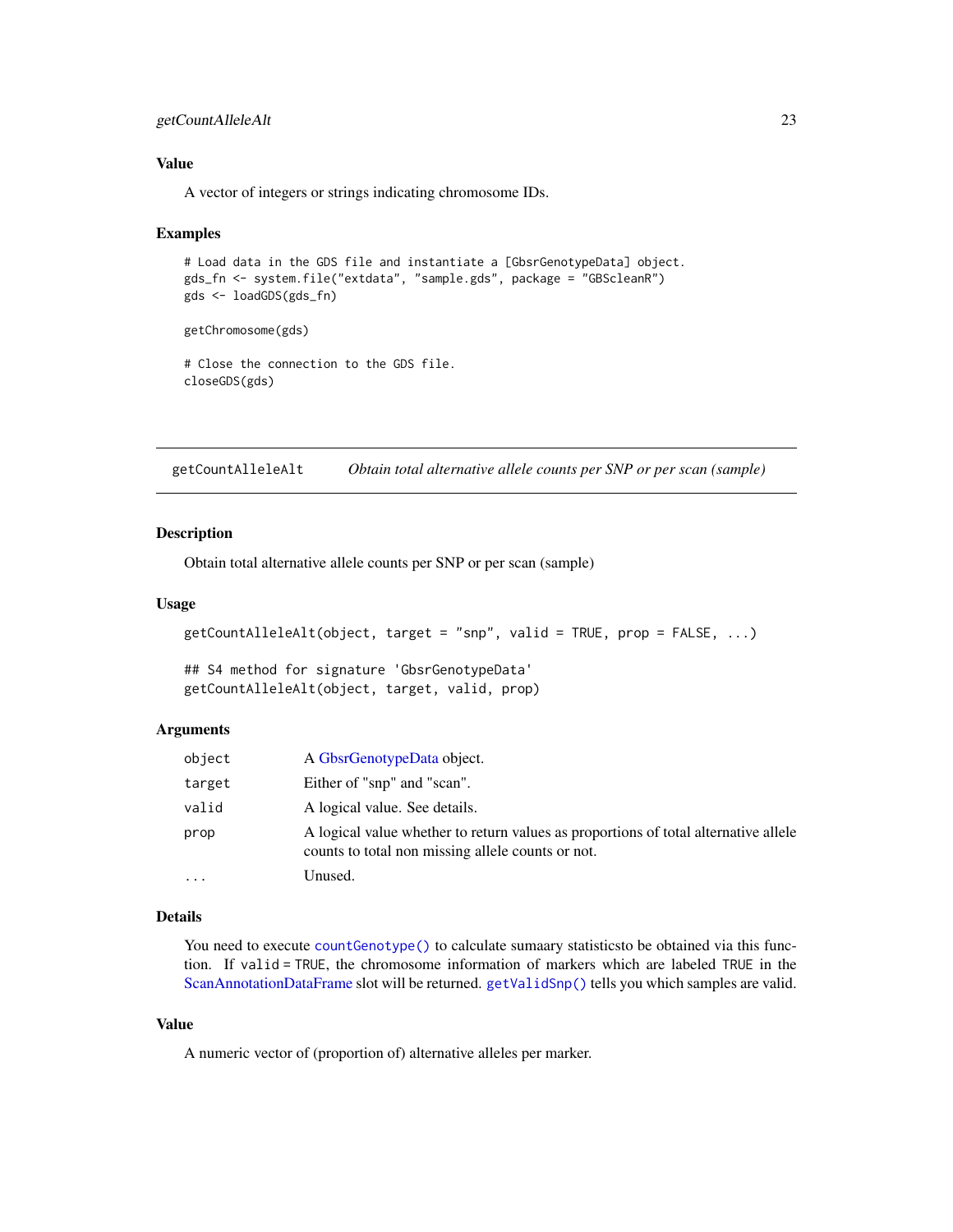## Value

A vector of integers or strings indicating chromosome IDs.

## Examples

```
# Load data in the GDS file and instantiate a [GbsrGenotypeData] object.
gds_fn <- system.file("extdata", "sample.gds", package = "GBScleanR")
gds <- loadGDS(gds_fn)

getChromosome(gds)

# Close the connection to the GDS file.
closeGDS(gds)
```

---

# getCountAlleleAlt    *Obtain total alternative allele counts per SNP or per scan (sample)*

---

## Description

Obtain total alternative allele counts per SNP or per scan (sample)

## Usage

```
getCountAlleleAlt(object, target = "snp", valid = TRUE, prop = FALSE, ...)

## S4 method for signature 'GbsrGenotypeData'
getCountAlleleAlt(object, target, valid, prop)
```

## Arguments

| | |
|---|---|
| object | A GbsrGenotypeData object. |
| target | Either of "snp" and "scan". |
| valid | A logical value. See details. |
| prop | A logical value whether to return values as proportions of total alternative allele counts to total non missing allele counts or not. |
| ... | Unused. |

## Details

You need to execute `countGenotype()` to calculate sumaary statisticsto be obtained via this function. If `valid = TRUE`, the chromosome information of markers which are labeled `TRUE` in the ScanAnnotationDataFrame slot will be returned. `getValidSnp()` tells you which samples are valid.

## Value

A numeric vector of (proportion of) alternative alleles per marker.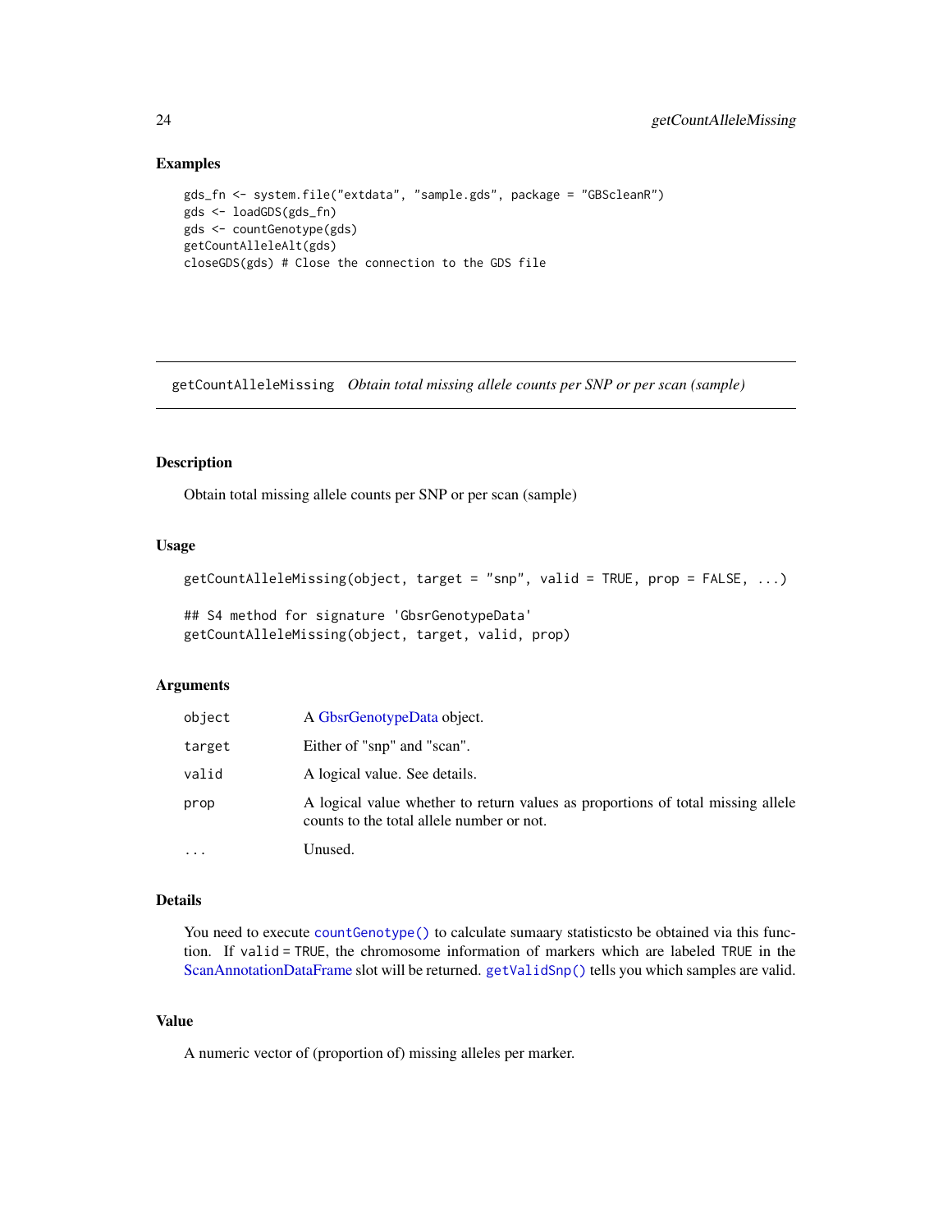## Examples

```
gds_fn <- system.file("extdata", "sample.gds", package = "GBScleanR")
gds <- loadGDS(gds_fn)
gds <- countGenotype(gds)
getCountAlleleAlt(gds)
closeGDS(gds) # Close the connection to the GDS file
```

---

# getCountAlleleMissing *Obtain total missing allele counts per SNP or per scan (sample)*

---

## Description

Obtain total missing allele counts per SNP or per scan (sample)

## Usage

```
getCountAlleleMissing(object, target = "snp", valid = TRUE, prop = FALSE, ...)

## S4 method for signature 'GbsrGenotypeData'
getCountAlleleMissing(object, target, valid, prop)
```

## Arguments

| | |
|---|---|
| `object` | A GbsrGenotypeData object. |
| `target` | Either of "snp" and "scan". |
| `valid` | A logical value. See details. |
| `prop` | A logical value whether to return values as proportions of total missing allele counts to the total allele number or not. |
| `...` | Unused. |

## Details

You need to execute `countGenotype()` to calculate sumaary statisticsto be obtained via this function. If `valid = TRUE`, the chromosome information of markers which are labeled `TRUE` in the ScanAnnotationDataFrame slot will be returned. `getValidSnp()` tells you which samples are valid.

## Value

A numeric vector of (proportion of) missing alleles per marker.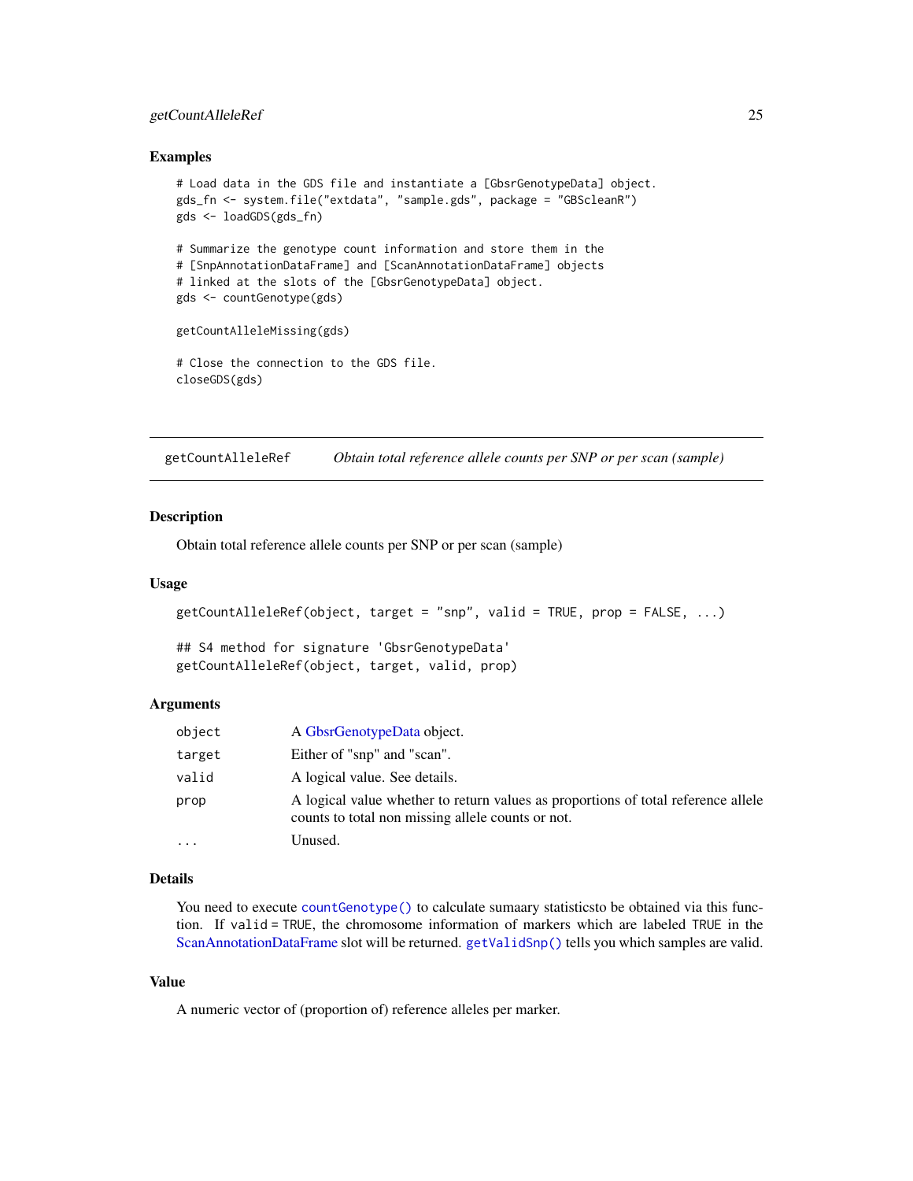### Examples

```
# Load data in the GDS file and instantiate a [GbsrGenotypeData] object.
gds_fn <- system.file("extdata", "sample.gds", package = "GBScleanR")
gds <- loadGDS(gds_fn)

# Summarize the genotype count information and store them in the
# [SnpAnnotationDataFrame] and [ScanAnnotationDataFrame] objects
# linked at the slots of the [GbsrGenotypeData] object.
gds <- countGenotype(gds)

getCountAlleleMissing(gds)

# Close the connection to the GDS file.
closeGDS(gds)
```

---

## getCountAlleleRef — *Obtain total reference allele counts per SNP or per scan (sample)*

### Description

Obtain total reference allele counts per SNP or per scan (sample)

### Usage

```
getCountAlleleRef(object, target = "snp", valid = TRUE, prop = FALSE, ...)

## S4 method for signature 'GbsrGenotypeData'
getCountAlleleRef(object, target, valid, prop)
```

### Arguments

| | |
|---|---|
| `object` | A GbsrGenotypeData object. |
| `target` | Either of "snp" and "scan". |
| `valid` | A logical value. See details. |
| `prop` | A logical value whether to return values as proportions of total reference allele counts to total non missing allele counts or not. |
| `...` | Unused. |

### Details

You need to execute `countGenotype()` to calculate sumaary statisticsto be obtained via this function. If `valid = TRUE`, the chromosome information of markers which are labeled `TRUE` in the ScanAnnotationDataFrame slot will be returned. `getValidSnp()` tells you which samples are valid.

### Value

A numeric vector of (proportion of) reference alleles per marker.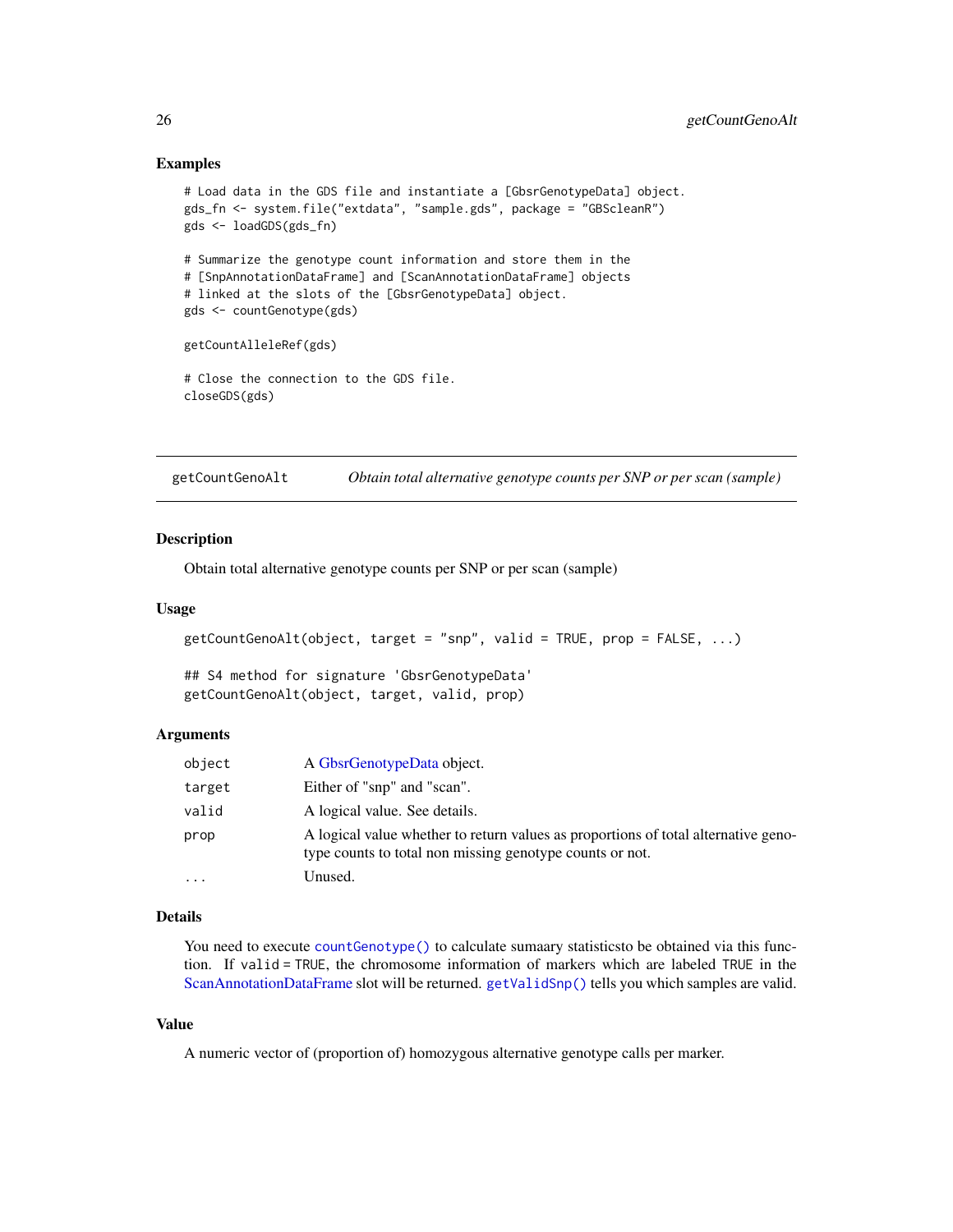## Examples

```
# Load data in the GDS file and instantiate a [GbsrGenotypeData] object.
gds_fn <- system.file("extdata", "sample.gds", package = "GBScleanR")
gds <- loadGDS(gds_fn)

# Summarize the genotype count information and store them in the
# [SnpAnnotationDataFrame] and [ScanAnnotationDataFrame] objects
# linked at the slots of the [GbsrGenotypeData] object.
gds <- countGenotype(gds)

getCountAlleleRef(gds)

# Close the connection to the GDS file.
closeGDS(gds)
```

---

# getCountGenoAlt    *Obtain total alternative genotype counts per SNP or per scan (sample)*

---

## Description

Obtain total alternative genotype counts per SNP or per scan (sample)

## Usage

```
getCountGenoAlt(object, target = "snp", valid = TRUE, prop = FALSE, ...)

## S4 method for signature 'GbsrGenotypeData'
getCountGenoAlt(object, target, valid, prop)
```

## Arguments

| | |
|---|---|
| `object` | A GbsrGenotypeData object. |
| `target` | Either of "snp" and "scan". |
| `valid` | A logical value. See details. |
| `prop` | A logical value whether to return values as proportions of total alternative genotype counts to total non missing genotype counts or not. |
| `...` | Unused. |

## Details

You need to execute `countGenotype()` to calculate sumaary statisticsto be obtained via this function. If `valid = TRUE`, the chromosome information of markers which are labeled `TRUE` in the ScanAnnotationDataFrame slot will be returned. `getValidSnp()` tells you which samples are valid.

## Value

A numeric vector of (proportion of) homozygous alternative genotype calls per marker.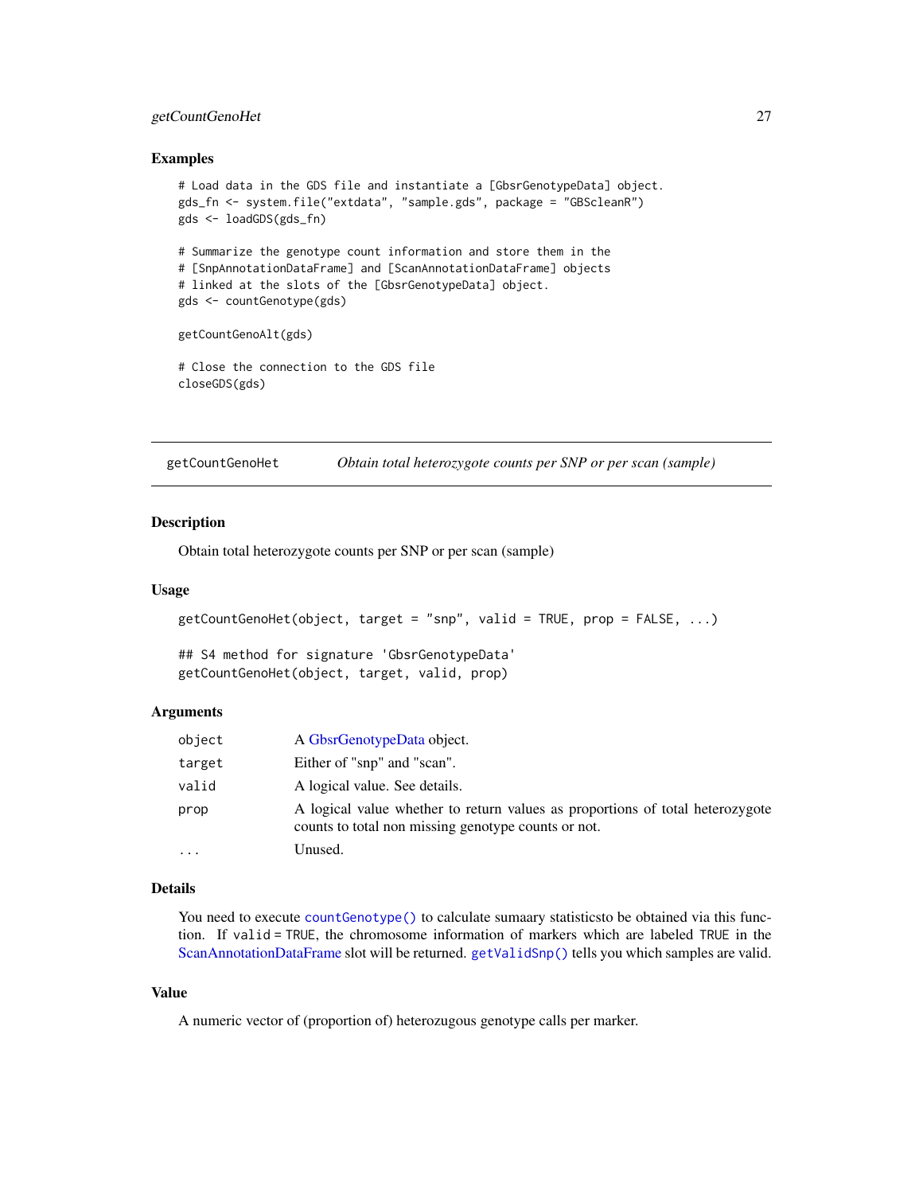### Examples

```
# Load data in the GDS file and instantiate a [GbsrGenotypeData] object.
gds_fn <- system.file("extdata", "sample.gds", package = "GBScleanR")
gds <- loadGDS(gds_fn)

# Summarize the genotype count information and store them in the
# [SnpAnnotationDataFrame] and [ScanAnnotationDataFrame] objects
# linked at the slots of the [GbsrGenotypeData] object.
gds <- countGenotype(gds)

getCountGenoAlt(gds)

# Close the connection to the GDS file
closeGDS(gds)
```

---

## getCountGenoHet — *Obtain total heterozygote counts per SNP or per scan (sample)*

### Description

Obtain total heterozygote counts per SNP or per scan (sample)

### Usage

```
getCountGenoHet(object, target = "snp", valid = TRUE, prop = FALSE, ...)

## S4 method for signature 'GbsrGenotypeData'
getCountGenoHet(object, target, valid, prop)
```

### Arguments

| | |
|---|---|
| `object` | A GbsrGenotypeData object. |
| `target` | Either of "snp" and "scan". |
| `valid` | A logical value. See details. |
| `prop` | A logical value whether to return values as proportions of total heterozygote counts to total non missing genotype counts or not. |
| `...` | Unused. |

### Details

You need to execute `countGenotype()` to calculate sumaary statisticsto be obtained via this function. If `valid = TRUE`, the chromosome information of markers which are labeled `TRUE` in the ScanAnnotationDataFrame slot will be returned. `getValidSnp()` tells you which samples are valid.

### Value

A numeric vector of (proportion of) heterozugous genotype calls per marker.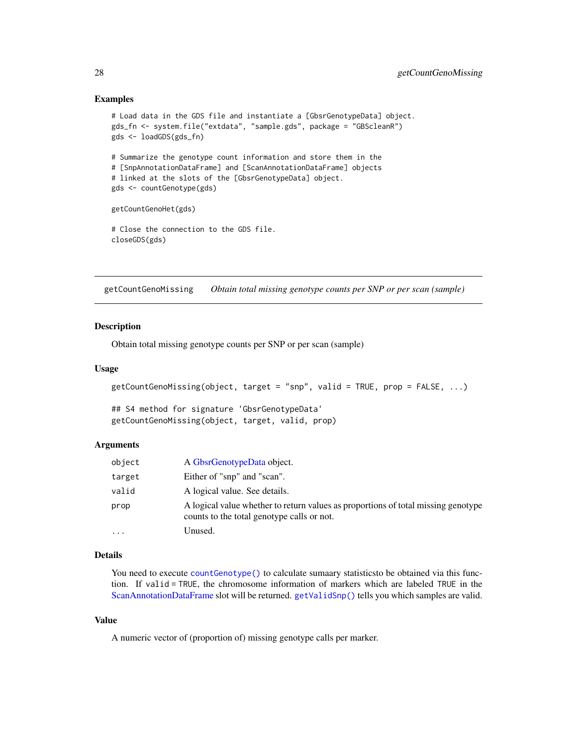## Examples

```
# Load data in the GDS file and instantiate a [GbsrGenotypeData] object.
gds_fn <- system.file("extdata", "sample.gds", package = "GBScleanR")
gds <- loadGDS(gds_fn)

# Summarize the genotype count information and store them in the
# [SnpAnnotationDataFrame] and [ScanAnnotationDataFrame] objects
# linked at the slots of the [GbsrGenotypeData] object.
gds <- countGenotype(gds)

getCountGenoHet(gds)

# Close the connection to the GDS file.
closeGDS(gds)
```

---

# getCountGenoMissing *Obtain total missing genotype counts per SNP or per scan (sample)*

---

## Description

Obtain total missing genotype counts per SNP or per scan (sample)

## Usage

```
getCountGenoMissing(object, target = "snp", valid = TRUE, prop = FALSE, ...)

## S4 method for signature 'GbsrGenotypeData'
getCountGenoMissing(object, target, valid, prop)
```

## Arguments

| | |
|---|---|
| object | A GbsrGenotypeData object. |
| target | Either of "snp" and "scan". |
| valid | A logical value. See details. |
| prop | A logical value whether to return values as proportions of total missing genotype counts to the total genotype calls or not. |
| ... | Unused. |

## Details

You need to execute `countGenotype()` to calculate sumaary statisticsto be obtained via this function. If `valid = TRUE`, the chromosome information of markers which are labeled `TRUE` in the ScanAnnotationDataFrame slot will be returned. `getValidSnp()` tells you which samples are valid.

## Value

A numeric vector of (proportion of) missing genotype calls per marker.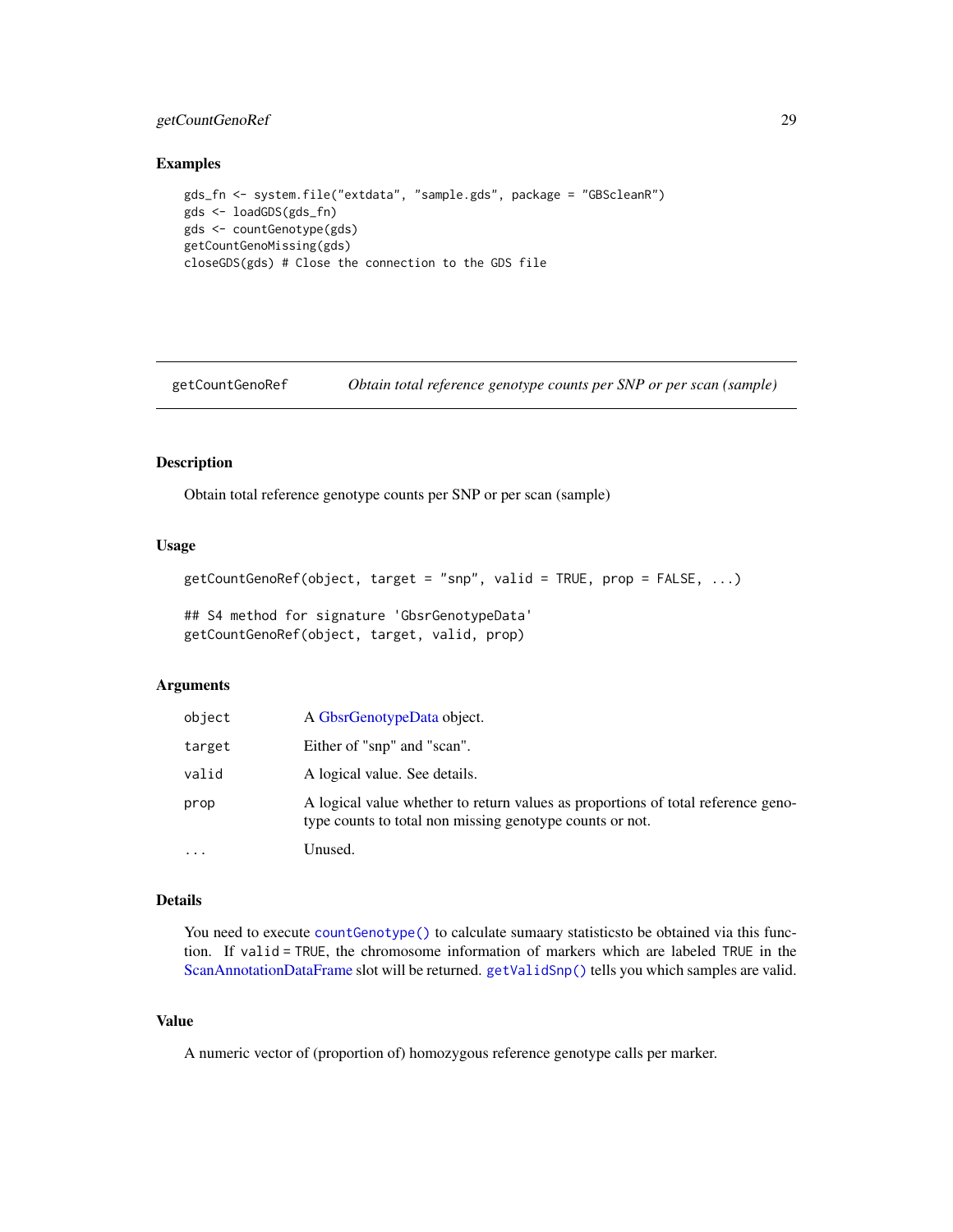## Examples

```
gds_fn <- system.file("extdata", "sample.gds", package = "GBScleanR")
gds <- loadGDS(gds_fn)
gds <- countGenotype(gds)
getCountGenoMissing(gds)
closeGDS(gds) # Close the connection to the GDS file
```

---

# getCountGenoRef — *Obtain total reference genotype counts per SNP or per scan (sample)*

---

## Description

Obtain total reference genotype counts per SNP or per scan (sample)

## Usage

```
getCountGenoRef(object, target = "snp", valid = TRUE, prop = FALSE, ...)

## S4 method for signature 'GbsrGenotypeData'
getCountGenoRef(object, target, valid, prop)
```

## Arguments

| | |
|---|---|
| `object` | A GbsrGenotypeData object. |
| `target` | Either of "snp" and "scan". |
| `valid` | A logical value. See details. |
| `prop` | A logical value whether to return values as proportions of total reference genotype counts to total non missing genotype counts or not. |
| `...` | Unused. |

## Details

You need to execute `countGenotype()` to calculate sumaary statisticsto be obtained via this function. If `valid = TRUE`, the chromosome information of markers which are labeled `TRUE` in the ScanAnnotationDataFrame slot will be returned. `getValidSnp()` tells you which samples are valid.

## Value

A numeric vector of (proportion of) homozygous reference genotype calls per marker.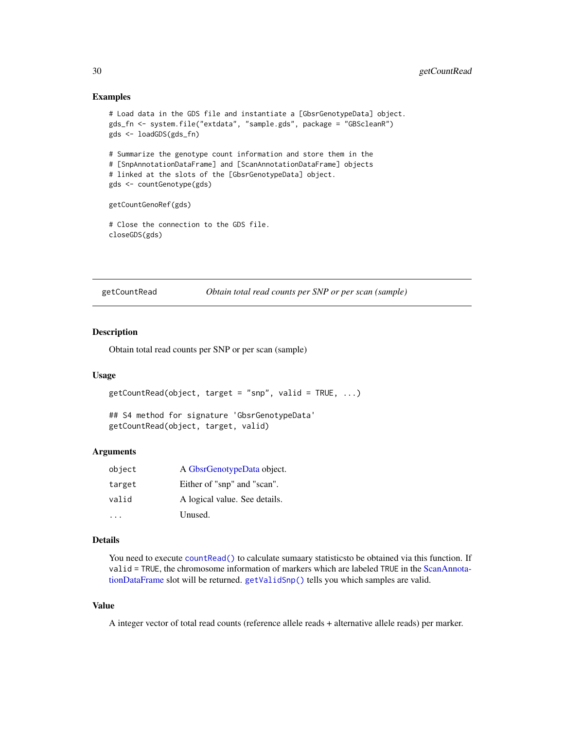## Examples

```
# Load data in the GDS file and instantiate a [GbsrGenotypeData] object.
gds_fn <- system.file("extdata", "sample.gds", package = "GBScleanR")
gds <- loadGDS(gds_fn)

# Summarize the genotype count information and store them in the
# [SnpAnnotationDataFrame] and [ScanAnnotationDataFrame] objects
# linked at the slots of the [GbsrGenotypeData] object.
gds <- countGenotype(gds)

getCountGenoRef(gds)

# Close the connection to the GDS file.
closeGDS(gds)
```

---

# getCountRead — *Obtain total read counts per SNP or per scan (sample)*

## Description

Obtain total read counts per SNP or per scan (sample)

## Usage

```
getCountRead(object, target = "snp", valid = TRUE, ...)

## S4 method for signature 'GbsrGenotypeData'
getCountRead(object, target, valid)
```

## Arguments

| | |
|---|---|
| `object` | A GbsrGenotypeData object. |
| `target` | Either of "snp" and "scan". |
| `valid` | A logical value. See details. |
| `...` | Unused. |

## Details

You need to execute `countRead()` to calculate sumaary statisticsto be obtained via this function. If `valid` = `TRUE`, the chromosome information of markers which are labeled `TRUE` in the ScanAnnotationDataFrame slot will be returned. `getValidSnp()` tells you which samples are valid.

## Value

A integer vector of total read counts (reference allele reads + alternative allele reads) per marker.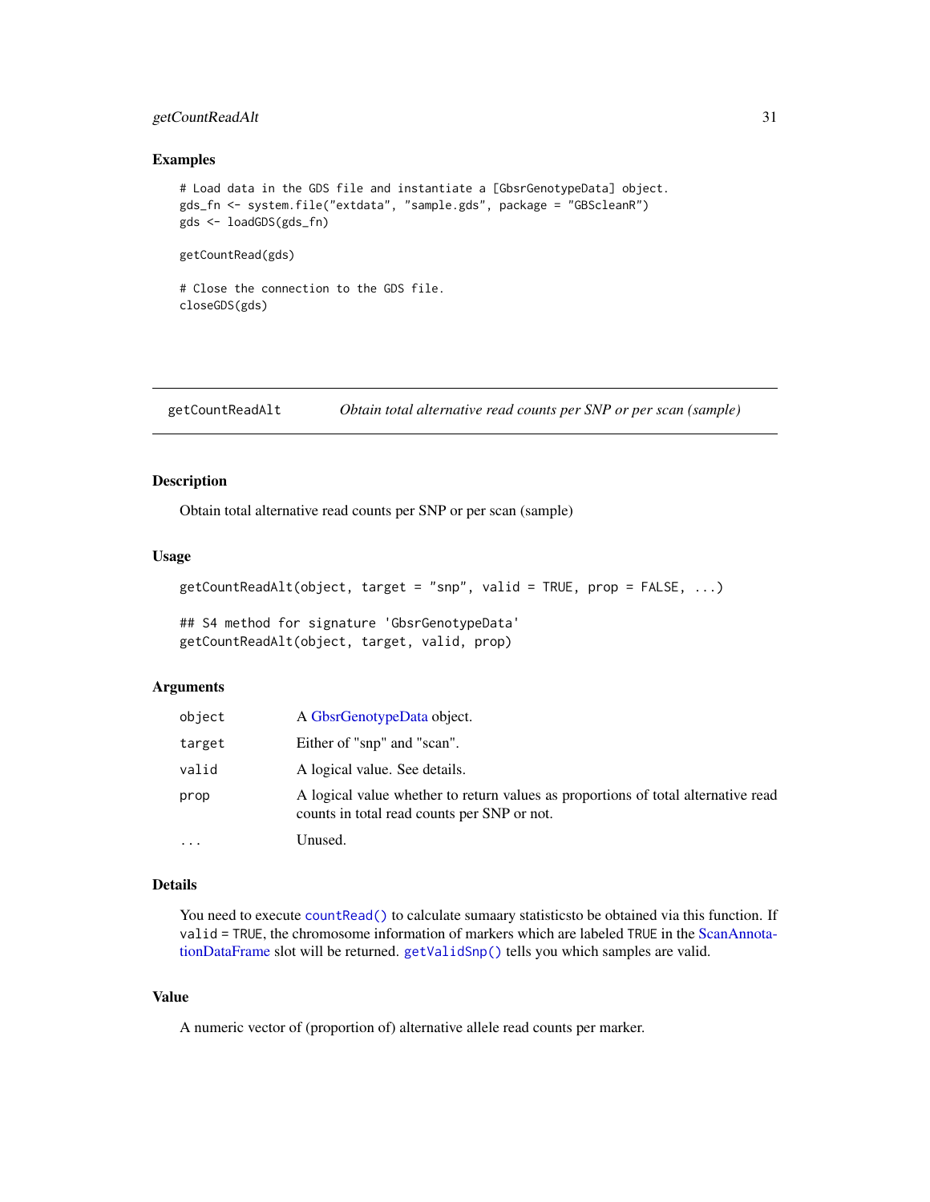## Examples

```
# Load data in the GDS file and instantiate a [GbsrGenotypeData] object.
gds_fn <- system.file("extdata", "sample.gds", package = "GBScleanR")
gds <- loadGDS(gds_fn)

getCountRead(gds)

# Close the connection to the GDS file.
closeGDS(gds)
```

---

# getCountReadAlt — *Obtain total alternative read counts per SNP or per scan (sample)*

---

## Description

Obtain total alternative read counts per SNP or per scan (sample)

## Usage

```
getCountReadAlt(object, target = "snp", valid = TRUE, prop = FALSE, ...)

## S4 method for signature 'GbsrGenotypeData'
getCountReadAlt(object, target, valid, prop)
```

## Arguments

| | |
|---|---|
| `object` | A GbsrGenotypeData object. |
| `target` | Either of "snp" and "scan". |
| `valid` | A logical value. See details. |
| `prop` | A logical value whether to return values as proportions of total alternative read counts in total read counts per SNP or not. |
| `...` | Unused. |

## Details

You need to execute `countRead()` to calculate sumaary statisticsto be obtained via this function. If `valid` = `TRUE`, the chromosome information of markers which are labeled `TRUE` in the ScanAnnotationDataFrame slot will be returned. `getValidSnp()` tells you which samples are valid.

## Value

A numeric vector of (proportion of) alternative allele read counts per marker.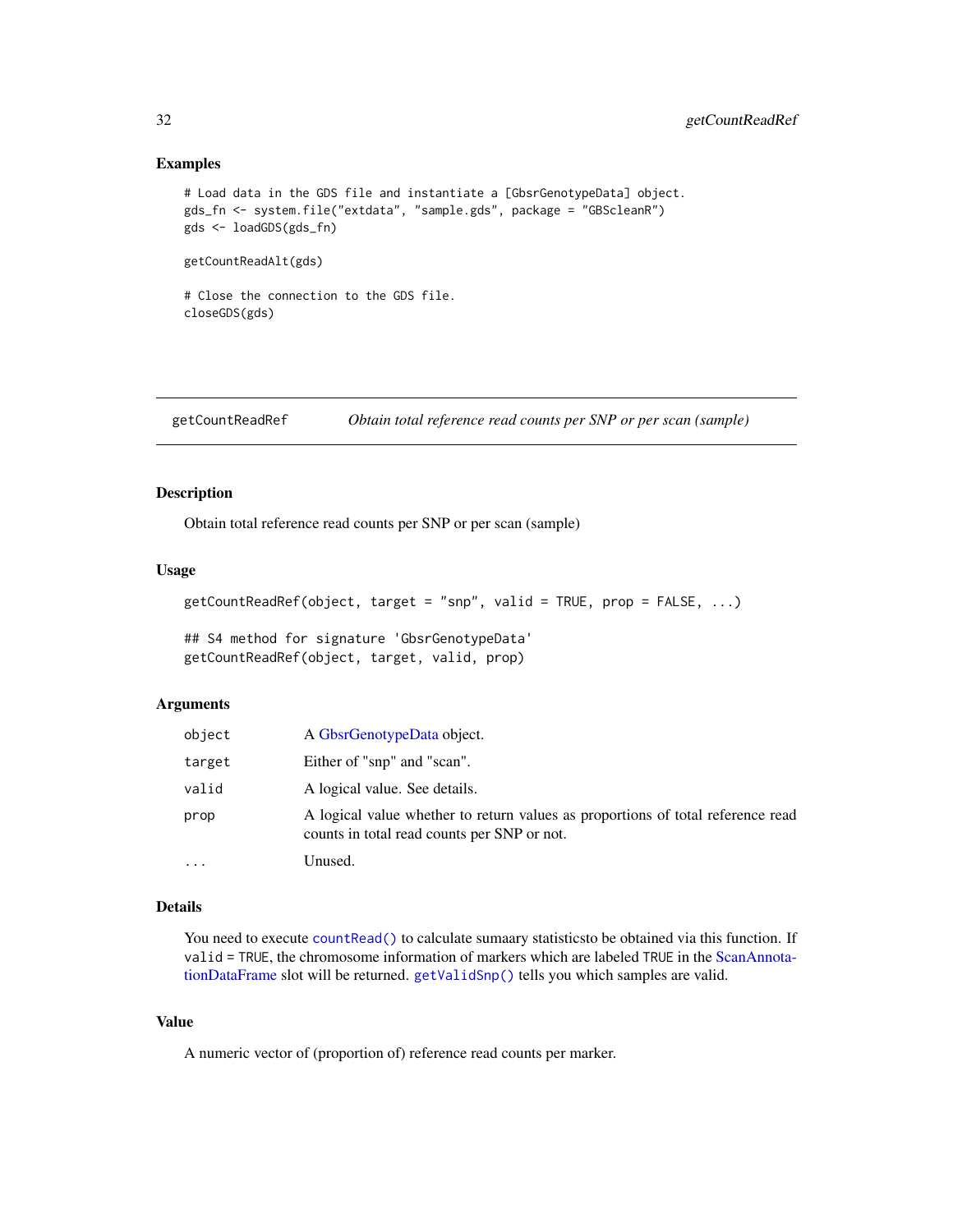## Examples

```
# Load data in the GDS file and instantiate a [GbsrGenotypeData] object.
gds_fn <- system.file("extdata", "sample.gds", package = "GBScleanR")
gds <- loadGDS(gds_fn)

getCountReadAlt(gds)

# Close the connection to the GDS file.
closeGDS(gds)
```

---

# getCountReadRef    *Obtain total reference read counts per SNP or per scan (sample)*

---

## Description

Obtain total reference read counts per SNP or per scan (sample)

## Usage

```
getCountReadRef(object, target = "snp", valid = TRUE, prop = FALSE, ...)

## S4 method for signature 'GbsrGenotypeData'
getCountReadRef(object, target, valid, prop)
```

## Arguments

| | |
|---|---|
| `object` | A GbsrGenotypeData object. |
| `target` | Either of "snp" and "scan". |
| `valid` | A logical value. See details. |
| `prop` | A logical value whether to return values as proportions of total reference read counts in total read counts per SNP or not. |
| `...` | Unused. |

## Details

You need to execute `countRead()` to calculate sumaary statisticsto be obtained via this function. If `valid` = `TRUE`, the chromosome information of markers which are labeled `TRUE` in the ScanAnnotationDataFrame slot will be returned. `getValidSnp()` tells you which samples are valid.

## Value

A numeric vector of (proportion of) reference read counts per marker.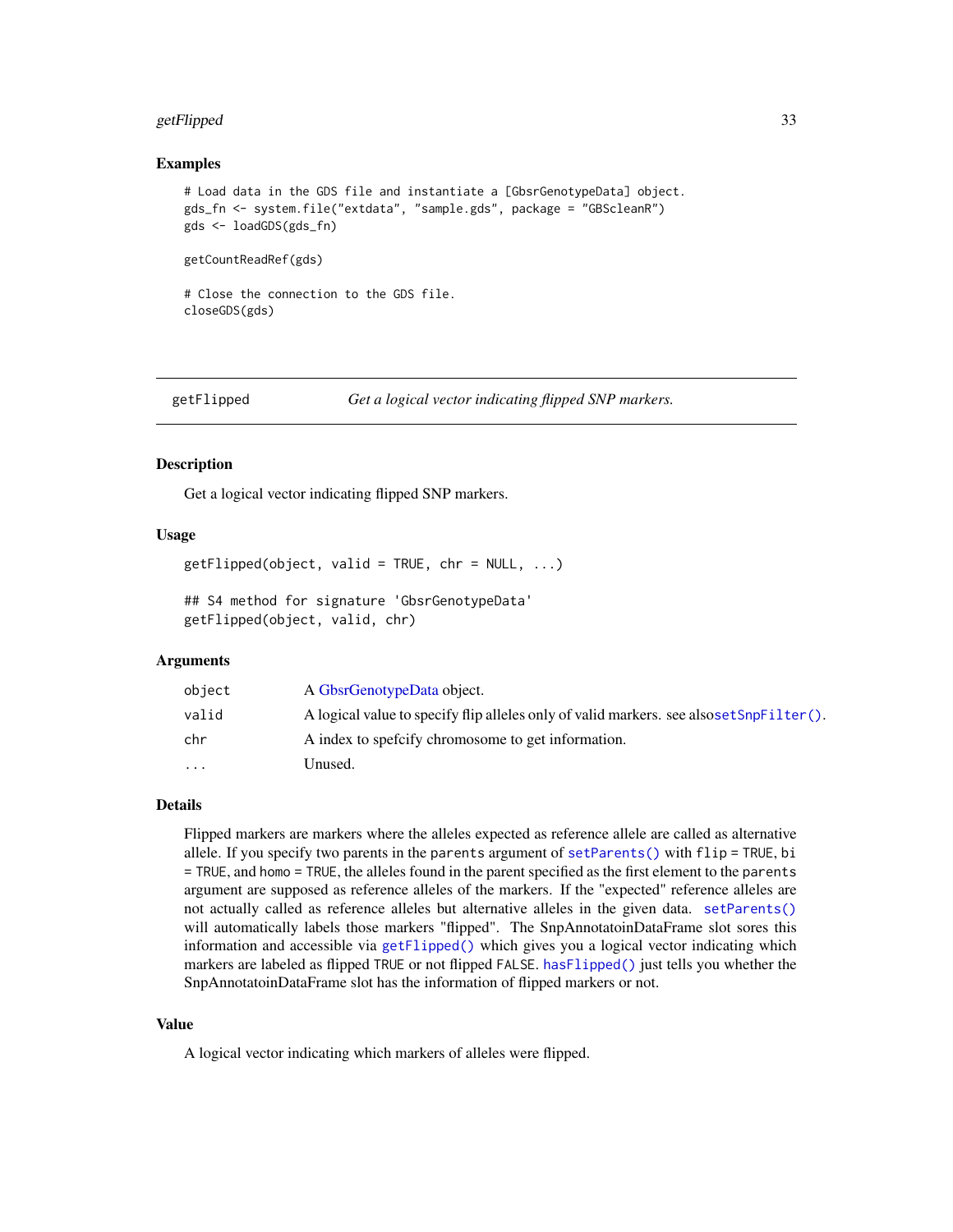## Examples

```
# Load data in the GDS file and instantiate a [GbsrGenotypeData] object.
gds_fn <- system.file("extdata", "sample.gds", package = "GBScleanR")
gds <- loadGDS(gds_fn)

getCountReadRef(gds)

# Close the connection to the GDS file.
closeGDS(gds)
```

---

# getFlipped — *Get a logical vector indicating flipped SNP markers.*

---

## Description

Get a logical vector indicating flipped SNP markers.

## Usage

```
getFlipped(object, valid = TRUE, chr = NULL, ...)

## S4 method for signature 'GbsrGenotypeData'
getFlipped(object, valid, chr)
```

## Arguments

| | |
|---|---|
| `object` | A GbsrGenotypeData object. |
| `valid` | A logical value to specify flip alleles only of valid markers. see also`setSnpFilter()`. |
| `chr` | A index to spefcify chromosome to get information. |
| `...` | Unused. |

## Details

Flipped markers are markers where the alleles expected as reference allele are called as alternative allele. If you specify two parents in the `parents` argument of `setParents()` with `flip = TRUE`, `bi = TRUE`, and `homo = TRUE`, the alleles found in the parent specified as the first element to the `parents` argument are supposed as reference alleles of the markers. If the "expected" reference alleles are not actually called as reference alleles but alternative alleles in the given data. `setParents()` will automatically labels those markers "flipped". The SnpAnnotatoinDataFrame slot sores this information and accessible via `getFlipped()` which gives you a logical vector indicating which markers are labeled as flipped `TRUE` or not flipped `FALSE`. `hasFlipped()` just tells you whether the SnpAnnotatoinDataFrame slot has the information of flipped markers or not.

## Value

A logical vector indicating which markers of alleles were flipped.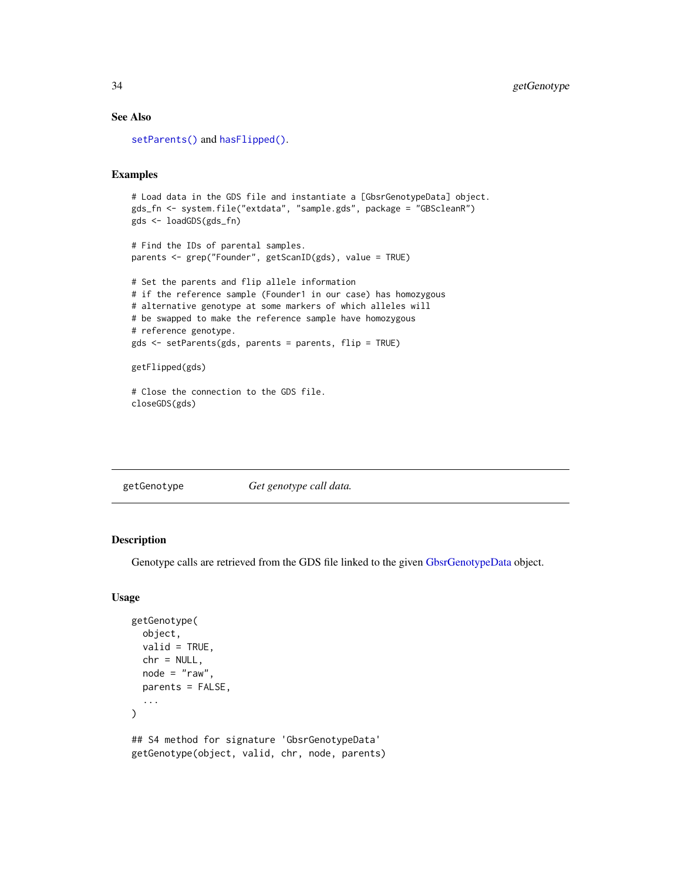### See Also

setParents() and hasFlipped().

### Examples

```
# Load data in the GDS file and instantiate a [GbsrGenotypeData] object.
gds_fn <- system.file("extdata", "sample.gds", package = "GBScleanR")
gds <- loadGDS(gds_fn)

# Find the IDs of parental samples.
parents <- grep("Founder", getScanID(gds), value = TRUE)

# Set the parents and flip allele information
# if the reference sample (Founder1 in our case) has homozygous
# alternative genotype at some markers of which alleles will
# be swapped to make the reference sample have homozygous
# reference genotype.
gds <- setParents(gds, parents = parents, flip = TRUE)

getFlipped(gds)

# Close the connection to the GDS file.
closeGDS(gds)
```

---

## getGenotype — *Get genotype call data.*

---

### Description

Genotype calls are retrieved from the GDS file linked to the given GbsrGenotypeData object.

### Usage

```
getGenotype(
  object,
  valid = TRUE,
  chr = NULL,
  node = "raw",
  parents = FALSE,
  ...
)

## S4 method for signature 'GbsrGenotypeData'
getGenotype(object, valid, chr, node, parents)
```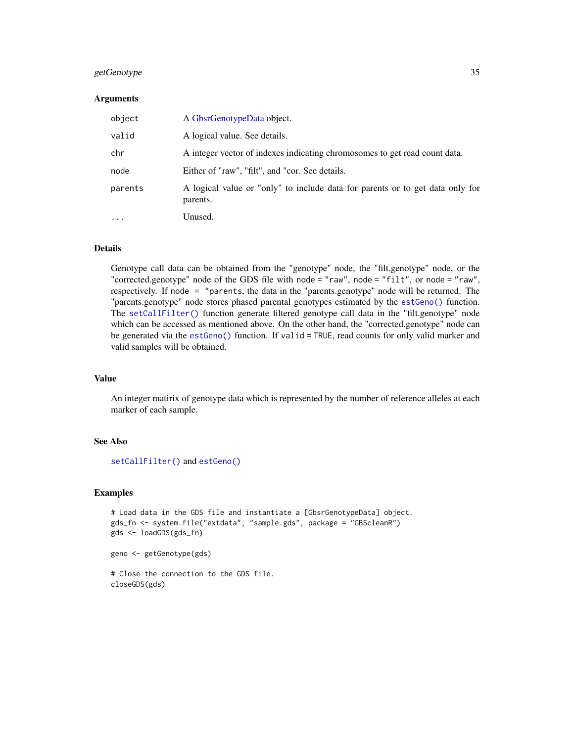### Arguments

| | |
|---|---|
| object | A GbsrGenotypeData object. |
| valid | A logical value. See details. |
| chr | A integer vector of indexes indicating chromosomes to get read count data. |
| node | Either of "raw", "filt", and "cor. See details. |
| parents | A logical value or "only" to include data for parents or to get data only for parents. |
| ... | Unused. |

### Details

Genotype call data can be obtained from the "genotype" node, the "filt.genotype" node, or the "corrected.genotype" node of the GDS file with `node = "raw"`, `node = "filt"`, or `node = "raw"`, respectively. If `node = "parents`, the data in the "parents.genotype" node will be returned. The "parents.genotype" node stores phased parental genotypes estimated by the `estGeno()` function. The `setCallFilter()` function generate filtered genotype call data in the "filt.genotype" node which can be accessed as mentioned above. On the other hand, the "corrected.genotype" node can be generated via the `estGeno()` function. If `valid = TRUE`, read counts for only valid marker and valid samples will be obtained.

### Value

An integer matirix of genotype data which is represented by the number of reference alleles at each marker of each sample.

### See Also

`setCallFilter()` and `estGeno()`

### Examples

```
# Load data in the GDS file and instantiate a [GbsrGenotypeData] object.
gds_fn <- system.file("extdata", "sample.gds", package = "GBScleanR")
gds <- loadGDS(gds_fn)

geno <- getGenotype(gds)

# Close the connection to the GDS file.
closeGDS(gds)
```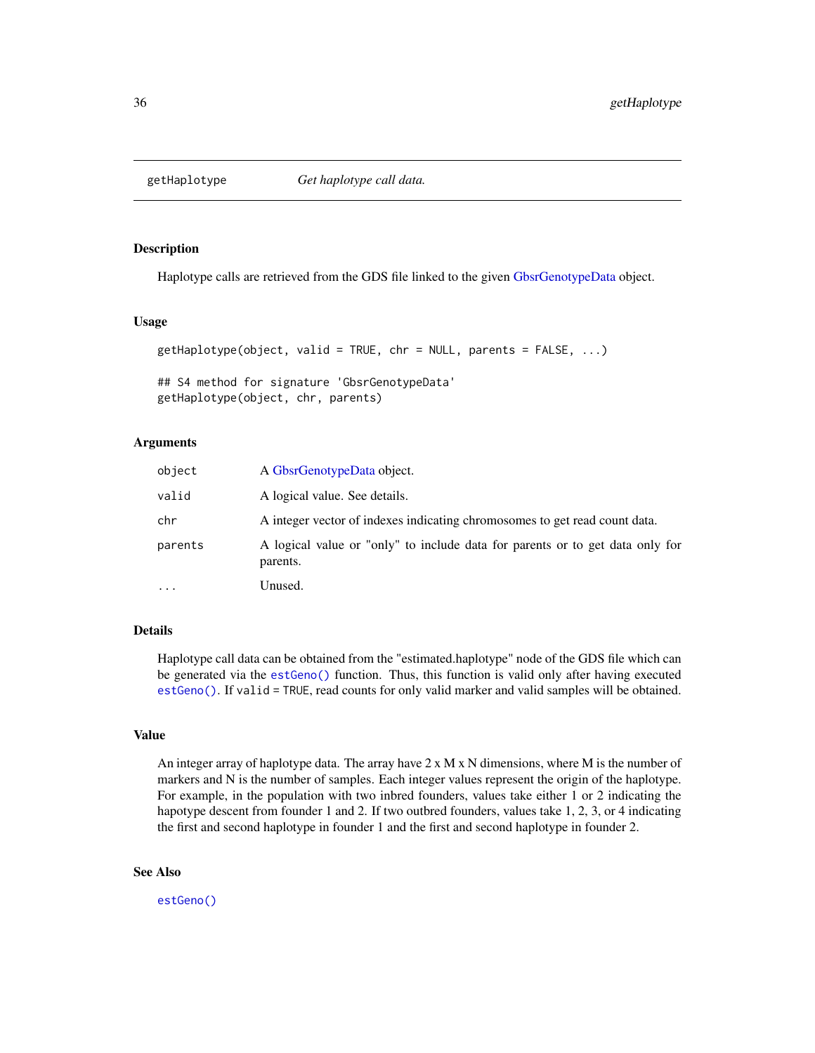# getHaplotype — *Get haplotype call data.*

## Description

Haplotype calls are retrieved from the GDS file linked to the given GbsrGenotypeData object.

## Usage

```
getHaplotype(object, valid = TRUE, chr = NULL, parents = FALSE, ...)

## S4 method for signature 'GbsrGenotypeData'
getHaplotype(object, chr, parents)
```

## Arguments

| | |
|---|---|
| object | A GbsrGenotypeData object. |
| valid | A logical value. See details. |
| chr | A integer vector of indexes indicating chromosomes to get read count data. |
| parents | A logical value or "only" to include data for parents or to get data only for parents. |
| ... | Unused. |

## Details

Haplotype call data can be obtained from the "estimated.haplotype" node of the GDS file which can be generated via the `estGeno()` function. Thus, this function is valid only after having executed `estGeno()`. If `valid = TRUE`, read counts for only valid marker and valid samples will be obtained.

## Value

An integer array of haplotype data. The array have 2 x M x N dimensions, where M is the number of markers and N is the number of samples. Each integer values represent the origin of the haplotype. For example, in the population with two inbred founders, values take either 1 or 2 indicating the hapotype descent from founder 1 and 2. If two outbred founders, values take 1, 2, 3, or 4 indicating the first and second haplotype in founder 1 and the first and second haplotype in founder 2.

## See Also

`estGeno()`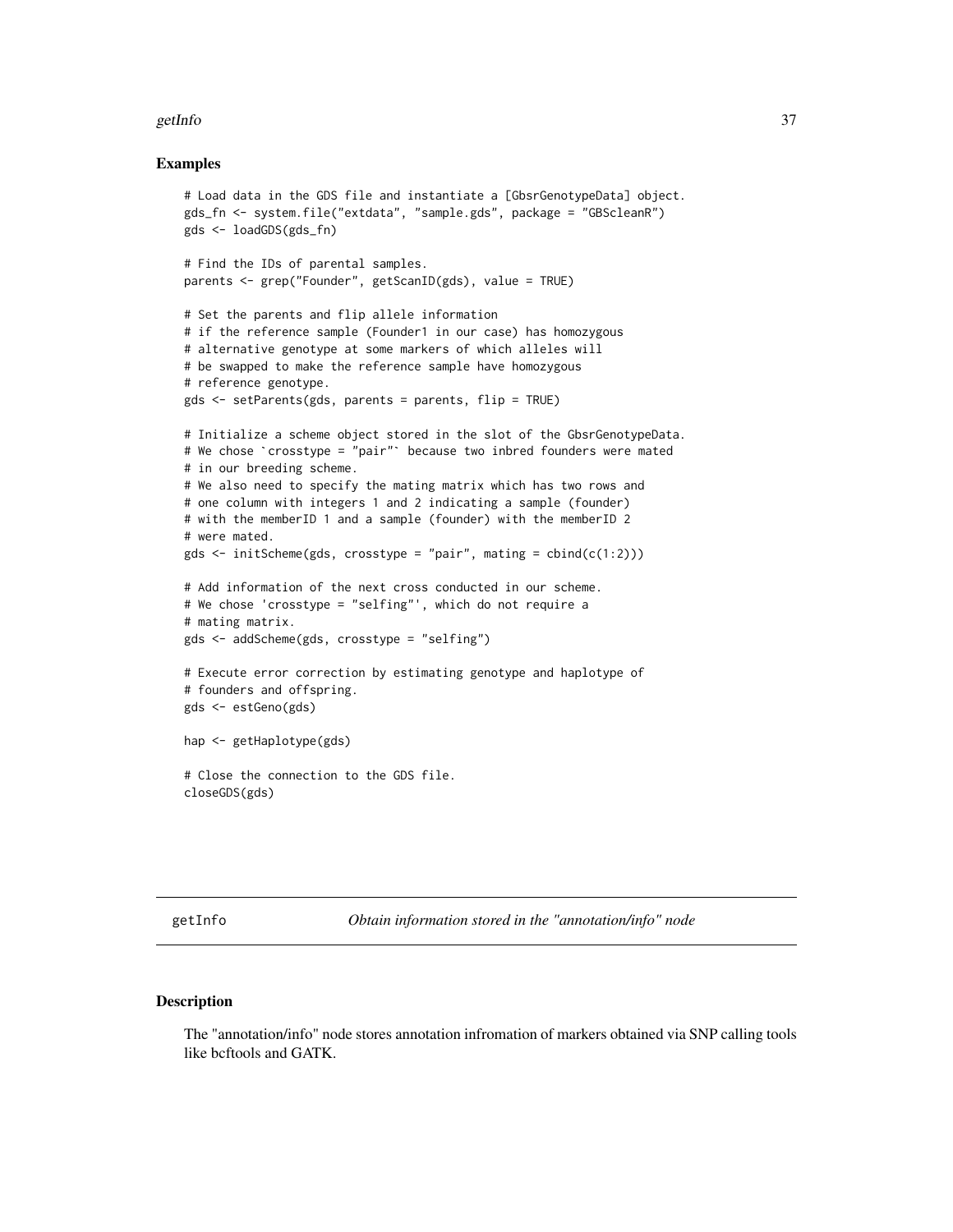## Examples

```
# Load data in the GDS file and instantiate a [GbsrGenotypeData] object.
gds_fn <- system.file("extdata", "sample.gds", package = "GBScleanR")
gds <- loadGDS(gds_fn)

# Find the IDs of parental samples.
parents <- grep("Founder", getScanID(gds), value = TRUE)

# Set the parents and flip allele information
# if the reference sample (Founder1 in our case) has homozygous
# alternative genotype at some markers of which alleles will
# be swapped to make the reference sample have homozygous
# reference genotype.
gds <- setParents(gds, parents = parents, flip = TRUE)

# Initialize a scheme object stored in the slot of the GbsrGenotypeData.
# We chose `crosstype = "pair"` because two inbred founders were mated
# in our breeding scheme.
# We also need to specify the mating matrix which has two rows and
# one column with integers 1 and 2 indicating a sample (founder)
# with the memberID 1 and a sample (founder) with the memberID 2
# were mated.
gds <- initScheme(gds, crosstype = "pair", mating = cbind(c(1:2)))

# Add information of the next cross conducted in our scheme.
# We chose 'crosstype = "selfing"', which do not require a
# mating matrix.
gds <- addScheme(gds, crosstype = "selfing")

# Execute error correction by estimating genotype and haplotype of
# founders and offspring.
gds <- estGeno(gds)

hap <- getHaplotype(gds)

# Close the connection to the GDS file.
closeGDS(gds)
```

---

# getInfo — *Obtain information stored in the "annotation/info" node*

## Description

The "annotation/info" node stores annotation infromation of markers obtained via SNP calling tools like bcftools and GATK.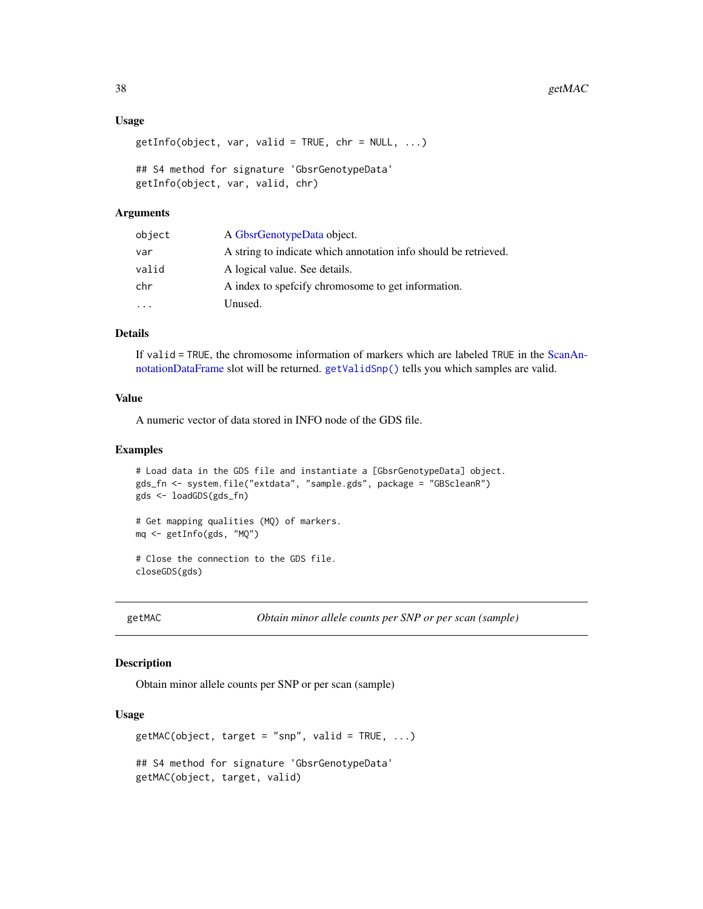### Usage

```
getInfo(object, var, valid = TRUE, chr = NULL, ...)

## S4 method for signature 'GbsrGenotypeData'
getInfo(object, var, valid, chr)
```

### Arguments

| | |
|---|---|
| object | A GbsrGenotypeData object. |
| var | A string to indicate which annotation info should be retrieved. |
| valid | A logical value. See details. |
| chr | A index to spefcify chromosome to get information. |
| ... | Unused. |

### Details

If valid = TRUE, the chromosome information of markers which are labeled TRUE in the ScanAnnotationDataFrame slot will be returned. `getValidSnp()` tells you which samples are valid.

### Value

A numeric vector of data stored in INFO node of the GDS file.

### Examples

```
# Load data in the GDS file and instantiate a [GbsrGenotypeData] object.
gds_fn <- system.file("extdata", "sample.gds", package = "GBScleanR")
gds <- loadGDS(gds_fn)

# Get mapping qualities (MQ) of markers.
mq <- getInfo(gds, "MQ")

# Close the connection to the GDS file.
closeGDS(gds)
```

---

## getMAC — *Obtain minor allele counts per SNP or per scan (sample)*

### Description

Obtain minor allele counts per SNP or per scan (sample)

### Usage

```
getMAC(object, target = "snp", valid = TRUE, ...)

## S4 method for signature 'GbsrGenotypeData'
getMAC(object, target, valid)
```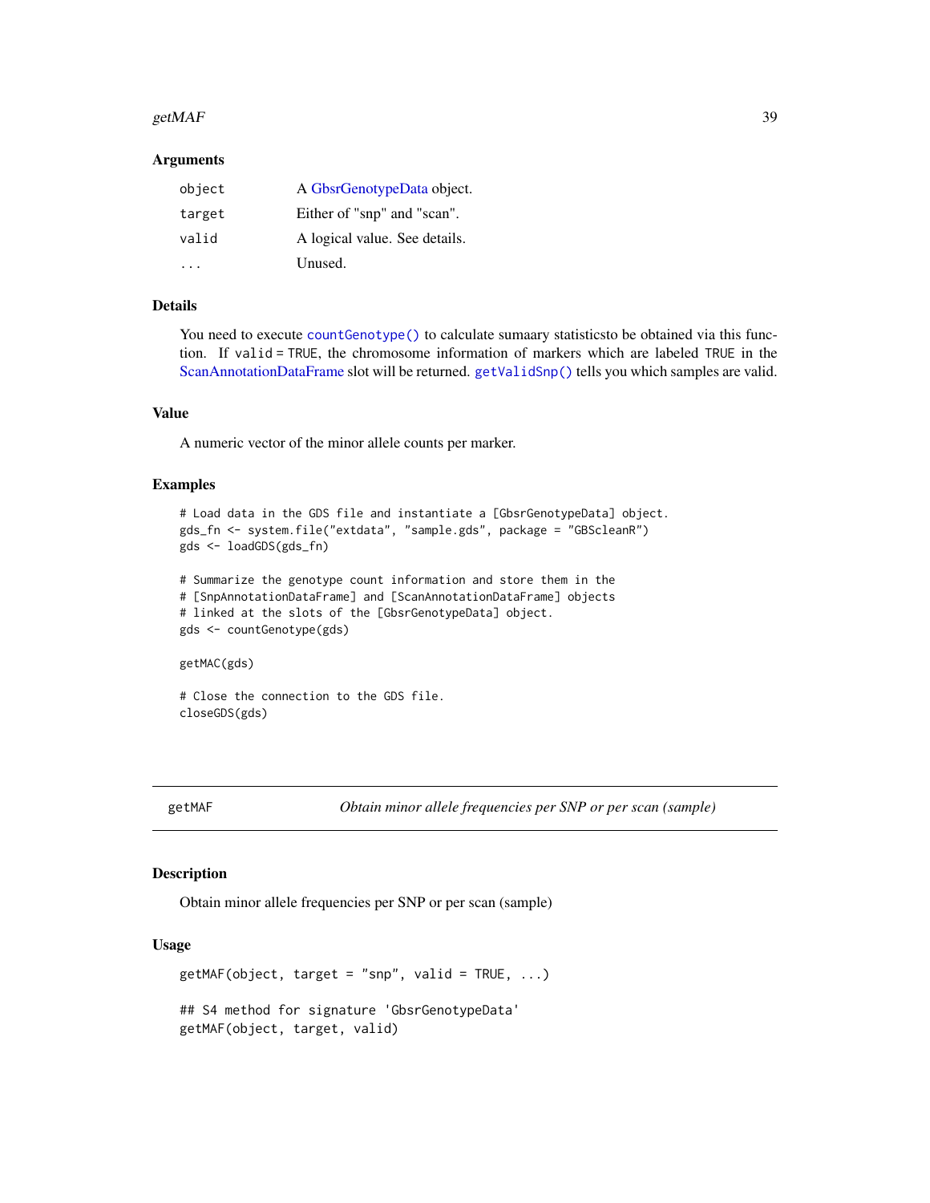### Arguments

| | |
|---|---|
| object | A GbsrGenotypeData object. |
| target | Either of "snp" and "scan". |
| valid | A logical value. See details. |
| ... | Unused. |

### Details

You need to execute `countGenotype()` to calculate sumaary statisticsto be obtained via this function. If `valid = TRUE`, the chromosome information of markers which are labeled `TRUE` in the ScanAnnotationDataFrame slot will be returned. `getValidSnp()` tells you which samples are valid.

### Value

A numeric vector of the minor allele counts per marker.

### Examples

```
# Load data in the GDS file and instantiate a [GbsrGenotypeData] object.
gds_fn <- system.file("extdata", "sample.gds", package = "GBScleanR")
gds <- loadGDS(gds_fn)

# Summarize the genotype count information and store them in the
# [SnpAnnotationDataFrame] and [ScanAnnotationDataFrame] objects
# linked at the slots of the [GbsrGenotypeData] object.
gds <- countGenotype(gds)

getMAC(gds)

# Close the connection to the GDS file.
closeGDS(gds)
```

---

## getMAF — *Obtain minor allele frequencies per SNP or per scan (sample)*

### Description

Obtain minor allele frequencies per SNP or per scan (sample)

### Usage

```
getMAF(object, target = "snp", valid = TRUE, ...)

## S4 method for signature 'GbsrGenotypeData'
getMAF(object, target, valid)
```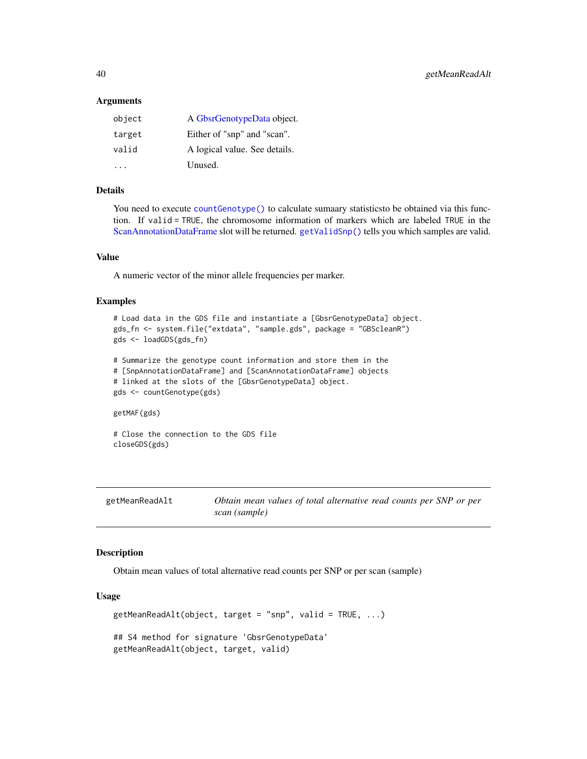### Arguments

| | |
|---|---|
| object | A GbsrGenotypeData object. |
| target | Either of "snp" and "scan". |
| valid | A logical value. See details. |
| ... | Unused. |

### Details

You need to execute `countGenotype()` to calculate sumaary statisticsto be obtained via this function. If valid = TRUE, the chromosome information of markers which are labeled TRUE in the ScanAnnotationDataFrame slot will be returned. `getValidSnp()` tells you which samples are valid.

### Value

A numeric vector of the minor allele frequencies per marker.

### Examples

```
# Load data in the GDS file and instantiate a [GbsrGenotypeData] object.
gds_fn <- system.file("extdata", "sample.gds", package = "GBScleanR")
gds <- loadGDS(gds_fn)

# Summarize the genotype count information and store them in the
# [SnpAnnotationDataFrame] and [ScanAnnotationDataFrame] objects
# linked at the slots of the [GbsrGenotypeData] object.
gds <- countGenotype(gds)

getMAF(gds)

# Close the connection to the GDS file
closeGDS(gds)
```

---

## getMeanReadAlt — *Obtain mean values of total alternative read counts per SNP or per scan (sample)*

---

### Description

Obtain mean values of total alternative read counts per SNP or per scan (sample)

### Usage

```
getMeanReadAlt(object, target = "snp", valid = TRUE, ...)

## S4 method for signature 'GbsrGenotypeData'
getMeanReadAlt(object, target, valid)
```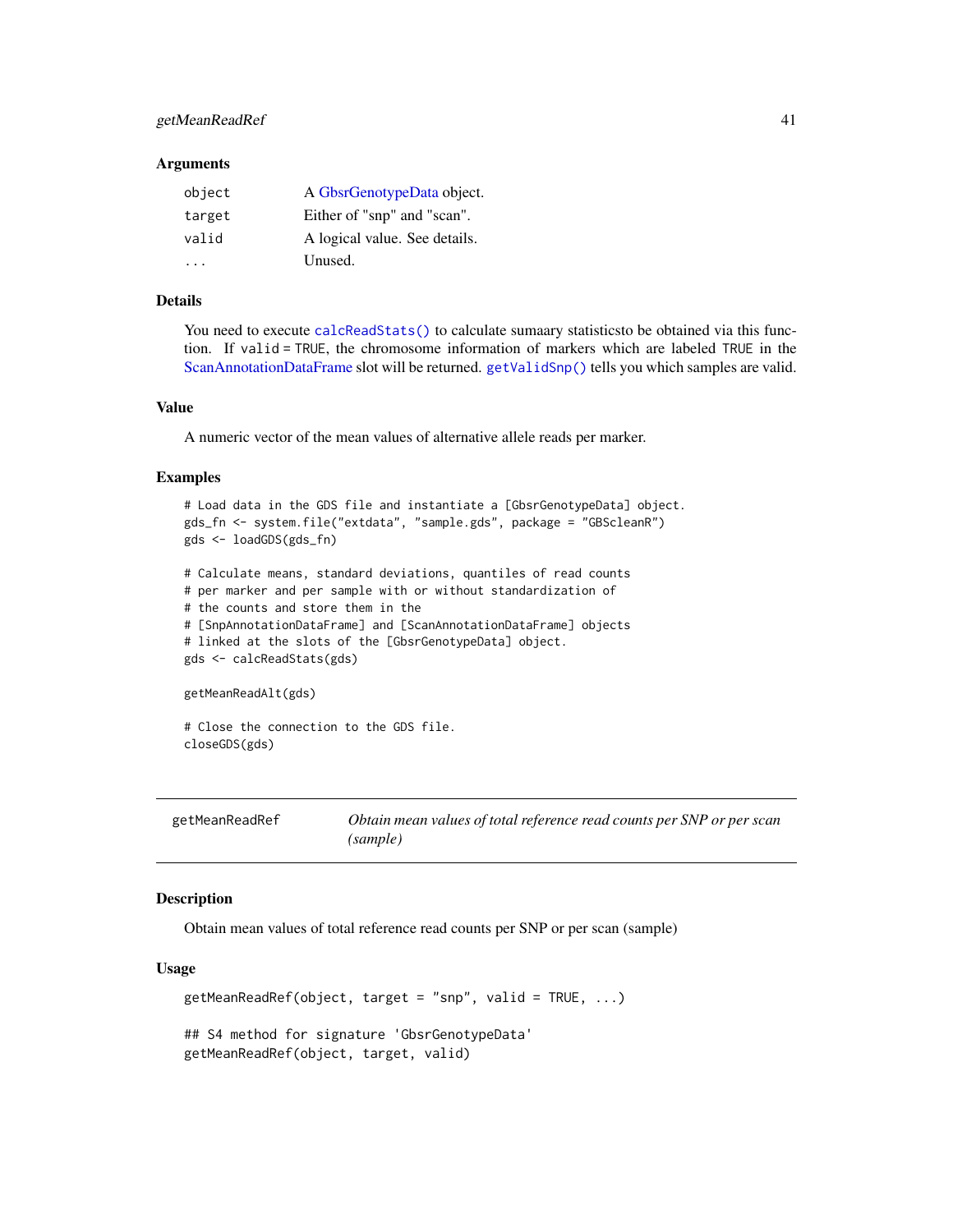### Arguments

| | |
|---|---|
| `object` | A GbsrGenotypeData object. |
| `target` | Either of "snp" and "scan". |
| `valid` | A logical value. See details. |
| `...` | Unused. |

### Details

You need to execute `calcReadStats()` to calculate sumaary statisticsto be obtained via this function. If `valid` = `TRUE`, the chromosome information of markers which are labeled `TRUE` in the ScanAnnotationDataFrame slot will be returned. `getValidSnp()` tells you which samples are valid.

### Value

A numeric vector of the mean values of alternative allele reads per marker.

### Examples

```
# Load data in the GDS file and instantiate a [GbsrGenotypeData] object.
gds_fn <- system.file("extdata", "sample.gds", package = "GBScleanR")
gds <- loadGDS(gds_fn)

# Calculate means, standard deviations, quantiles of read counts
# per marker and per sample with or without standardization of
# the counts and store them in the
# [SnpAnnotationDataFrame] and [ScanAnnotationDataFrame] objects
# linked at the slots of the [GbsrGenotypeData] object.
gds <- calcReadStats(gds)

getMeanReadAlt(gds)

# Close the connection to the GDS file.
closeGDS(gds)
```

---

## getMeanReadRef — *Obtain mean values of total reference read counts per SNP or per scan (sample)*

### Description

Obtain mean values of total reference read counts per SNP or per scan (sample)

### Usage

```
getMeanReadRef(object, target = "snp", valid = TRUE, ...)

## S4 method for signature 'GbsrGenotypeData'
getMeanReadRef(object, target, valid)
```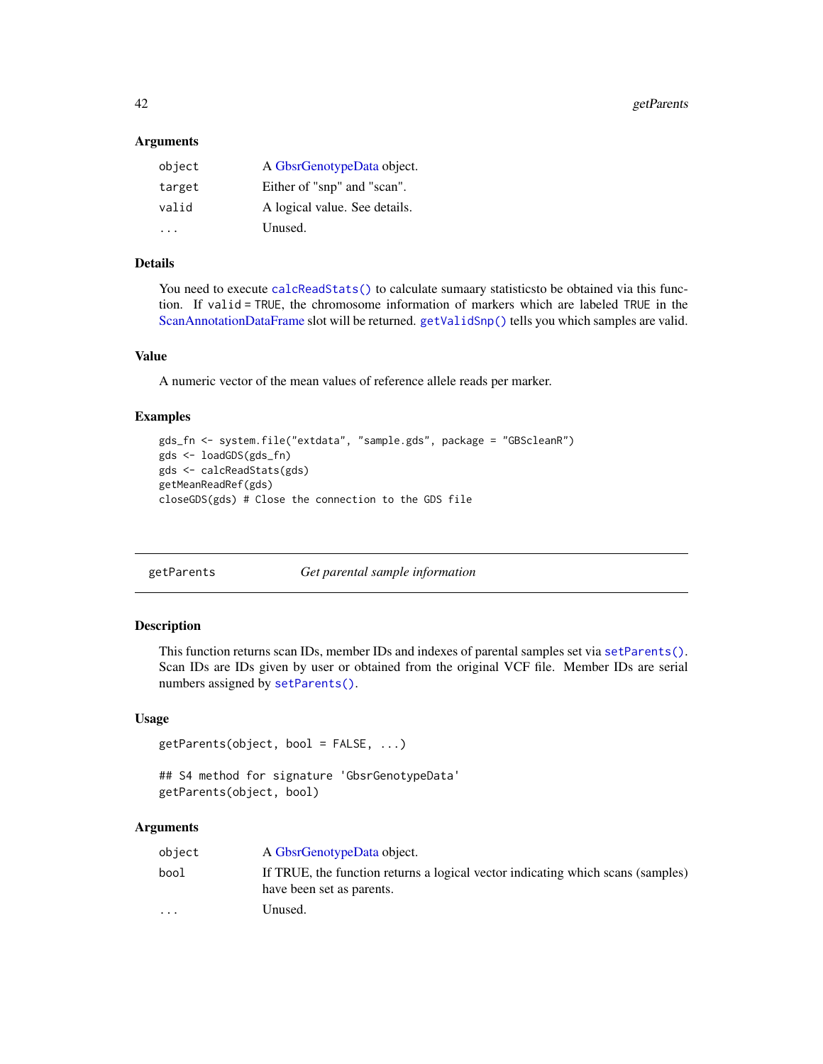### Arguments

| | |
|---|---|
| `object` | A GbsrGenotypeData object. |
| `target` | Either of "snp" and "scan". |
| `valid` | A logical value. See details. |
| `...` | Unused. |

### Details

You need to execute `calcReadStats()` to calculate sumaary statisticsto be obtained via this function. If `valid = TRUE`, the chromosome information of markers which are labeled `TRUE` in the ScanAnnotationDataFrame slot will be returned. `getValidSnp()` tells you which samples are valid.

### Value

A numeric vector of the mean values of reference allele reads per marker.

### Examples

```
gds_fn <- system.file("extdata", "sample.gds", package = "GBScleanR")
gds <- loadGDS(gds_fn)
gds <- calcReadStats(gds)
getMeanReadRef(gds)
closeGDS(gds) # Close the connection to the GDS file
```

---

## getParents — *Get parental sample information*

### Description

This function returns scan IDs, member IDs and indexes of parental samples set via `setParents()`. Scan IDs are IDs given by user or obtained from the original VCF file. Member IDs are serial numbers assigned by `setParents()`.

### Usage

```
getParents(object, bool = FALSE, ...)

## S4 method for signature 'GbsrGenotypeData'
getParents(object, bool)
```

### Arguments

| | |
|---|---|
| `object` | A GbsrGenotypeData object. |
| `bool` | If TRUE, the function returns a logical vector indicating which scans (samples) have been set as parents. |
| `...` | Unused. |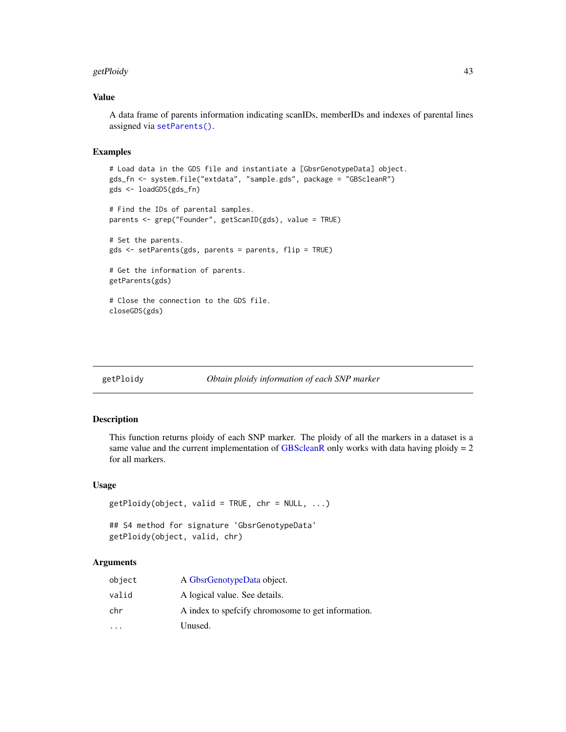## Value

A data frame of parents information indicating scanIDs, memberIDs and indexes of parental lines assigned via `setParents()`.

## Examples

```
# Load data in the GDS file and instantiate a [GbsrGenotypeData] object.
gds_fn <- system.file("extdata", "sample.gds", package = "GBScleanR")
gds <- loadGDS(gds_fn)

# Find the IDs of parental samples.
parents <- grep("Founder", getScanID(gds), value = TRUE)

# Set the parents.
gds <- setParents(gds, parents = parents, flip = TRUE)

# Get the information of parents.
getParents(gds)

# Close the connection to the GDS file.
closeGDS(gds)
```

---

# getPloidy *Obtain ploidy information of each SNP marker*

## Description

This function returns ploidy of each SNP marker. The ploidy of all the markers in a dataset is a same value and the current implementation of GBScleanR only works with data having ploidy = 2 for all markers.

## Usage

```
getPloidy(object, valid = TRUE, chr = NULL, ...)

## S4 method for signature 'GbsrGenotypeData'
getPloidy(object, valid, chr)
```

## Arguments

| | |
|---|---|
| `object` | A GbsrGenotypeData object. |
| `valid` | A logical value. See details. |
| `chr` | A index to spefcify chromosome to get information. |
| `...` | Unused. |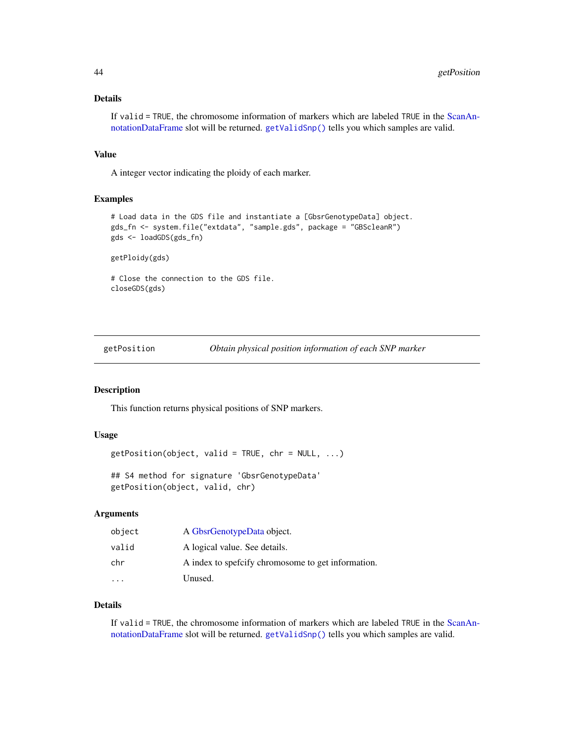## Details

If valid = TRUE, the chromosome information of markers which are labeled TRUE in the ScanAnnotationDataFrame slot will be returned. `getValidSnp()` tells you which samples are valid.

## Value

A integer vector indicating the ploidy of each marker.

## Examples

```
# Load data in the GDS file and instantiate a [GbsrGenotypeData] object.
gds_fn <- system.file("extdata", "sample.gds", package = "GBScleanR")
gds <- loadGDS(gds_fn)

getPloidy(gds)

# Close the connection to the GDS file.
closeGDS(gds)
```

---

# getPosition — *Obtain physical position information of each SNP marker*

## Description

This function returns physical positions of SNP markers.

## Usage

```
getPosition(object, valid = TRUE, chr = NULL, ...)

## S4 method for signature 'GbsrGenotypeData'
getPosition(object, valid, chr)
```

## Arguments

| | |
|---|---|
| object | A GbsrGenotypeData object. |
| valid | A logical value. See details. |
| chr | A index to spefcify chromosome to get information. |
| ... | Unused. |

## Details

If valid = TRUE, the chromosome information of markers which are labeled TRUE in the ScanAnnotationDataFrame slot will be returned. `getValidSnp()` tells you which samples are valid.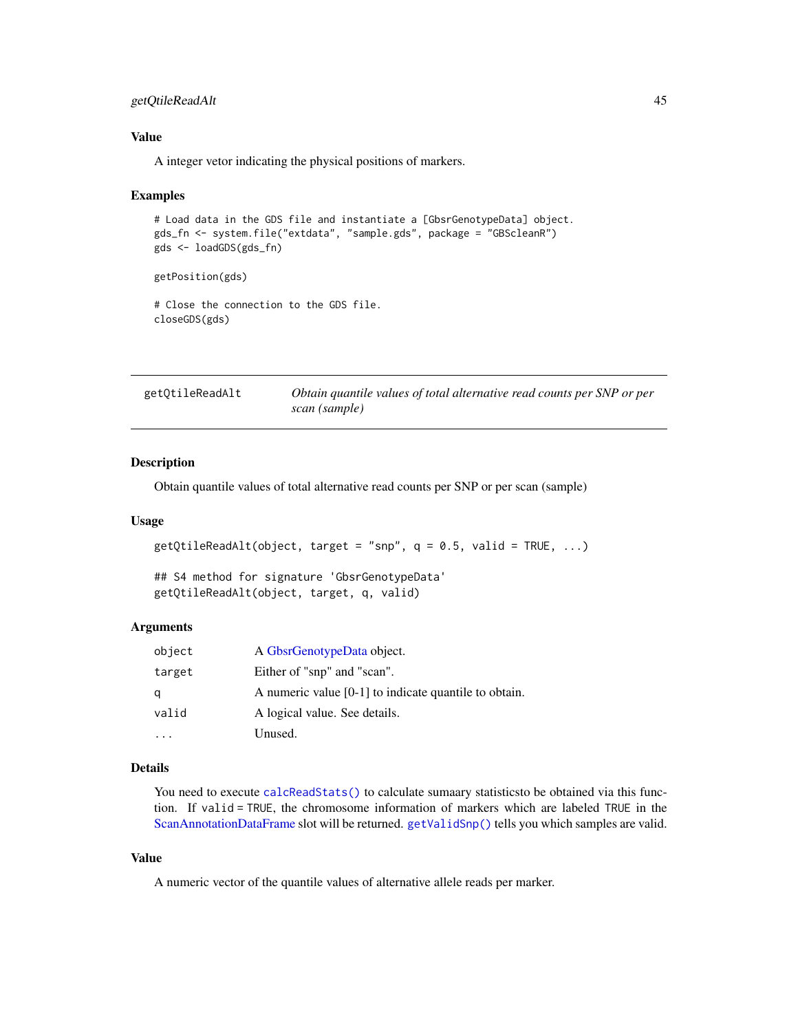## Value

A integer vetor indicating the physical positions of markers.

## Examples

```
# Load data in the GDS file and instantiate a [GbsrGenotypeData] object.
gds_fn <- system.file("extdata", "sample.gds", package = "GBScleanR")
gds <- loadGDS(gds_fn)

getPosition(gds)

# Close the connection to the GDS file.
closeGDS(gds)
```

---

# getQtileReadAlt — *Obtain quantile values of total alternative read counts per SNP or per scan (sample)*

## Description

Obtain quantile values of total alternative read counts per SNP or per scan (sample)

## Usage

```
getQtileReadAlt(object, target = "snp", q = 0.5, valid = TRUE, ...)

## S4 method for signature 'GbsrGenotypeData'
getQtileReadAlt(object, target, q, valid)
```

## Arguments

| | |
|---|---|
| `object` | A GbsrGenotypeData object. |
| `target` | Either of "snp" and "scan". |
| `q` | A numeric value [0-1] to indicate quantile to obtain. |
| `valid` | A logical value. See details. |
| `...` | Unused. |

## Details

You need to execute `calcReadStats()` to calculate sumaary statisticsto be obtained via this function. If `valid = TRUE`, the chromosome information of markers which are labeled `TRUE` in the ScanAnnotationDataFrame slot will be returned. `getValidSnp()` tells you which samples are valid.

## Value

A numeric vector of the quantile values of alternative allele reads per marker.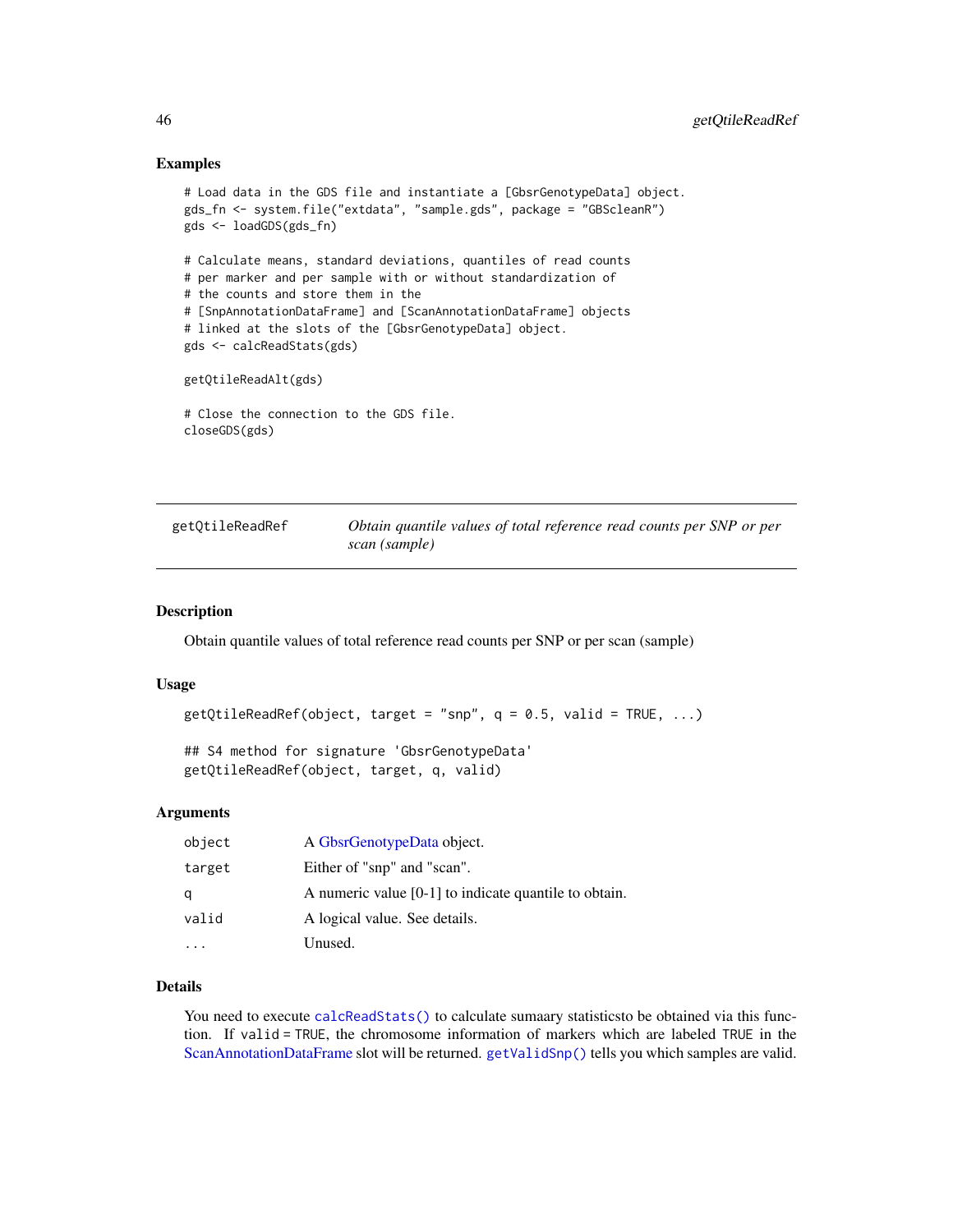## Examples

```
# Load data in the GDS file and instantiate a [GbsrGenotypeData] object.
gds_fn <- system.file("extdata", "sample.gds", package = "GBScleanR")
gds <- loadGDS(gds_fn)

# Calculate means, standard deviations, quantiles of read counts
# per marker and per sample with or without standardization of
# the counts and store them in the
# [SnpAnnotationDataFrame] and [ScanAnnotationDataFrame] objects
# linked at the slots of the [GbsrGenotypeData] object.
gds <- calcReadStats(gds)

getQtileReadAlt(gds)

# Close the connection to the GDS file.
closeGDS(gds)
```

---

# getQtileReadRef — *Obtain quantile values of total reference read counts per SNP or per scan (sample)*

## Description

Obtain quantile values of total reference read counts per SNP or per scan (sample)

## Usage

```
getQtileReadRef(object, target = "snp", q = 0.5, valid = TRUE, ...)

## S4 method for signature 'GbsrGenotypeData'
getQtileReadRef(object, target, q, valid)
```

## Arguments

| | |
|---|---|
| object | A GbsrGenotypeData object. |
| target | Either of "snp" and "scan". |
| q | A numeric value [0-1] to indicate quantile to obtain. |
| valid | A logical value. See details. |
| ... | Unused. |

## Details

You need to execute `calcReadStats()` to calculate sumaary statisticsto be obtained via this function. If `valid = TRUE`, the chromosome information of markers which are labeled `TRUE` in the ScanAnnotationDataFrame slot will be returned. `getValidSnp()` tells you which samples are valid.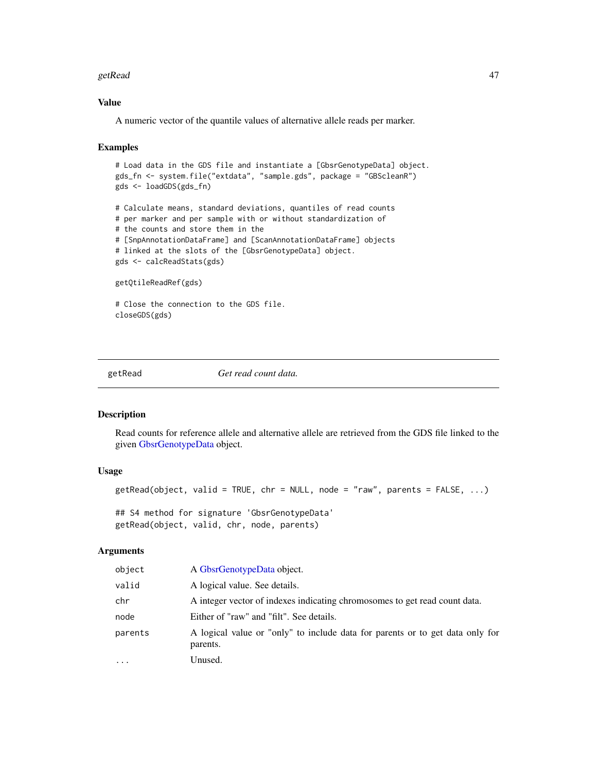## Value

A numeric vector of the quantile values of alternative allele reads per marker.

## Examples

```
# Load data in the GDS file and instantiate a [GbsrGenotypeData] object.
gds_fn <- system.file("extdata", "sample.gds", package = "GBScleanR")
gds <- loadGDS(gds_fn)

# Calculate means, standard deviations, quantiles of read counts
# per marker and per sample with or without standardization of
# the counts and store them in the
# [SnpAnnotationDataFrame] and [ScanAnnotationDataFrame] objects
# linked at the slots of the [GbsrGenotypeData] object.
gds <- calcReadStats(gds)

getQtileReadRef(gds)

# Close the connection to the GDS file.
closeGDS(gds)
```

---

# getRead *Get read count data.*

## Description

Read counts for reference allele and alternative allele are retrieved from the GDS file linked to the given GbsrGenotypeData object.

## Usage

```
getRead(object, valid = TRUE, chr = NULL, node = "raw", parents = FALSE, ...)

## S4 method for signature 'GbsrGenotypeData'
getRead(object, valid, chr, node, parents)
```

## Arguments

| | |
|---|---|
| `object` | A GbsrGenotypeData object. |
| `valid` | A logical value. See details. |
| `chr` | A integer vector of indexes indicating chromosomes to get read count data. |
| `node` | Either of "raw" and "filt". See details. |
| `parents` | A logical value or "only" to include data for parents or to get data only for parents. |
| `...` | Unused. |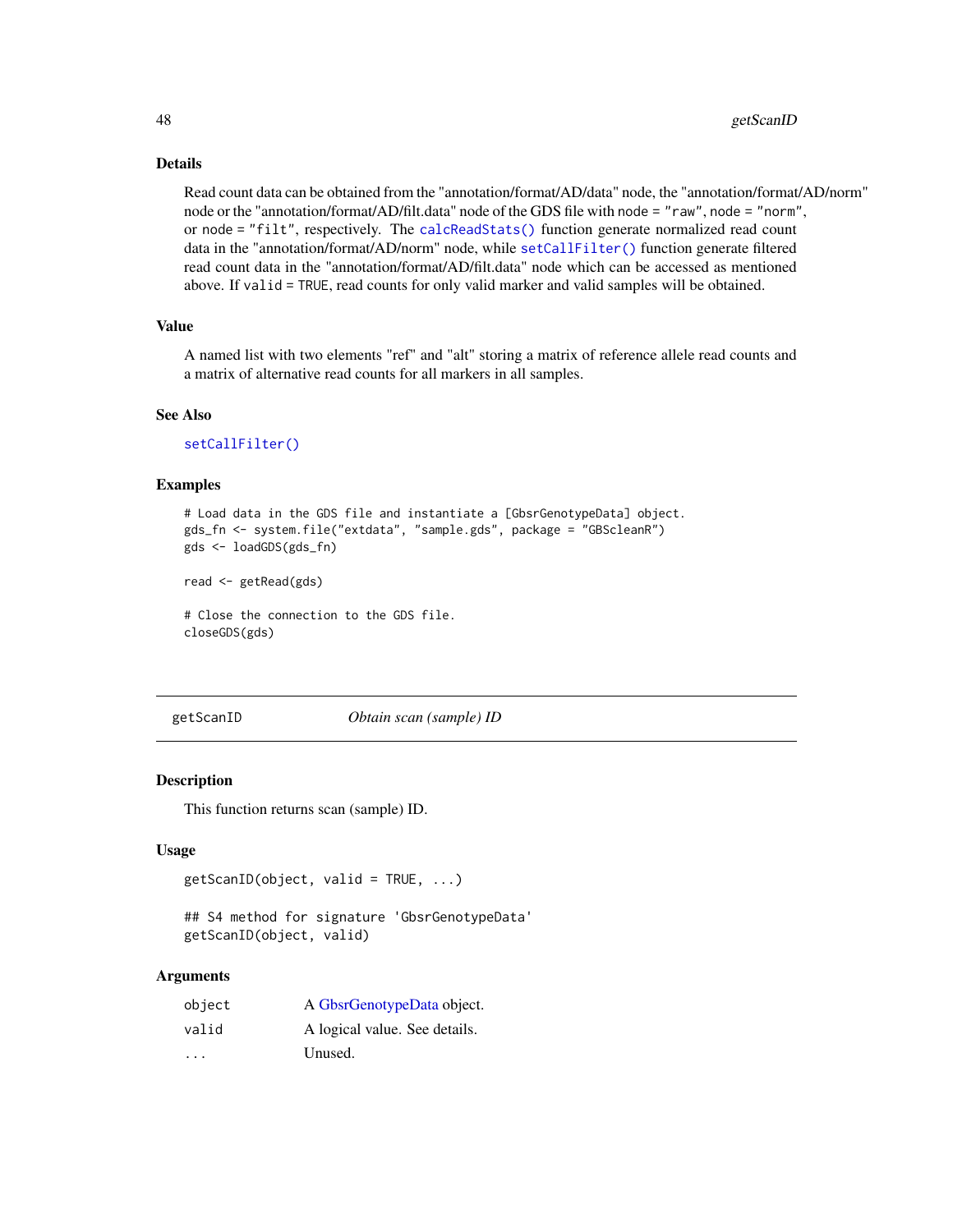### Details

Read count data can be obtained from the "annotation/format/AD/data" node, the "annotation/format/AD/norm" node or the "annotation/format/AD/filt.data" node of the GDS file with `node = "raw"`, `node = "norm"`, or `node = "filt"`, respectively. The `calcReadStats()` function generate normalized read count data in the "annotation/format/AD/norm" node, while `setCallFilter()` function generate filtered read count data in the "annotation/format/AD/filt.data" node which can be accessed as mentioned above. If `valid = TRUE`, read counts for only valid marker and valid samples will be obtained.

### Value

A named list with two elements "ref" and "alt" storing a matrix of reference allele read counts and a matrix of alternative read counts for all markers in all samples.

### See Also

`setCallFilter()`

### Examples

```
# Load data in the GDS file and instantiate a [GbsrGenotypeData] object.
gds_fn <- system.file("extdata", "sample.gds", package = "GBScleanR")
gds <- loadGDS(gds_fn)

read <- getRead(gds)

# Close the connection to the GDS file.
closeGDS(gds)
```

---

## getScanID — *Obtain scan (sample) ID*

### Description

This function returns scan (sample) ID.

### Usage

```
getScanID(object, valid = TRUE, ...)

## S4 method for signature 'GbsrGenotypeData'
getScanID(object, valid)
```

### Arguments

| | |
|---|---|
| `object` | A GbsrGenotypeData object. |
| `valid` | A logical value. See details. |
| `...` | Unused. |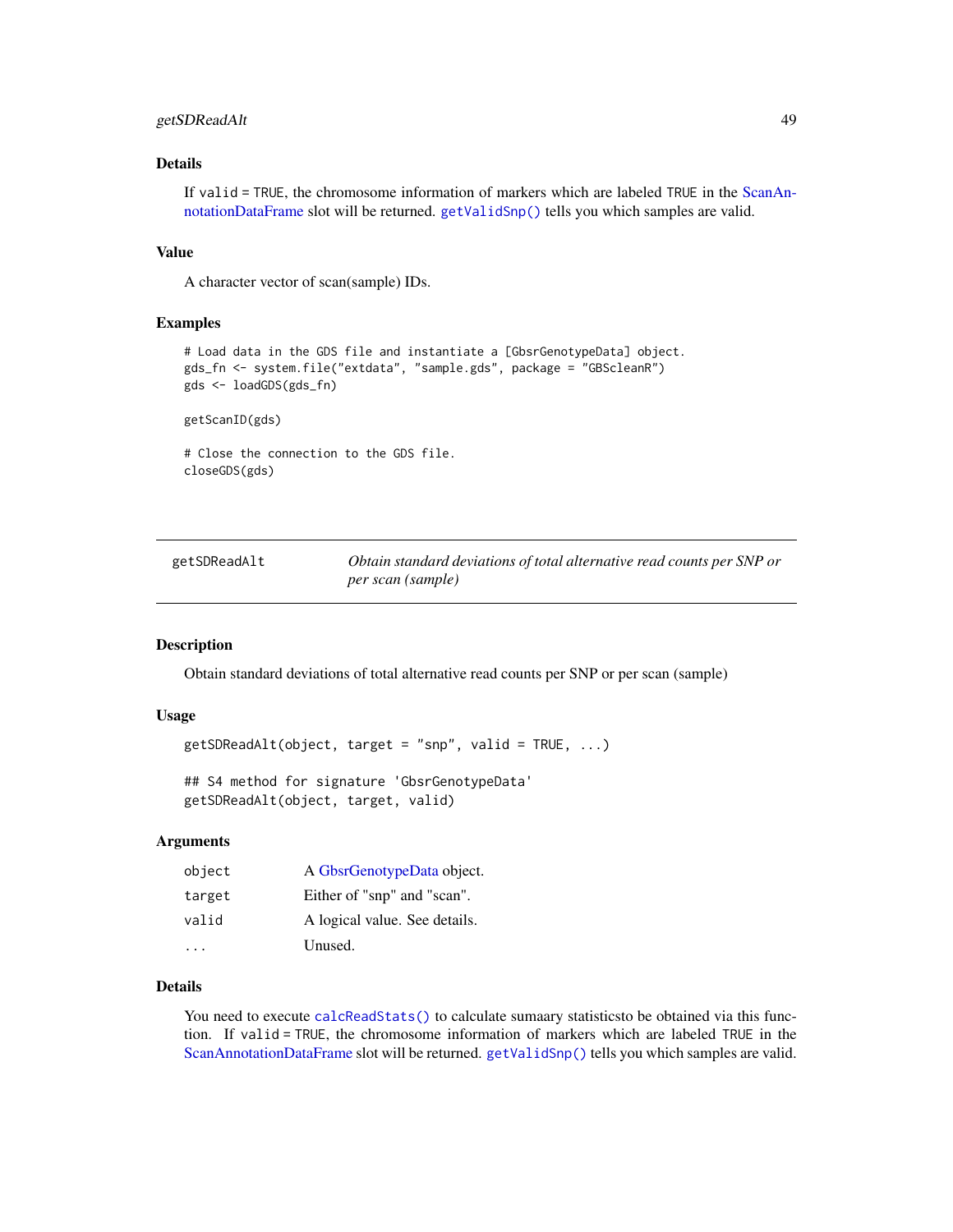### Details

If `valid = TRUE`, the chromosome information of markers which are labeled `TRUE` in the ScanAnnotationDataFrame slot will be returned. `getValidSnp()` tells you which samples are valid.

### Value

A character vector of scan(sample) IDs.

### Examples

```
# Load data in the GDS file and instantiate a [GbsrGenotypeData] object.
gds_fn <- system.file("extdata", "sample.gds", package = "GBScleanR")
gds <- loadGDS(gds_fn)

getScanID(gds)

# Close the connection to the GDS file.
closeGDS(gds)
```

---

## getSDReadAlt — *Obtain standard deviations of total alternative read counts per SNP or per scan (sample)*

### Description

Obtain standard deviations of total alternative read counts per SNP or per scan (sample)

### Usage

```
getSDReadAlt(object, target = "snp", valid = TRUE, ...)

## S4 method for signature 'GbsrGenotypeData'
getSDReadAlt(object, target, valid)
```

### Arguments

| | |
|---|---|
| `object` | A GbsrGenotypeData object. |
| `target` | Either of "snp" and "scan". |
| `valid` | A logical value. See details. |
| `...` | Unused. |

### Details

You need to execute `calcReadStats()` to calculate sumaary statisticsto be obtained via this function. If `valid = TRUE`, the chromosome information of markers which are labeled `TRUE` in the ScanAnnotationDataFrame slot will be returned. `getValidSnp()` tells you which samples are valid.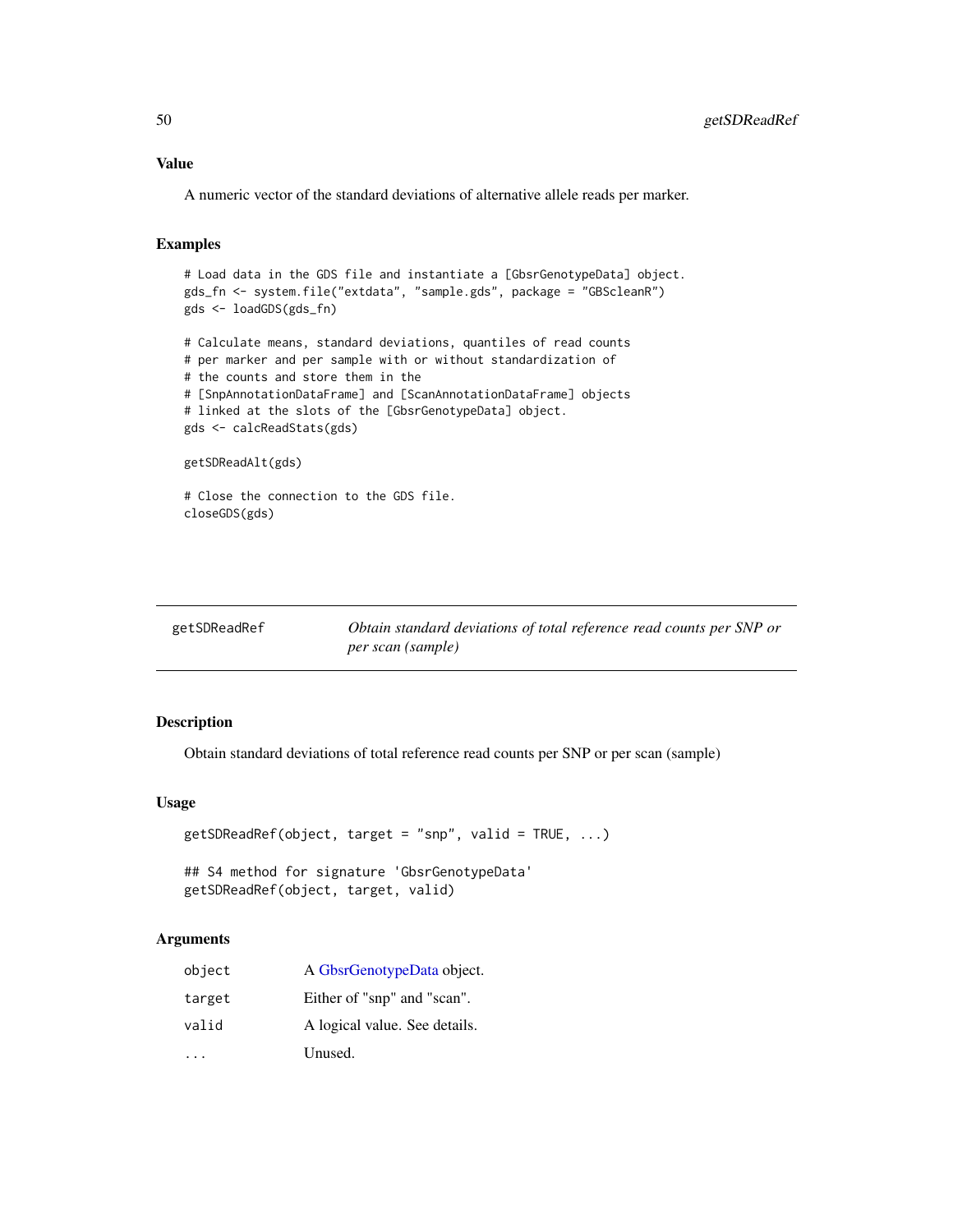## Value

A numeric vector of the standard deviations of alternative allele reads per marker.

## Examples

```
# Load data in the GDS file and instantiate a [GbsrGenotypeData] object.
gds_fn <- system.file("extdata", "sample.gds", package = "GBScleanR")
gds <- loadGDS(gds_fn)

# Calculate means, standard deviations, quantiles of read counts
# per marker and per sample with or without standardization of
# the counts and store them in the
# [SnpAnnotationDataFrame] and [ScanAnnotationDataFrame] objects
# linked at the slots of the [GbsrGenotypeData] object.
gds <- calcReadStats(gds)

getSDReadAlt(gds)

# Close the connection to the GDS file.
closeGDS(gds)
```

---

# getSDReadRef — *Obtain standard deviations of total reference read counts per SNP or per scan (sample)*

## Description

Obtain standard deviations of total reference read counts per SNP or per scan (sample)

## Usage

```
getSDReadRef(object, target = "snp", valid = TRUE, ...)

## S4 method for signature 'GbsrGenotypeData'
getSDReadRef(object, target, valid)
```

## Arguments

| | |
|---|---|
| object | A GbsrGenotypeData object. |
| target | Either of "snp" and "scan". |
| valid | A logical value. See details. |
| ... | Unused. |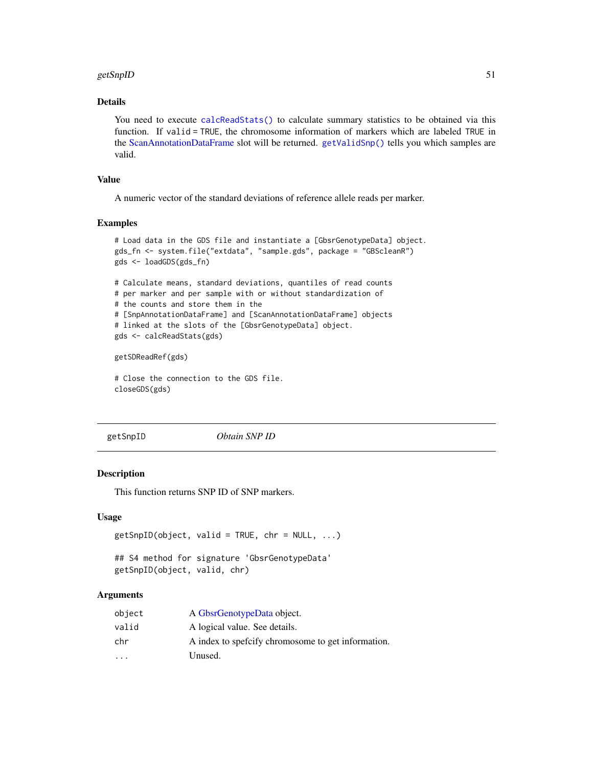### Details

You need to execute `calcReadStats()` to calculate summary statistics to be obtained via this function. If `valid = TRUE`, the chromosome information of markers which are labeled `TRUE` in the ScanAnnotationDataFrame slot will be returned. `getValidSnp()` tells you which samples are valid.

### Value

A numeric vector of the standard deviations of reference allele reads per marker.

### Examples

```
# Load data in the GDS file and instantiate a [GbsrGenotypeData] object.
gds_fn <- system.file("extdata", "sample.gds", package = "GBScleanR")
gds <- loadGDS(gds_fn)

# Calculate means, standard deviations, quantiles of read counts
# per marker and per sample with or without standardization of
# the counts and store them in the
# [SnpAnnotationDataFrame] and [ScanAnnotationDataFrame] objects
# linked at the slots of the [GbsrGenotypeData] object.
gds <- calcReadStats(gds)

getSDReadRef(gds)

# Close the connection to the GDS file.
closeGDS(gds)
```

---

## getSnpID — *Obtain SNP ID*

### Description

This function returns SNP ID of SNP markers.

### Usage

```
getSnpID(object, valid = TRUE, chr = NULL, ...)

## S4 method for signature 'GbsrGenotypeData'
getSnpID(object, valid, chr)
```

### Arguments

| | |
|---|---|
| `object` | A GbsrGenotypeData object. |
| `valid` | A logical value. See details. |
| `chr` | A index to spefcify chromosome to get information. |
| `...` | Unused. |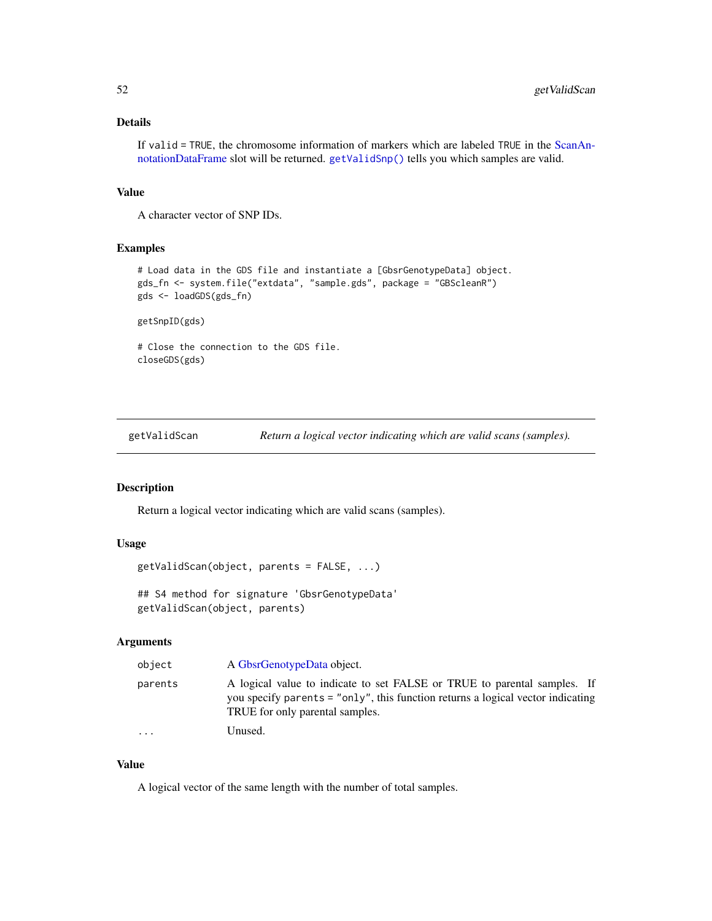### Details

If valid = TRUE, the chromosome information of markers which are labeled TRUE in the ScanAnnotationDataFrame slot will be returned. getValidSnp() tells you which samples are valid.

### Value

A character vector of SNP IDs.

### Examples

```
# Load data in the GDS file and instantiate a [GbsrGenotypeData] object.
gds_fn <- system.file("extdata", "sample.gds", package = "GBScleanR")
gds <- loadGDS(gds_fn)

getSnpID(gds)

# Close the connection to the GDS file.
closeGDS(gds)
```

---

## getValidScan — *Return a logical vector indicating which are valid scans (samples).*

### Description

Return a logical vector indicating which are valid scans (samples).

### Usage

```
getValidScan(object, parents = FALSE, ...)

## S4 method for signature 'GbsrGenotypeData'
getValidScan(object, parents)
```

### Arguments

| | |
|---|---|
| object | A GbsrGenotypeData object. |
| parents | A logical value to indicate to set FALSE or TRUE to parental samples. If you specify parents = "only", this function returns a logical vector indicating TRUE for only parental samples. |
| ... | Unused. |

### Value

A logical vector of the same length with the number of total samples.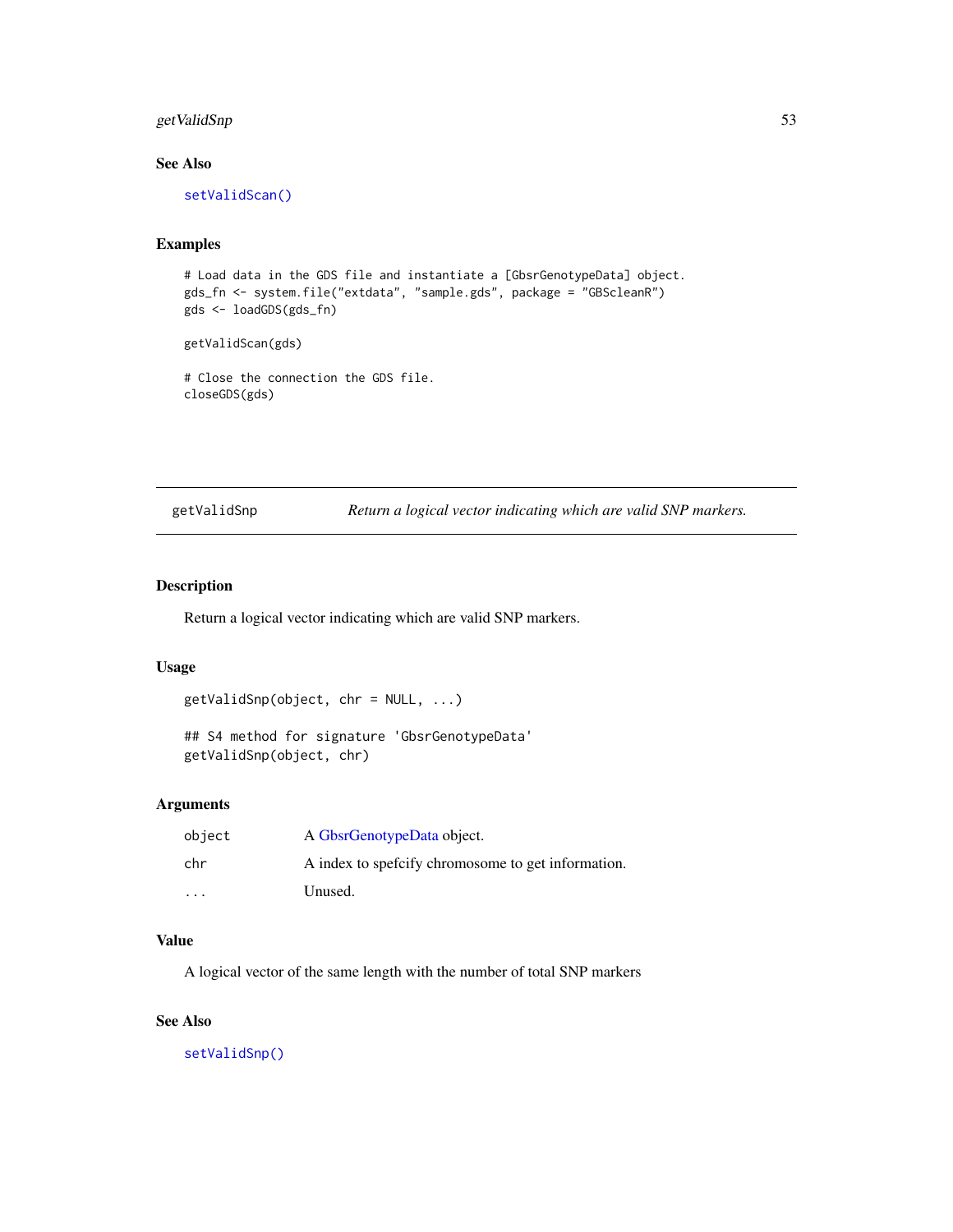### See Also

`setValidScan()`

### Examples

```
# Load data in the GDS file and instantiate a [GbsrGenotypeData] object.
gds_fn <- system.file("extdata", "sample.gds", package = "GBScleanR")
gds <- loadGDS(gds_fn)

getValidScan(gds)

# Close the connection the GDS file.
closeGDS(gds)
```

---

## getValidSnp *Return a logical vector indicating which are valid SNP markers.*

---

### Description

Return a logical vector indicating which are valid SNP markers.

### Usage

```
getValidSnp(object, chr = NULL, ...)

## S4 method for signature 'GbsrGenotypeData'
getValidSnp(object, chr)
```

### Arguments

| | |
|---|---|
| `object` | A GbsrGenotypeData object. |
| `chr` | A index to spefcify chromosome to get information. |
| `...` | Unused. |

### Value

A logical vector of the same length with the number of total SNP markers

### See Also

`setValidSnp()`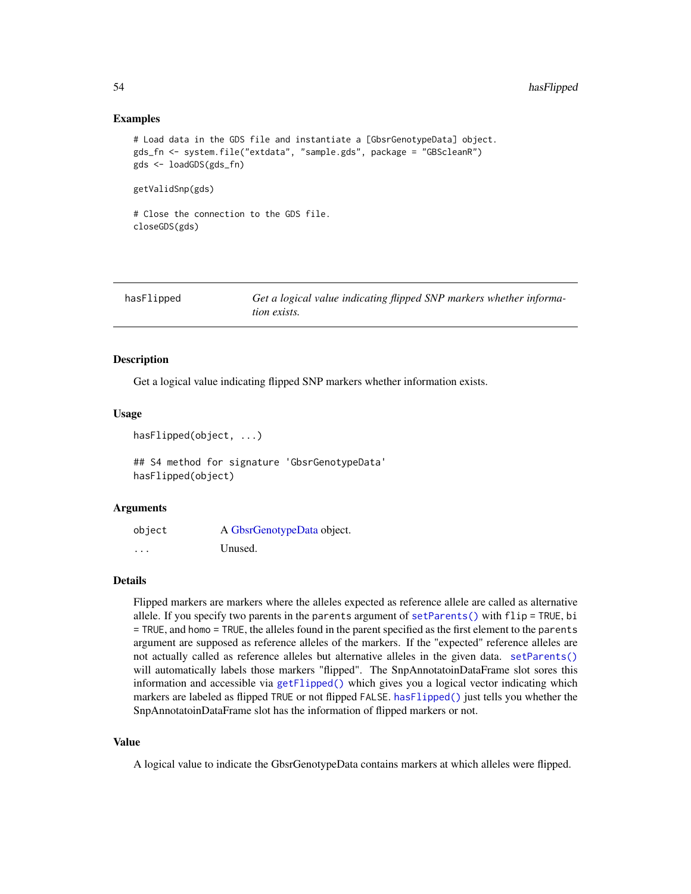## Examples

```
# Load data in the GDS file and instantiate a [GbsrGenotypeData] object.
gds_fn <- system.file("extdata", "sample.gds", package = "GBScleanR")
gds <- loadGDS(gds_fn)

getValidSnp(gds)

# Close the connection to the GDS file.
closeGDS(gds)
```

---

| hasFlipped | *Get a logical value indicating flipped SNP markers whether information exists.* |
|---|---|

## Description

Get a logical value indicating flipped SNP markers whether information exists.

## Usage

```
hasFlipped(object, ...)

## S4 method for signature 'GbsrGenotypeData'
hasFlipped(object)
```

## Arguments

| | |
|---|---|
| object | A GbsrGenotypeData object. |
| ... | Unused. |

## Details

Flipped markers are markers where the alleles expected as reference allele are called as alternative allele. If you specify two parents in the `parents` argument of `setParents()` with `flip = TRUE`, `bi = TRUE`, and `homo = TRUE`, the alleles found in the parent specified as the first element to the `parents` argument are supposed as reference alleles of the markers. If the "expected" reference alleles are not actually called as reference alleles but alternative alleles in the given data. `setParents()` will automatically labels those markers "flipped". The SnpAnnotatoinDataFrame slot sores this information and accessible via `getFlipped()` which gives you a logical vector indicating which markers are labeled as flipped `TRUE` or not flipped `FALSE`. `hasFlipped()` just tells you whether the SnpAnnotatoinDataFrame slot has the information of flipped markers or not.

## Value

A logical value to indicate the GbsrGenotypeData contains markers at which alleles were flipped.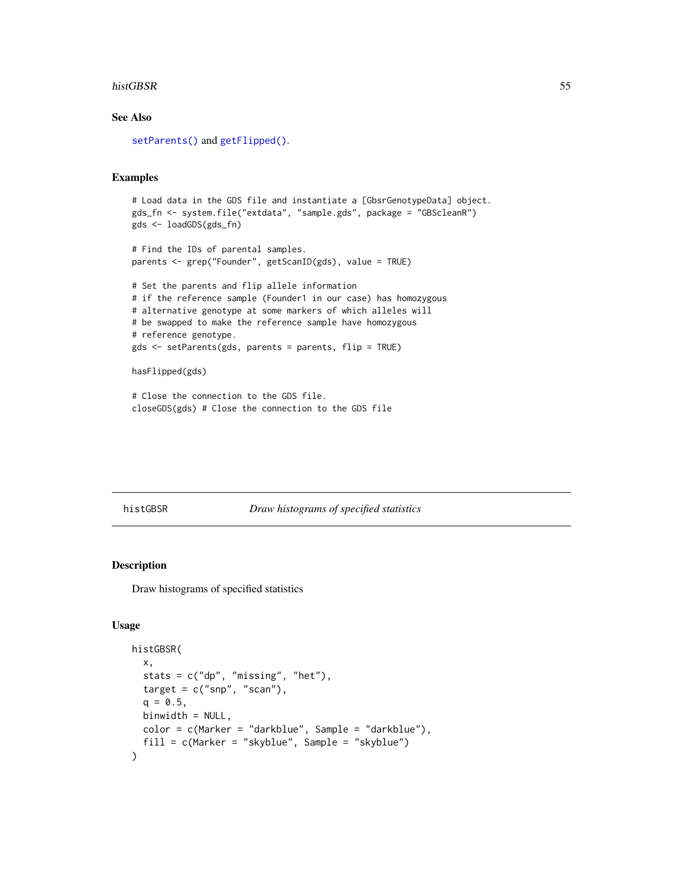## See Also

setParents() and getFlipped().

## Examples

```
# Load data in the GDS file and instantiate a [GbsrGenotypeData] object.
gds_fn <- system.file("extdata", "sample.gds", package = "GBScleanR")
gds <- loadGDS(gds_fn)

# Find the IDs of parental samples.
parents <- grep("Founder", getScanID(gds), value = TRUE)

# Set the parents and flip allele information
# if the reference sample (Founder1 in our case) has homozygous
# alternative genotype at some markers of which alleles will
# be swapped to make the reference sample have homozygous
# reference genotype.
gds <- setParents(gds, parents = parents, flip = TRUE)

hasFlipped(gds)

# Close the connection to the GDS file.
closeGDS(gds) # Close the connection to the GDS file
```

---

# histGBSR &nbsp;&nbsp;&nbsp;&nbsp; *Draw histograms of specified statistics*

## Description

Draw histograms of specified statistics

## Usage

```
histGBSR(
  x,
  stats = c("dp", "missing", "het"),
  target = c("snp", "scan"),
  q = 0.5,
  binwidth = NULL,
  color = c(Marker = "darkblue", Sample = "darkblue"),
  fill = c(Marker = "skyblue", Sample = "skyblue")
)
```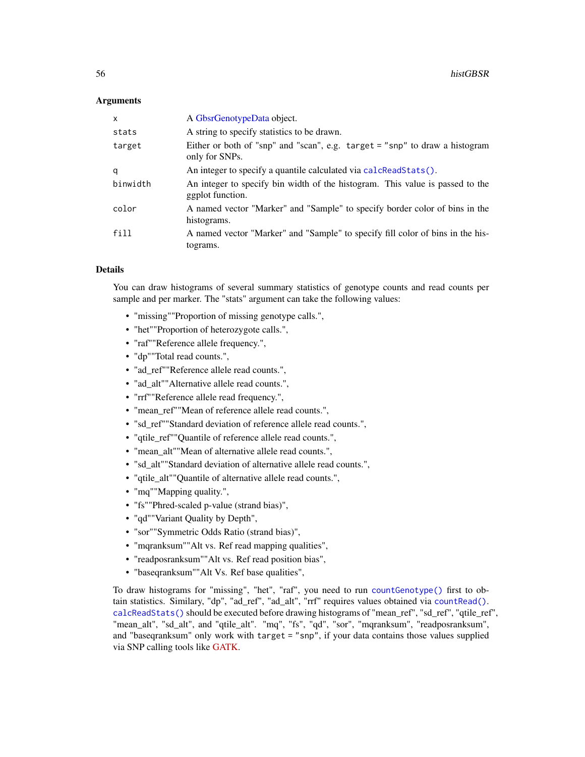### Arguments

| | |
|---|---|
| `x` | A GbsrGenotypeData object. |
| `stats` | A string to specify statistics to be drawn. |
| `target` | Either or both of "snp" and "scan", e.g. `target = "snp"` to draw a histogram only for SNPs. |
| `q` | An integer to specify a quantile calculated via `calcReadStats()`. |
| `binwidth` | An integer to specify bin width of the histogram. This value is passed to the ggplot function. |
| `color` | A named vector "Marker" and "Sample" to specify border color of bins in the histograms. |
| `fill` | A named vector "Marker" and "Sample" to specify fill color of bins in the histograms. |

### Details

You can draw histograms of several summary statistics of genotype counts and read counts per sample and per marker. The "stats" argument can take the following values:

- "missing""Proportion of missing genotype calls.",
- "het""Proportion of heterozygote calls.",
- "raf""Reference allele frequency.",
- "dp""Total read counts.",
- "ad_ref""Reference allele read counts.",
- "ad_alt""Alternative allele read counts.",
- "rrf""Reference allele read frequency.",
- "mean_ref""Mean of reference allele read counts.",
- "sd_ref""Standard deviation of reference allele read counts.",
- "qtile_ref""Quantile of reference allele read counts.",
- "mean_alt""Mean of alternative allele read counts.",
- "sd_alt""Standard deviation of alternative allele read counts.",
- "qtile_alt""Quantile of alternative allele read counts.",
- "mq""Mapping quality.",
- "fs""Phred-scaled p-value (strand bias)",
- "qd""Variant Quality by Depth",
- "sor""Symmetric Odds Ratio (strand bias)",
- "mqranksum""Alt vs. Ref read mapping qualities",
- "readposranksum""Alt vs. Ref read position bias",
- "baseqranksum""Alt Vs. Ref base qualities",

To draw histograms for "missing", "het", "raf", you need to run `countGenotype()` first to obtain statistics. Similary, "dp", "ad_ref", "ad_alt", "rrf" requires values obtained via `countRead()`. `calcReadStats()` should be executed before drawing histograms of "mean_ref", "sd_ref", "qtile_ref", "mean_alt", "sd_alt", and "qtile_alt". "mq", "fs", "qd", "sor", "mqranksum", "readposranksum", and "baseqranksum" only work with `target = "snp"`, if your data contains those values supplied via SNP calling tools like GATK.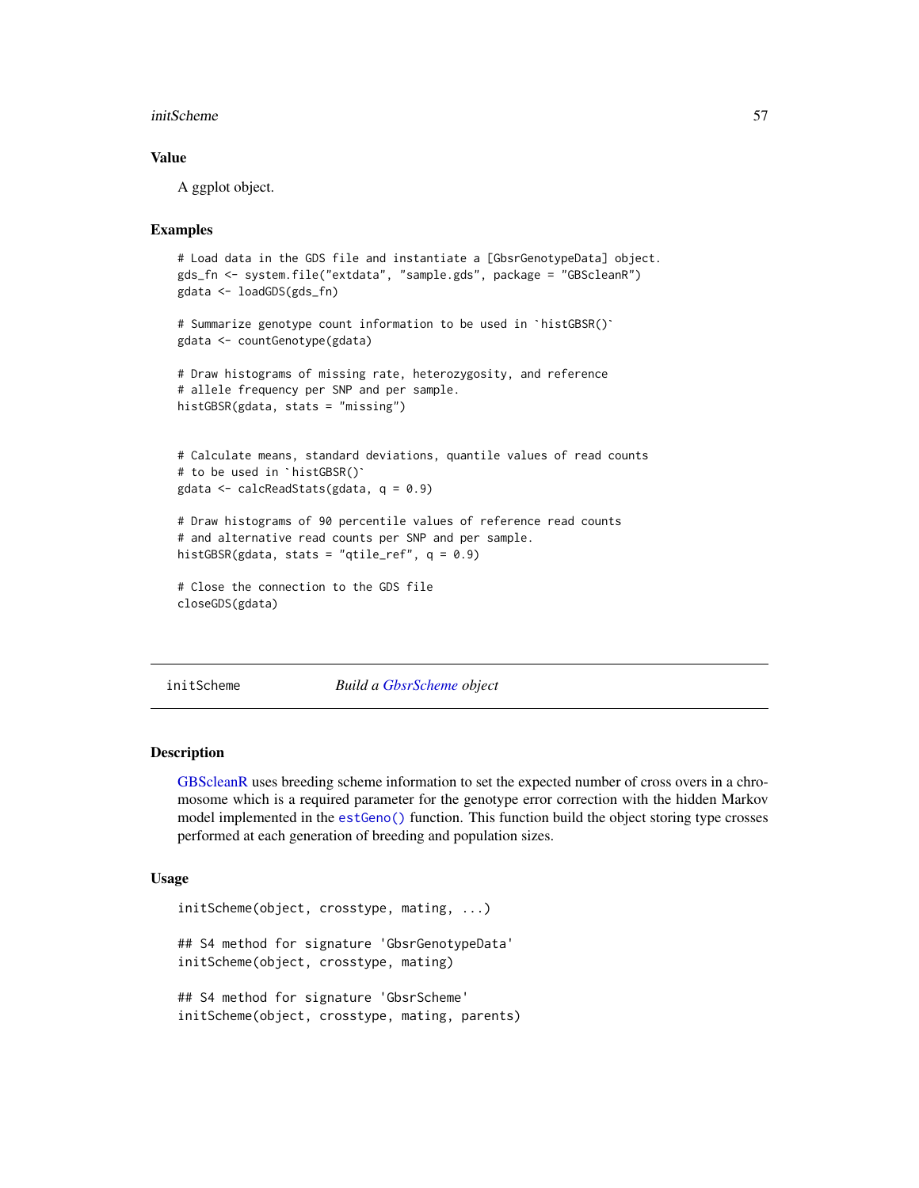### Value

A ggplot object.

### Examples

```
# Load data in the GDS file and instantiate a [GbsrGenotypeData] object.
gds_fn <- system.file("extdata", "sample.gds", package = "GBScleanR")
gdata <- loadGDS(gds_fn)

# Summarize genotype count information to be used in `histGBSR()`
gdata <- countGenotype(gdata)

# Draw histograms of missing rate, heterozygosity, and reference
# allele frequency per SNP and per sample.
histGBSR(gdata, stats = "missing")


# Calculate means, standard deviations, quantile values of read counts
# to be used in `histGBSR()`
gdata <- calcReadStats(gdata, q = 0.9)

# Draw histograms of 90 percentile values of reference read counts
# and alternative read counts per SNP and per sample.
histGBSR(gdata, stats = "qtile_ref", q = 0.9)

# Close the connection to the GDS file
closeGDS(gdata)
```

---

## initScheme *Build a GbsrScheme object*

### Description

GBScleanR uses breeding scheme information to set the expected number of cross overs in a chromosome which is a required parameter for the genotype error correction with the hidden Markov model implemented in the `estGeno()` function. This function build the object storing type crosses performed at each generation of breeding and population sizes.

### Usage

```
initScheme(object, crosstype, mating, ...)

## S4 method for signature 'GbsrGenotypeData'
initScheme(object, crosstype, mating)

## S4 method for signature 'GbsrScheme'
initScheme(object, crosstype, mating, parents)
```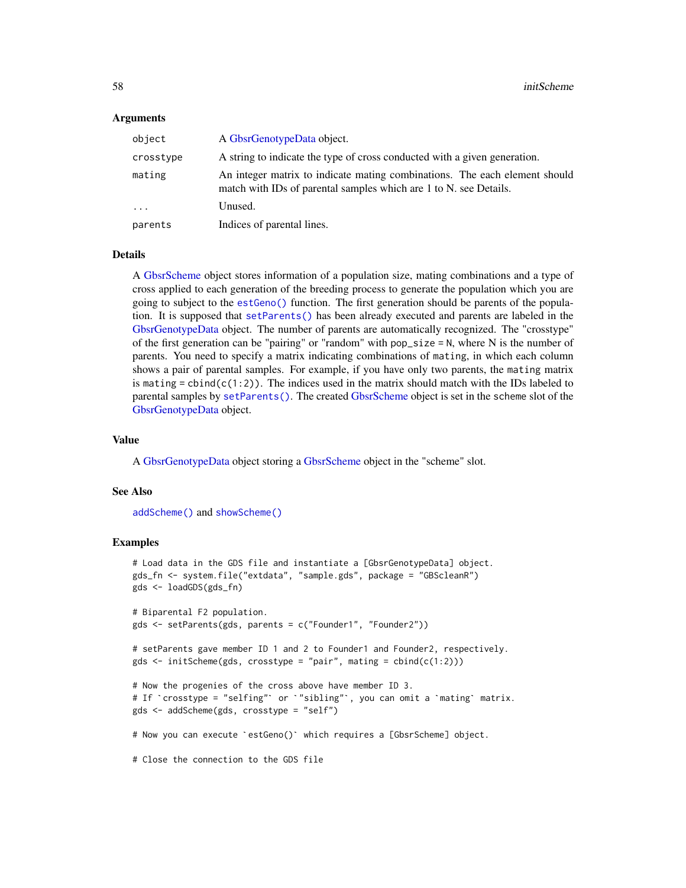### Arguments

| | |
|---|---|
| `object` | A GbsrGenotypeData object. |
| `crosstype` | A string to indicate the type of cross conducted with a given generation. |
| `mating` | An integer matrix to indicate mating combinations. The each element should match with IDs of parental samples which are 1 to N. see Details. |
| `...` | Unused. |
| `parents` | Indices of parental lines. |

### Details

A GbsrScheme object stores information of a population size, mating combinations and a type of cross applied to each generation of the breeding process to generate the population which you are going to subject to the `estGeno()` function. The first generation should be parents of the population. It is supposed that `setParents()` has been already executed and parents are labeled in the GbsrGenotypeData object. The number of parents are automatically recognized. The "crosstype" of the first generation can be "pairing" or "random" with `pop_size = N`, where N is the number of parents. You need to specify a matrix indicating combinations of `mating`, in which each column shows a pair of parental samples. For example, if you have only two parents, the `mating` matrix is `mating = cbind(c(1:2))`. The indices used in the matrix should match with the IDs labeled to parental samples by `setParents()`. The created GbsrScheme object is set in the `scheme` slot of the GbsrGenotypeData object.

### Value

A GbsrGenotypeData object storing a GbsrScheme object in the "scheme" slot.

### See Also

`addScheme()` and `showScheme()`

### Examples

```
# Load data in the GDS file and instantiate a [GbsrGenotypeData] object.
gds_fn <- system.file("extdata", "sample.gds", package = "GBScleanR")
gds <- loadGDS(gds_fn)

# Biparental F2 population.
gds <- setParents(gds, parents = c("Founder1", "Founder2"))

# setParents gave member ID 1 and 2 to Founder1 and Founder2, respectively.
gds <- initScheme(gds, crosstype = "pair", mating = cbind(c(1:2)))

# Now the progenies of the cross above have member ID 3.
# If `crosstype = "selfing"` or `"sibling"`, you can omit a `mating` matrix.
gds <- addScheme(gds, crosstype = "self")

# Now you can execute `estGeno()` which requires a [GbsrScheme] object.

# Close the connection to the GDS file
```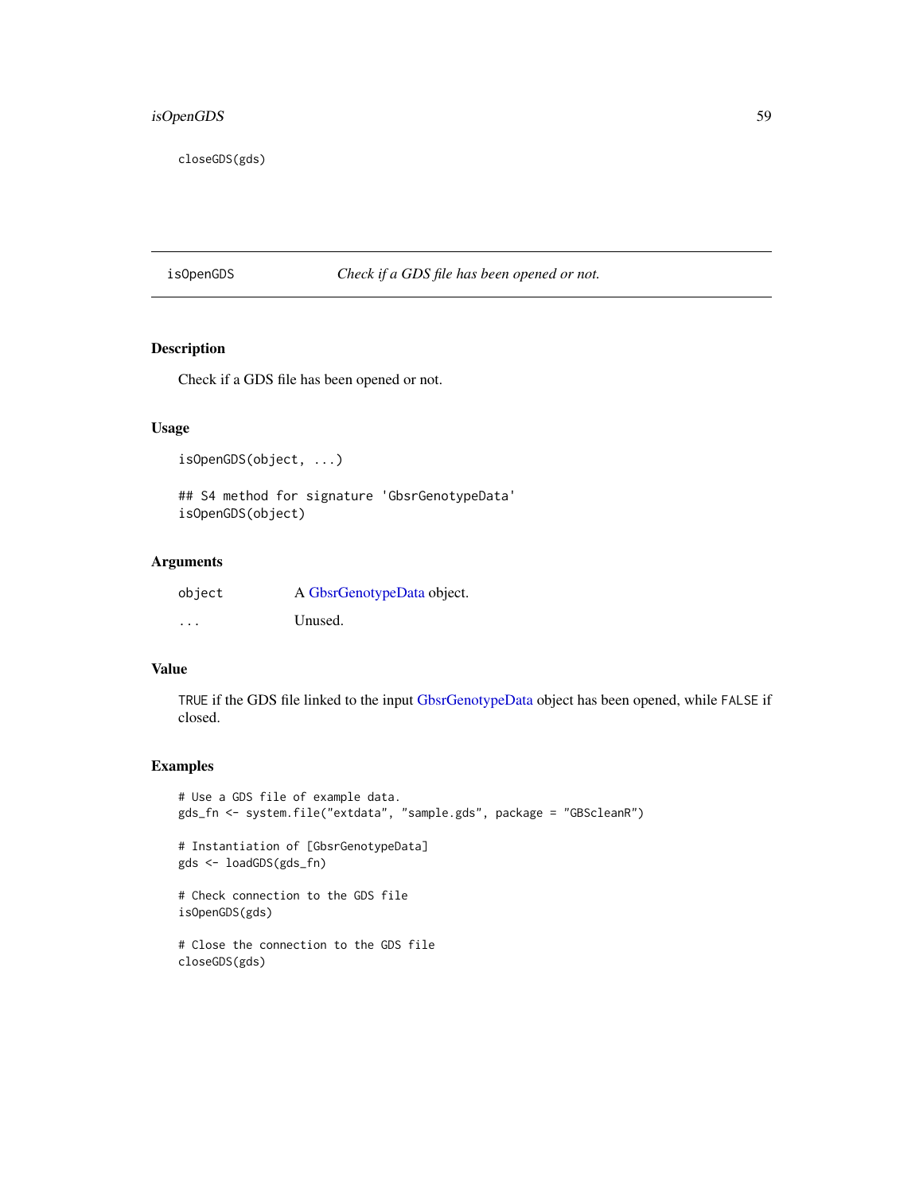```
closeGDS(gds)
```

## isOpenGDS    *Check if a GDS file has been opened or not.*

### Description

Check if a GDS file has been opened or not.

### Usage

```
isOpenGDS(object, ...)

## S4 method for signature 'GbsrGenotypeData'
isOpenGDS(object)
```

### Arguments

| | |
|---|---|
| object | A GbsrGenotypeData object. |
| ... | Unused. |

### Value

TRUE if the GDS file linked to the input GbsrGenotypeData object has been opened, while FALSE if closed.

### Examples

```
# Use a GDS file of example data.
gds_fn <- system.file("extdata", "sample.gds", package = "GBScleanR")

# Instantiation of [GbsrGenotypeData]
gds <- loadGDS(gds_fn)

# Check connection to the GDS file
isOpenGDS(gds)

# Close the connection to the GDS file
closeGDS(gds)
```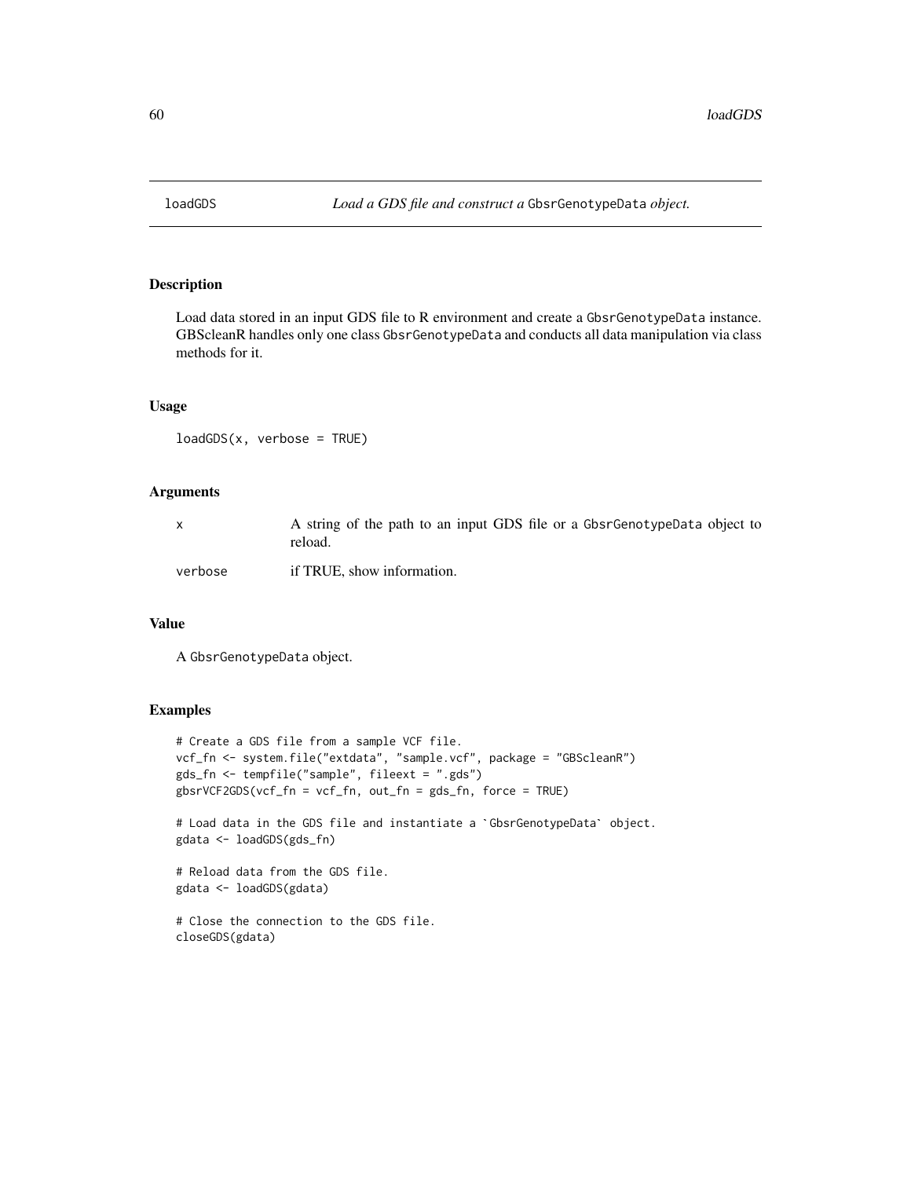# loadGDS — *Load a GDS file and construct a* GbsrGenotypeData *object.*

## Description

Load data stored in an input GDS file to R environment and create a GbsrGenotypeData instance. GBScleanR handles only one class GbsrGenotypeData and conducts all data manipulation via class methods for it.

## Usage

```
loadGDS(x, verbose = TRUE)
```

## Arguments

| | |
|---|---|
| x | A string of the path to an input GDS file or a GbsrGenotypeData object to reload. |
| verbose | if TRUE, show information. |

## Value

A GbsrGenotypeData object.

## Examples

```
# Create a GDS file from a sample VCF file.
vcf_fn <- system.file("extdata", "sample.vcf", package = "GBScleanR")
gds_fn <- tempfile("sample", fileext = ".gds")
gbsrVCF2GDS(vcf_fn = vcf_fn, out_fn = gds_fn, force = TRUE)

# Load data in the GDS file and instantiate a `GbsrGenotypeData` object.
gdata <- loadGDS(gds_fn)

# Reload data from the GDS file.
gdata <- loadGDS(gdata)

# Close the connection to the GDS file.
closeGDS(gdata)
```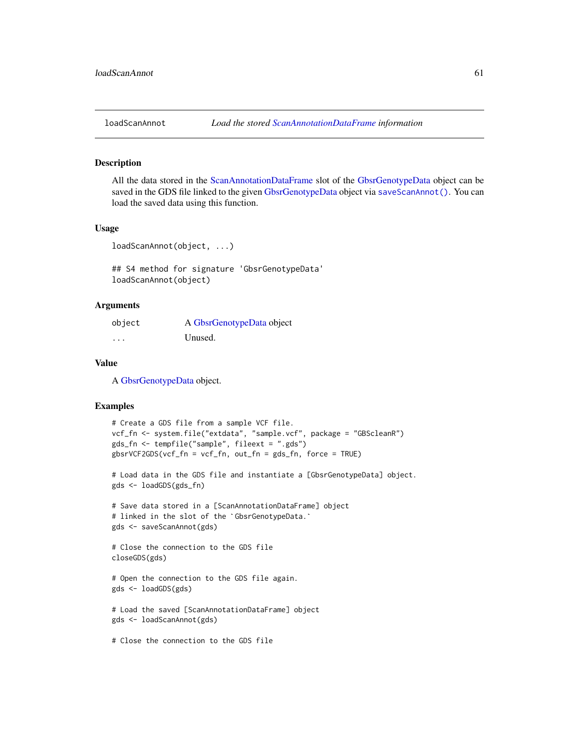## loadScanAnnot — *Load the stored ScanAnnotationDataFrame information*

### Description

All the data stored in the ScanAnnotationDataFrame slot of the GbsrGenotypeData object can be saved in the GDS file linked to the given GbsrGenotypeData object via `saveScanAnnot()`. You can load the saved data using this function.

### Usage

```
loadScanAnnot(object, ...)

## S4 method for signature 'GbsrGenotypeData'
loadScanAnnot(object)
```

### Arguments

| | |
|---|---|
| `object` | A GbsrGenotypeData object |
| `...` | Unused. |

### Value

A GbsrGenotypeData object.

### Examples

```
# Create a GDS file from a sample VCF file.
vcf_fn <- system.file("extdata", "sample.vcf", package = "GBScleanR")
gds_fn <- tempfile("sample", fileext = ".gds")
gbsrVCF2GDS(vcf_fn = vcf_fn, out_fn = gds_fn, force = TRUE)

# Load data in the GDS file and instantiate a [GbsrGenotypeData] object.
gds <- loadGDS(gds_fn)

# Save data stored in a [ScanAnnotationDataFrame] object
# linked in the slot of the `GbsrGenotypeData.`
gds <- saveScanAnnot(gds)

# Close the connection to the GDS file
closeGDS(gds)

# Open the connection to the GDS file again.
gds <- loadGDS(gds)

# Load the saved [ScanAnnotationDataFrame] object
gds <- loadScanAnnot(gds)

# Close the connection to the GDS file
```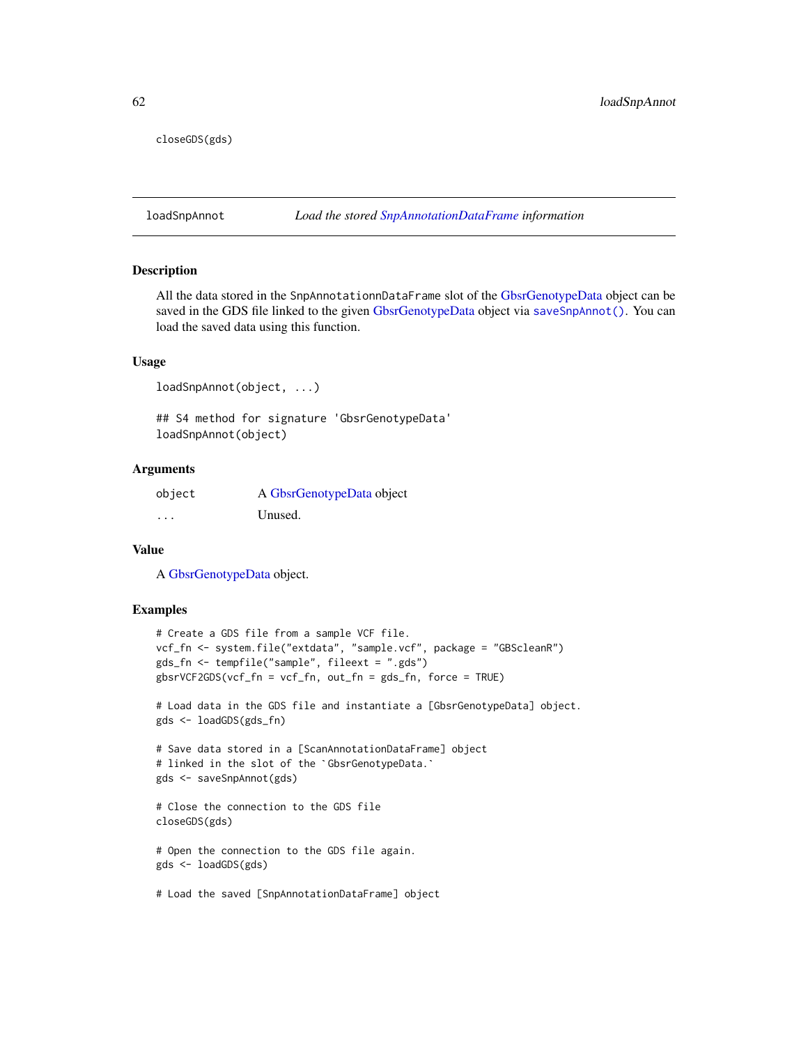```
closeGDS(gds)
```

---

## loadSnpAnnot — *Load the stored SnpAnnotationDataFrame information*

### Description

All the data stored in the `SnpAnnotationnDataFrame` slot of the GbsrGenotypeData object can be saved in the GDS file linked to the given GbsrGenotypeData object via `saveSnpAnnot()`. You can load the saved data using this function.

### Usage

```
loadSnpAnnot(object, ...)

## S4 method for signature 'GbsrGenotypeData'
loadSnpAnnot(object)
```

### Arguments

| | |
|---|---|
| `object` | A GbsrGenotypeData object |
| `...` | Unused. |

### Value

A GbsrGenotypeData object.

### Examples

```
# Create a GDS file from a sample VCF file.
vcf_fn <- system.file("extdata", "sample.vcf", package = "GBScleanR")
gds_fn <- tempfile("sample", fileext = ".gds")
gbsrVCF2GDS(vcf_fn = vcf_fn, out_fn = gds_fn, force = TRUE)

# Load data in the GDS file and instantiate a [GbsrGenotypeData] object.
gds <- loadGDS(gds_fn)

# Save data stored in a [ScanAnnotationDataFrame] object
# linked in the slot of the `GbsrGenotypeData.`
gds <- saveSnpAnnot(gds)

# Close the connection to the GDS file
closeGDS(gds)

# Open the connection to the GDS file again.
gds <- loadGDS(gds)

# Load the saved [SnpAnnotationDataFrame] object
```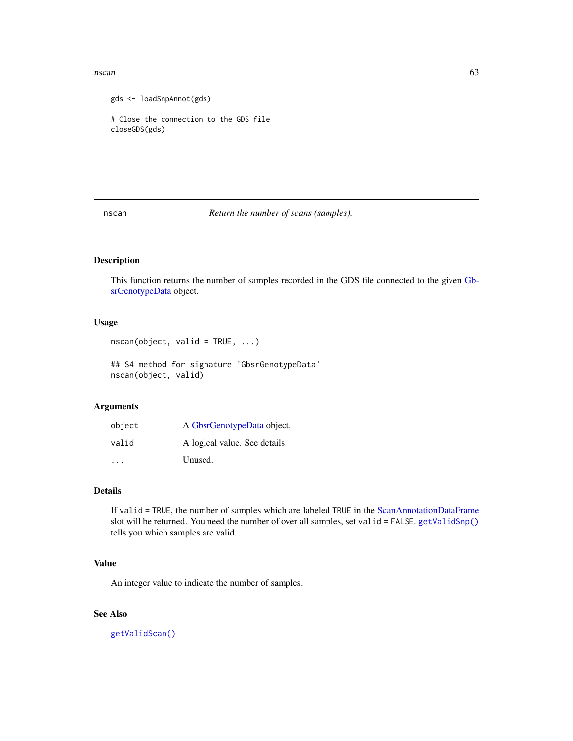```
gds <- loadSnpAnnot(gds)

# Close the connection to the GDS file
closeGDS(gds)
```

## nscan — *Return the number of scans (samples).*

### Description

This function returns the number of samples recorded in the GDS file connected to the given GbsrGenotypeData object.

### Usage

```
nscan(object, valid = TRUE, ...)

## S4 method for signature 'GbsrGenotypeData'
nscan(object, valid)
```

### Arguments

| | |
|---|---|
| `object` | A GbsrGenotypeData object. |
| `valid` | A logical value. See details. |
| `...` | Unused. |

### Details

If `valid = TRUE`, the number of samples which are labeled `TRUE` in the ScanAnnotationDataFrame slot will be returned. You need the number of over all samples, set `valid = FALSE`. `getValidSnp()` tells you which samples are valid.

### Value

An integer value to indicate the number of samples.

### See Also

`getValidScan()`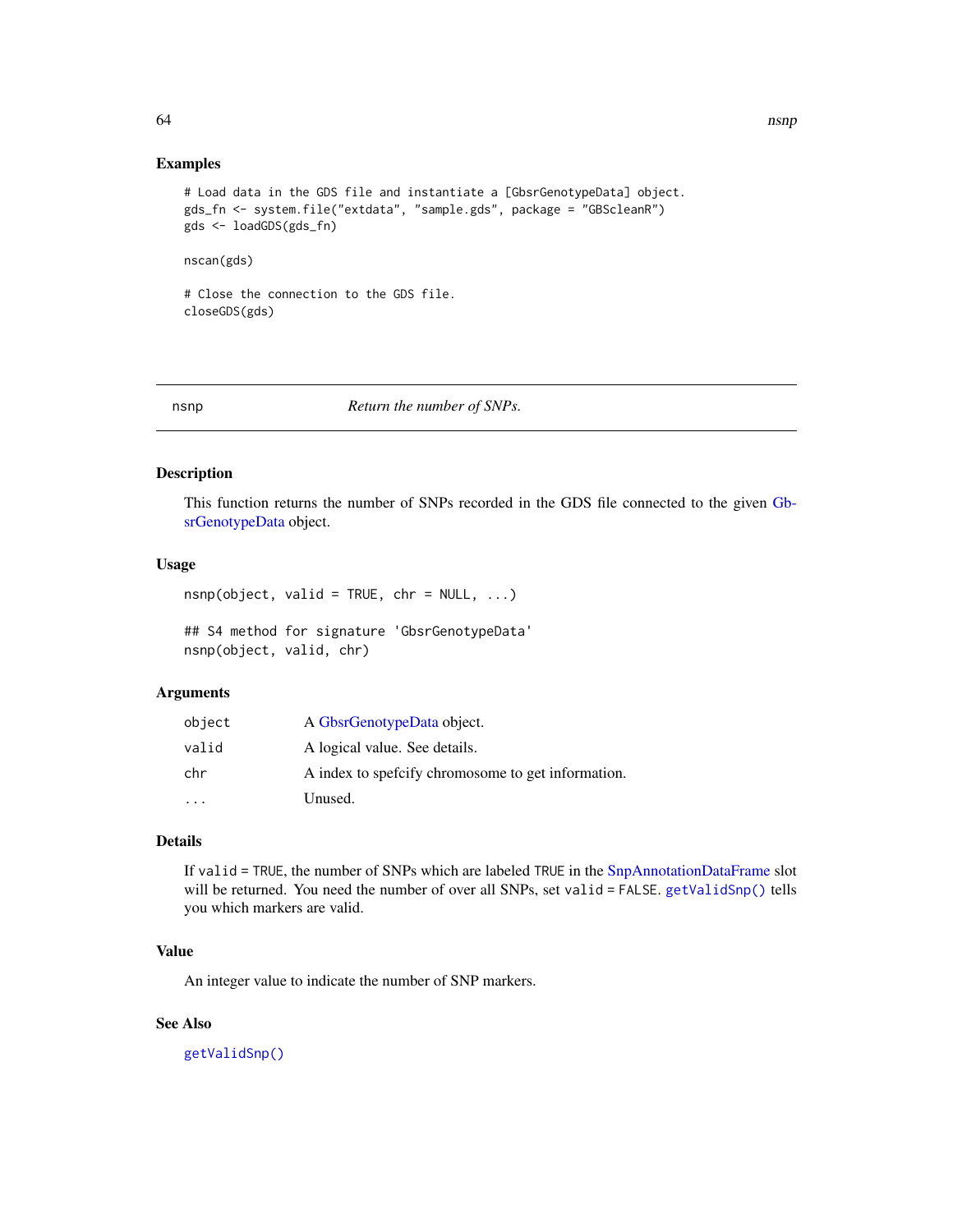## Examples

```
# Load data in the GDS file and instantiate a [GbsrGenotypeData] object.
gds_fn <- system.file("extdata", "sample.gds", package = "GBScleanR")
gds <- loadGDS(gds_fn)

nscan(gds)

# Close the connection to the GDS file.
closeGDS(gds)
```

---

# nsnp — *Return the number of SNPs.*

---

## Description

This function returns the number of SNPs recorded in the GDS file connected to the given GbsrGenotypeData object.

## Usage

```
nsnp(object, valid = TRUE, chr = NULL, ...)

## S4 method for signature 'GbsrGenotypeData'
nsnp(object, valid, chr)
```

## Arguments

| | |
|---|---|
| `object` | A GbsrGenotypeData object. |
| `valid` | A logical value. See details. |
| `chr` | A index to spefcify chromosome to get information. |
| `...` | Unused. |

## Details

If `valid` = `TRUE`, the number of SNPs which are labeled `TRUE` in the SnpAnnotationDataFrame slot will be returned. You need the number of over all SNPs, set `valid` = `FALSE`. `getValidSnp()` tells you which markers are valid.

## Value

An integer value to indicate the number of SNP markers.

## See Also

`getValidSnp()`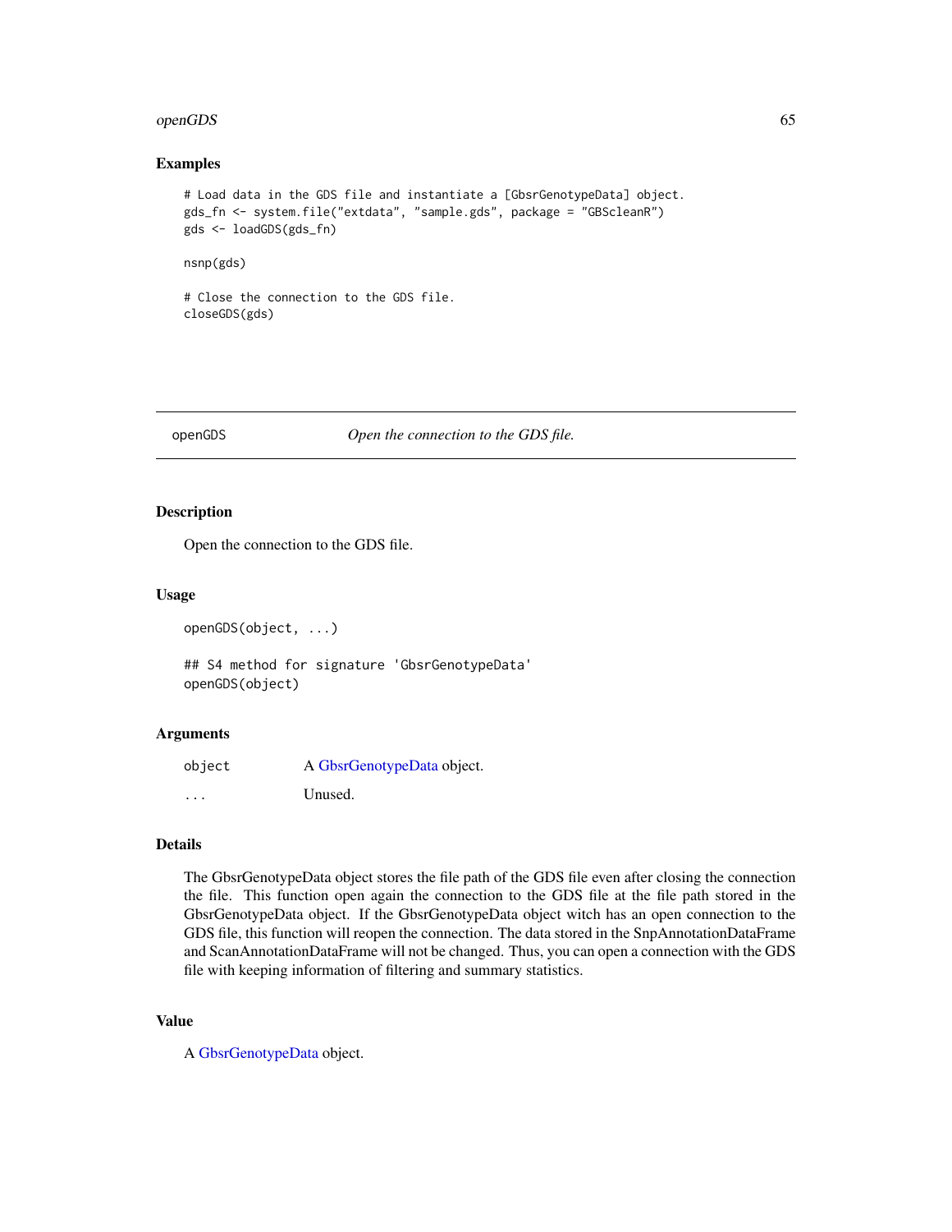## Examples

```
# Load data in the GDS file and instantiate a [GbsrGenotypeData] object.
gds_fn <- system.file("extdata", "sample.gds", package = "GBScleanR")
gds <- loadGDS(gds_fn)

nsnp(gds)

# Close the connection to the GDS file.
closeGDS(gds)
```

---

# openGDS    *Open the connection to the GDS file.*

---

## Description

Open the connection to the GDS file.

## Usage

```
openGDS(object, ...)

## S4 method for signature 'GbsrGenotypeData'
openGDS(object)
```

## Arguments

| | |
|---|---|
| object | A GbsrGenotypeData object. |
| ... | Unused. |

## Details

The GbsrGenotypeData object stores the file path of the GDS file even after closing the connection the file. This function open again the connection to the GDS file at the file path stored in the GbsrGenotypeData object. If the GbsrGenotypeData object witch has an open connection to the GDS file, this function will reopen the connection. The data stored in the SnpAnnotationDataFrame and ScanAnnotationDataFrame will not be changed. Thus, you can open a connection with the GDS file with keeping information of filtering and summary statistics.

## Value

A GbsrGenotypeData object.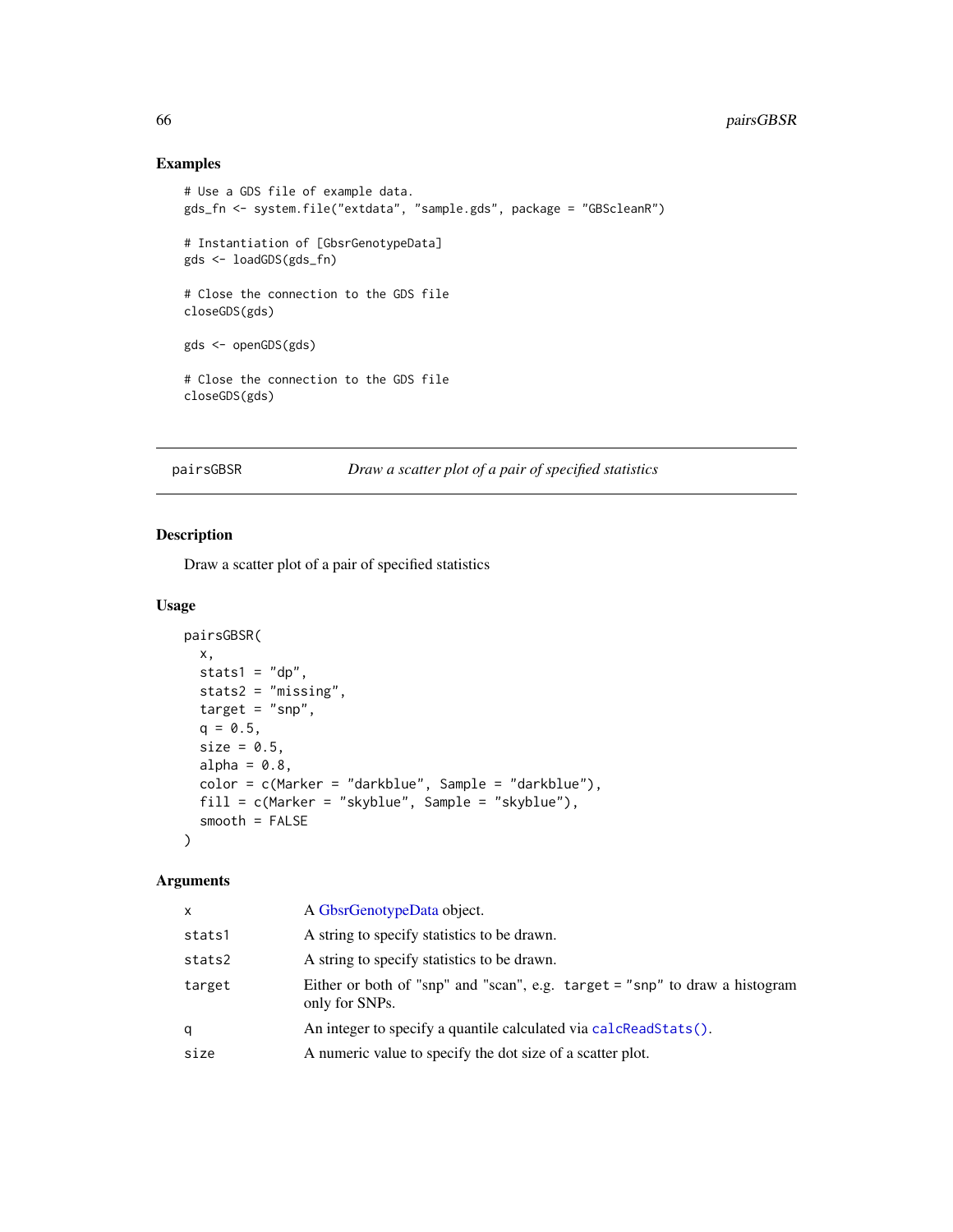## Examples

```
# Use a GDS file of example data.
gds_fn <- system.file("extdata", "sample.gds", package = "GBScleanR")

# Instantiation of [GbsrGenotypeData]
gds <- loadGDS(gds_fn)

# Close the connection to the GDS file
closeGDS(gds)

gds <- openGDS(gds)

# Close the connection to the GDS file
closeGDS(gds)
```

---

# pairsGBSR — *Draw a scatter plot of a pair of specified statistics*

## Description

Draw a scatter plot of a pair of specified statistics

## Usage

```
pairsGBSR(
  x,
  stats1 = "dp",
  stats2 = "missing",
  target = "snp",
  q = 0.5,
  size = 0.5,
  alpha = 0.8,
  color = c(Marker = "darkblue", Sample = "darkblue"),
  fill = c(Marker = "skyblue", Sample = "skyblue"),
  smooth = FALSE
)
```

## Arguments

| | |
|---|---|
| `x` | A GbsrGenotypeData object. |
| `stats1` | A string to specify statistics to be drawn. |
| `stats2` | A string to specify statistics to be drawn. |
| `target` | Either or both of "snp" and "scan", e.g. `target = "snp"` to draw a histogram only for SNPs. |
| `q` | An integer to specify a quantile calculated via `calcReadStats()`. |
| `size` | A numeric value to specify the dot size of a scatter plot. |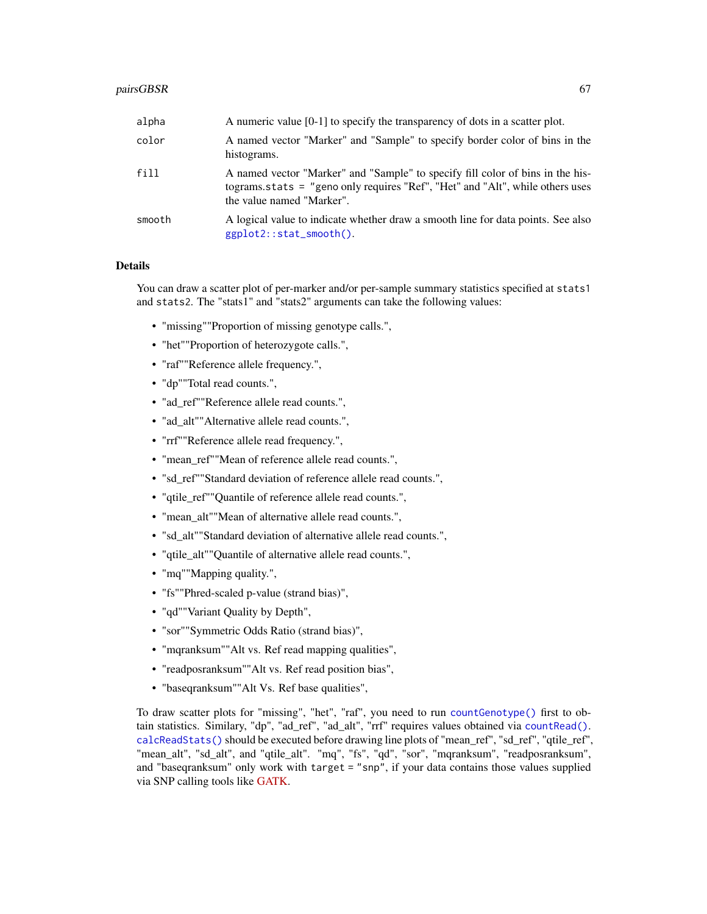| | |
|---|---|
| `alpha` | A numeric value [0-1] to specify the transparency of dots in a scatter plot. |
| `color` | A named vector "Marker" and "Sample" to specify border color of bins in the histograms. |
| `fill` | A named vector "Marker" and "Sample" to specify fill color of bins in the histograms.stats = "geno only requires "Ref", "Het" and "Alt", while others uses the value named "Marker". |
| `smooth` | A logical value to indicate whether draw a smooth line for data points. See also `ggplot2::stat_smooth()`. |

### Details

You can draw a scatter plot of per-marker and/or per-sample summary statistics specified at `stats1` and `stats2`. The "stats1" and "stats2" arguments can take the following values:

- "missing""Proportion of missing genotype calls.",
- "het""Proportion of heterozygote calls.",
- "raf""Reference allele frequency.",
- "dp""Total read counts.",
- "ad_ref""Reference allele read counts.",
- "ad_alt""Alternative allele read counts.",
- "rrf""Reference allele read frequency.",
- "mean_ref""Mean of reference allele read counts.",
- "sd_ref""Standard deviation of reference allele read counts.",
- "qtile_ref""Quantile of reference allele read counts.",
- "mean_alt""Mean of alternative allele read counts.",
- "sd_alt""Standard deviation of alternative allele read counts.",
- "qtile_alt""Quantile of alternative allele read counts.",
- "mq""Mapping quality.",
- "fs""Phred-scaled p-value (strand bias)",
- "qd""Variant Quality by Depth",
- "sor""Symmetric Odds Ratio (strand bias)",
- "mqranksum""Alt vs. Ref read mapping qualities",
- "readposranksum""Alt vs. Ref read position bias",
- "baseqranksum""Alt Vs. Ref base qualities",

To draw scatter plots for "missing", "het", "raf", you need to run `countGenotype()` first to obtain statistics. Similary, "dp", "ad_ref", "ad_alt", "rrf" requires values obtained via `countRead()`. `calcReadStats()` should be executed before drawing line plots of "mean_ref", "sd_ref", "qtile_ref", "mean_alt", "sd_alt", and "qtile_alt". "mq", "fs", "qd", "sor", "mqranksum", "readposranksum", and "baseqranksum" only work with `target = "snp"`, if your data contains those values supplied via SNP calling tools like GATK.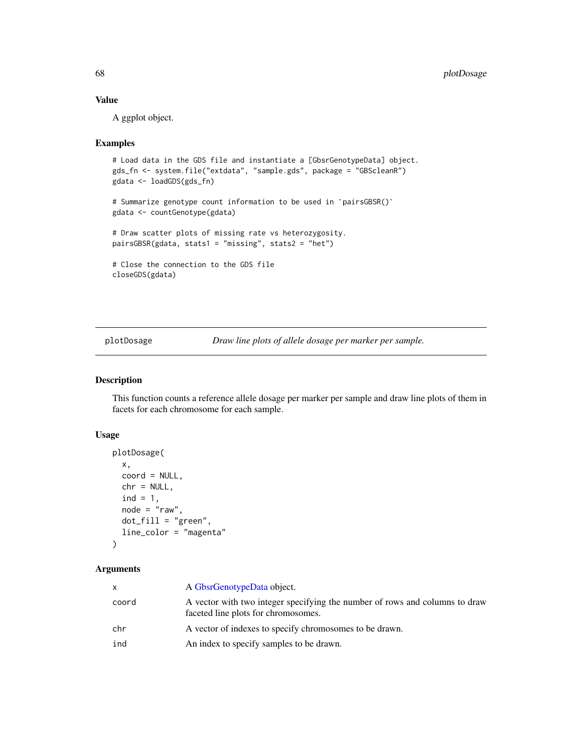## Value

A ggplot object.

## Examples

```
# Load data in the GDS file and instantiate a [GbsrGenotypeData] object.
gds_fn <- system.file("extdata", "sample.gds", package = "GBScleanR")
gdata <- loadGDS(gds_fn)

# Summarize genotype count information to be used in `pairsGBSR()`
gdata <- countGenotype(gdata)

# Draw scatter plots of missing rate vs heterozygosity.
pairsGBSR(gdata, stats1 = "missing", stats2 = "het")

# Close the connection to the GDS file
closeGDS(gdata)
```

---

# plotDosage — *Draw line plots of allele dosage per marker per sample.*

## Description

This function counts a reference allele dosage per marker per sample and draw line plots of them in facets for each chromosome for each sample.

## Usage

```
plotDosage(
  x,
  coord = NULL,
  chr = NULL,
  ind = 1,
  node = "raw",
  dot_fill = "green",
  line_color = "magenta"
)
```

## Arguments

| | |
|---|---|
| x | A GbsrGenotypeData object. |
| coord | A vector with two integer specifying the number of rows and columns to draw faceted line plots for chromosomes. |
| chr | A vector of indexes to specify chromosomes to be drawn. |
| ind | An index to specify samples to be drawn. |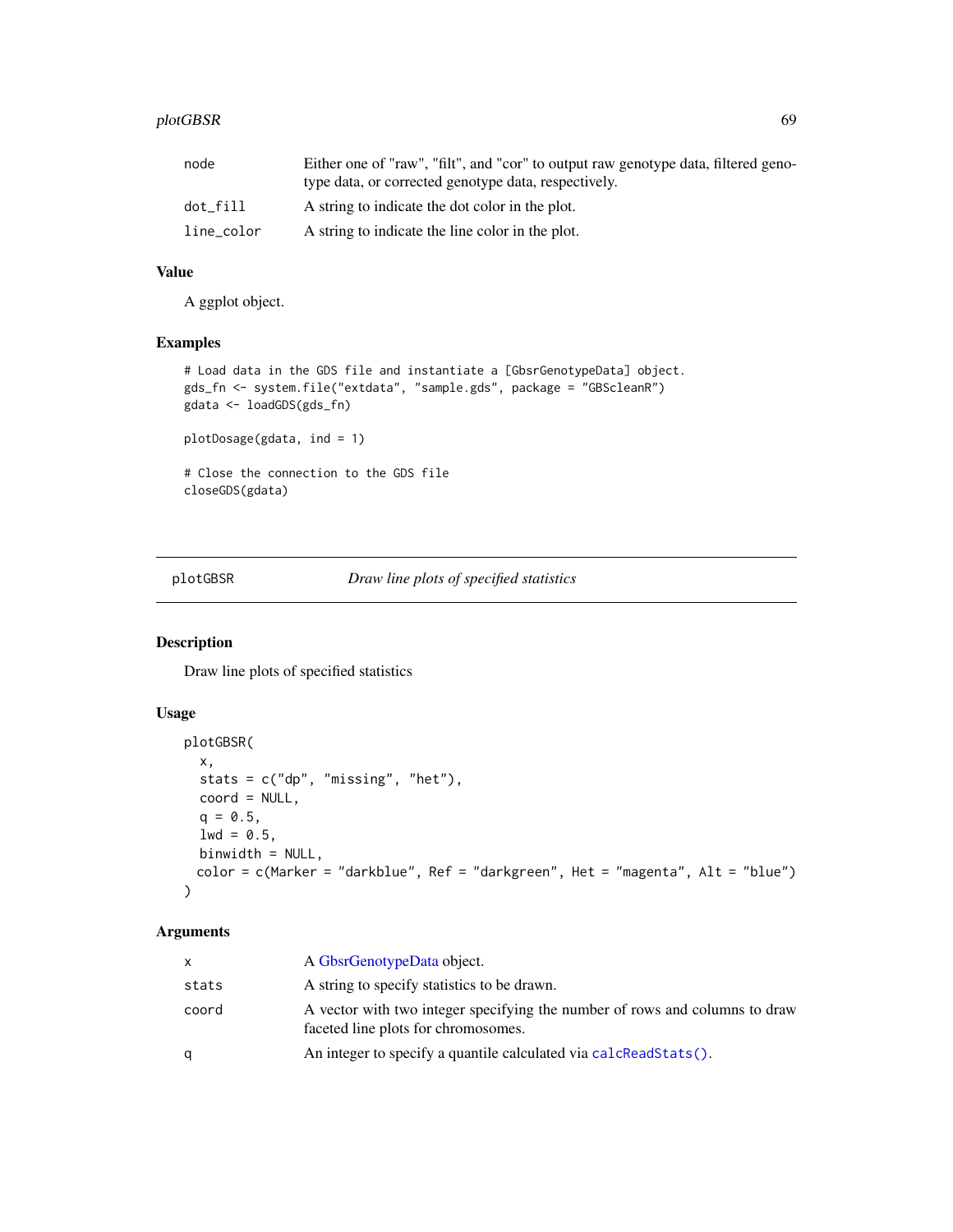| | |
|---|---|
| node | Either one of "raw", "filt", and "cor" to output raw genotype data, filtered genotype data, or corrected genotype data, respectively. |
| dot_fill | A string to indicate the dot color in the plot. |
| line_color | A string to indicate the line color in the plot. |

### Value

A ggplot object.

### Examples

```
# Load data in the GDS file and instantiate a [GbsrGenotypeData] object.
gds_fn <- system.file("extdata", "sample.gds", package = "GBScleanR")
gdata <- loadGDS(gds_fn)

plotDosage(gdata, ind = 1)

# Close the connection to the GDS file
closeGDS(gdata)
```

---

## plotGBSR — *Draw line plots of specified statistics*

### Description

Draw line plots of specified statistics

### Usage

```
plotGBSR(
  x,
  stats = c("dp", "missing", "het"),
  coord = NULL,
  q = 0.5,
  lwd = 0.5,
  binwidth = NULL,
  color = c(Marker = "darkblue", Ref = "darkgreen", Het = "magenta", Alt = "blue")
)
```

### Arguments

| | |
|---|---|
| x | A GbsrGenotypeData object. |
| stats | A string to specify statistics to be drawn. |
| coord | A vector with two integer specifying the number of rows and columns to draw faceted line plots for chromosomes. |
| q | An integer to specify a quantile calculated via calcReadStats(). |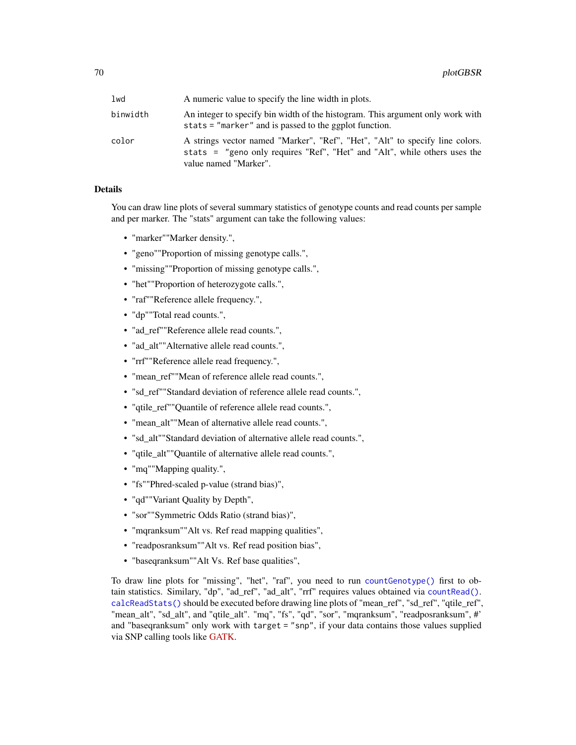| | |
|---|---|
| lwd | A numeric value to specify the line width in plots. |
| binwidth | An integer to specify bin width of the histogram. This argument only work with `stats = "marker"` and is passed to the ggplot function. |
| color | A strings vector named "Marker", "Ref", "Het", "Alt" to specify line colors. `stats = "geno` only requires "Ref", "Het" and "Alt", while others uses the value named "Marker". |

## Details

You can draw line plots of several summary statistics of genotype counts and read counts per sample and per marker. The "stats" argument can take the following values:

- "marker""Marker density.",
- "geno""Proportion of missing genotype calls.",
- "missing""Proportion of missing genotype calls.",
- "het""Proportion of heterozygote calls.",
- "raf""Reference allele frequency.",
- "dp""Total read counts.",
- "ad_ref""Reference allele read counts.",
- "ad_alt""Alternative allele read counts.",
- "rrf""Reference allele read frequency.",
- "mean_ref""Mean of reference allele read counts.",
- "sd_ref""Standard deviation of reference allele read counts.",
- "qtile_ref""Quantile of reference allele read counts.",
- "mean_alt""Mean of alternative allele read counts.",
- "sd_alt""Standard deviation of alternative allele read counts.",
- "qtile_alt""Quantile of alternative allele read counts.",
- "mq""Mapping quality.",
- "fs""Phred-scaled p-value (strand bias)",
- "qd""Variant Quality by Depth",
- "sor""Symmetric Odds Ratio (strand bias)",
- "mqranksum""Alt vs. Ref read mapping qualities",
- "readposranksum""Alt vs. Ref read position bias",
- "baseqranksum""Alt Vs. Ref base qualities",

To draw line plots for "missing", "het", "raf", you need to run `countGenotype()` first to obtain statistics. Similary, "dp", "ad_ref", "ad_alt", "rrf" requires values obtained via `countRead()`. `calcReadStats()` should be executed before drawing line plots of "mean_ref", "sd_ref", "qtile_ref", "mean_alt", "sd_alt", and "qtile_alt". "mq", "fs", "qd", "sor", "mqranksum", "readposranksum", #' and "baseqranksum" only work with `target = "snp"`, if your data contains those values supplied via SNP calling tools like GATK.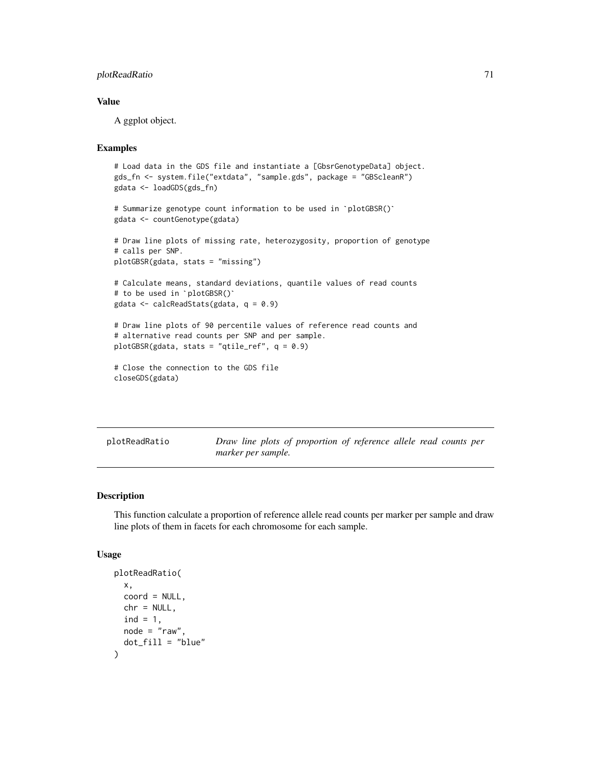## Value

A ggplot object.

## Examples

```
# Load data in the GDS file and instantiate a [GbsrGenotypeData] object.
gds_fn <- system.file("extdata", "sample.gds", package = "GBScleanR")
gdata <- loadGDS(gds_fn)

# Summarize genotype count information to be used in `plotGBSR()`
gdata <- countGenotype(gdata)

# Draw line plots of missing rate, heterozygosity, proportion of genotype
# calls per SNP.
plotGBSR(gdata, stats = "missing")

# Calculate means, standard deviations, quantile values of read counts
# to be used in `plotGBSR()`
gdata <- calcReadStats(gdata, q = 0.9)

# Draw line plots of 90 percentile values of reference read counts and
# alternative read counts per SNP and per sample.
plotGBSR(gdata, stats = "qtile_ref", q = 0.9)

# Close the connection to the GDS file
closeGDS(gdata)
```

---

# plotReadRatio

*Draw line plots of proportion of reference allele read counts per marker per sample.*

---

## Description

This function calculate a proportion of reference allele read counts per marker per sample and draw line plots of them in facets for each chromosome for each sample.

## Usage

```
plotReadRatio(
  x,
  coord = NULL,
  chr = NULL,
  ind = 1,
  node = "raw",
  dot_fill = "blue"
)
```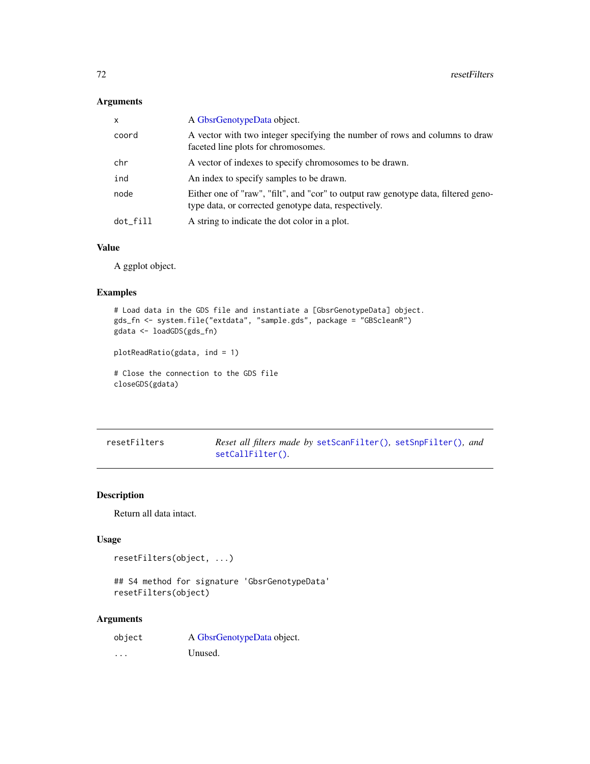### Arguments

| | |
|---|---|
| x | A GbsrGenotypeData object. |
| coord | A vector with two integer specifying the number of rows and columns to draw faceted line plots for chromosomes. |
| chr | A vector of indexes to specify chromosomes to be drawn. |
| ind | An index to specify samples to be drawn. |
| node | Either one of "raw", "filt", and "cor" to output raw genotype data, filtered genotype data, or corrected genotype data, respectively. |
| dot_fill | A string to indicate the dot color in a plot. |

### Value

A ggplot object.

### Examples

```
# Load data in the GDS file and instantiate a [GbsrGenotypeData] object.
gds_fn <- system.file("extdata", "sample.gds", package = "GBScleanR")
gdata <- loadGDS(gds_fn)

plotReadRatio(gdata, ind = 1)

# Close the connection to the GDS file
closeGDS(gdata)
```

---

## resetFilters — *Reset all filters made by `setScanFilter()`, `setSnpFilter()`, and `setCallFilter()`.*

---

### Description

Return all data intact.

### Usage

```
resetFilters(object, ...)

## S4 method for signature 'GbsrGenotypeData'
resetFilters(object)
```

### Arguments

| | |
|---|---|
| object | A GbsrGenotypeData object. |
| ... | Unused. |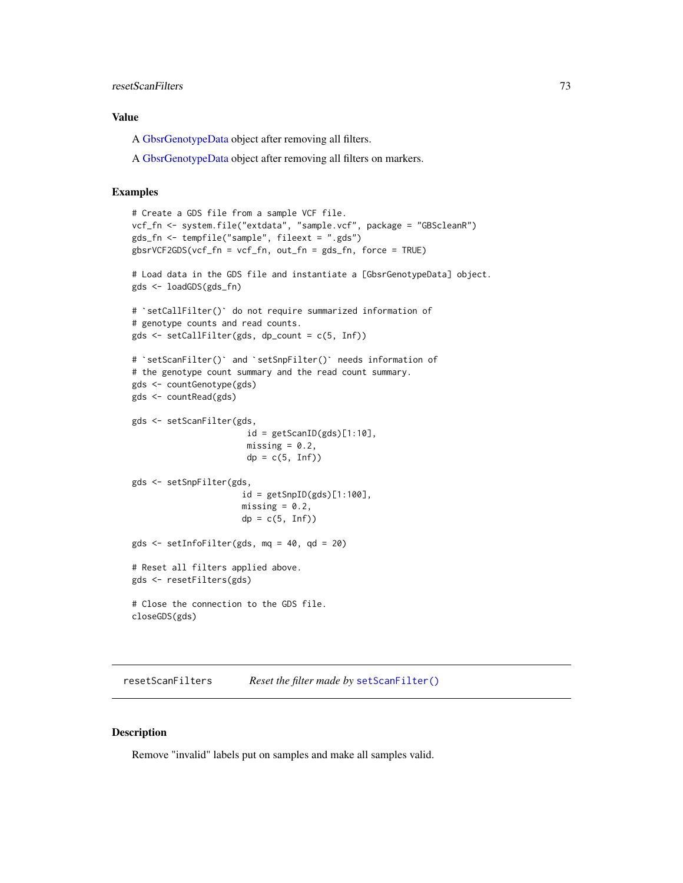## Value

A GbsrGenotypeData object after removing all filters.

A GbsrGenotypeData object after removing all filters on markers.

## Examples

```
# Create a GDS file from a sample VCF file.
vcf_fn <- system.file("extdata", "sample.vcf", package = "GBScleanR")
gds_fn <- tempfile("sample", fileext = ".gds")
gbsrVCF2GDS(vcf_fn = vcf_fn, out_fn = gds_fn, force = TRUE)

# Load data in the GDS file and instantiate a [GbsrGenotypeData] object.
gds <- loadGDS(gds_fn)

# `setCallFilter()` do not require summarized information of
# genotype counts and read counts.
gds <- setCallFilter(gds, dp_count = c(5, Inf))

# `setScanFilter()` and `setSnpFilter()` needs information of
# the genotype count summary and the read count summary.
gds <- countGenotype(gds)
gds <- countRead(gds)

gds <- setScanFilter(gds,
                      id = getScanID(gds)[1:10],
                      missing = 0.2,
                      dp = c(5, Inf))

gds <- setSnpFilter(gds,
                     id = getSnpID(gds)[1:100],
                     missing = 0.2,
                     dp = c(5, Inf))

gds <- setInfoFilter(gds, mq = 40, qd = 20)

# Reset all filters applied above.
gds <- resetFilters(gds)

# Close the connection to the GDS file.
closeGDS(gds)
```

---

resetScanFilters    *Reset the filter made by* `setScanFilter()`

---

## Description

Remove "invalid" labels put on samples and make all samples valid.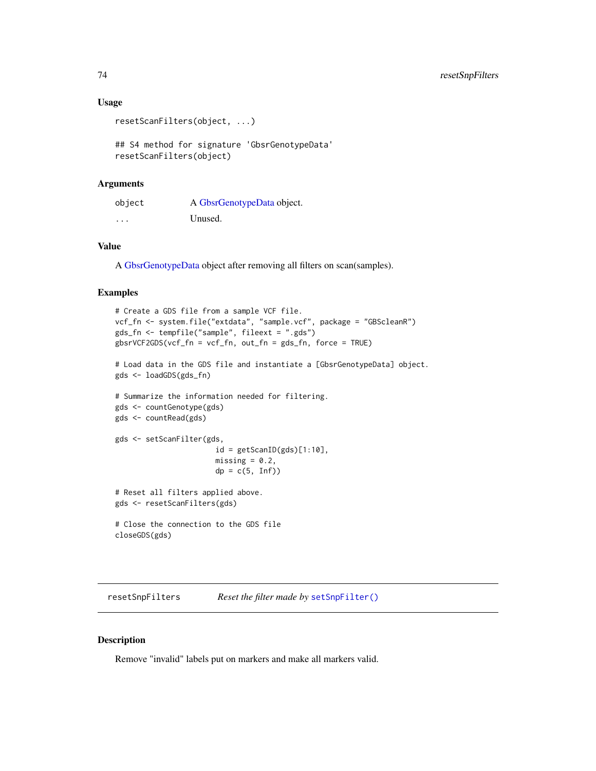### Usage

```
resetScanFilters(object, ...)

## S4 method for signature 'GbsrGenotypeData'
resetScanFilters(object)
```

### Arguments

| | |
|---|---|
| object | A GbsrGenotypeData object. |
| ... | Unused. |

### Value

A GbsrGenotypeData object after removing all filters on scan(samples).

### Examples

```
# Create a GDS file from a sample VCF file.
vcf_fn <- system.file("extdata", "sample.vcf", package = "GBScleanR")
gds_fn <- tempfile("sample", fileext = ".gds")
gbsrVCF2GDS(vcf_fn = vcf_fn, out_fn = gds_fn, force = TRUE)

# Load data in the GDS file and instantiate a [GbsrGenotypeData] object.
gds <- loadGDS(gds_fn)

# Summarize the information needed for filtering.
gds <- countGenotype(gds)
gds <- countRead(gds)

gds <- setScanFilter(gds,
                     id = getScanID(gds)[1:10],
                     missing = 0.2,
                     dp = c(5, Inf))

# Reset all filters applied above.
gds <- resetScanFilters(gds)

# Close the connection to the GDS file
closeGDS(gds)
```

## resetSnpFilters &nbsp;&nbsp;&nbsp; *Reset the filter made by* setSnpFilter()

### Description

Remove "invalid" labels put on markers and make all markers valid.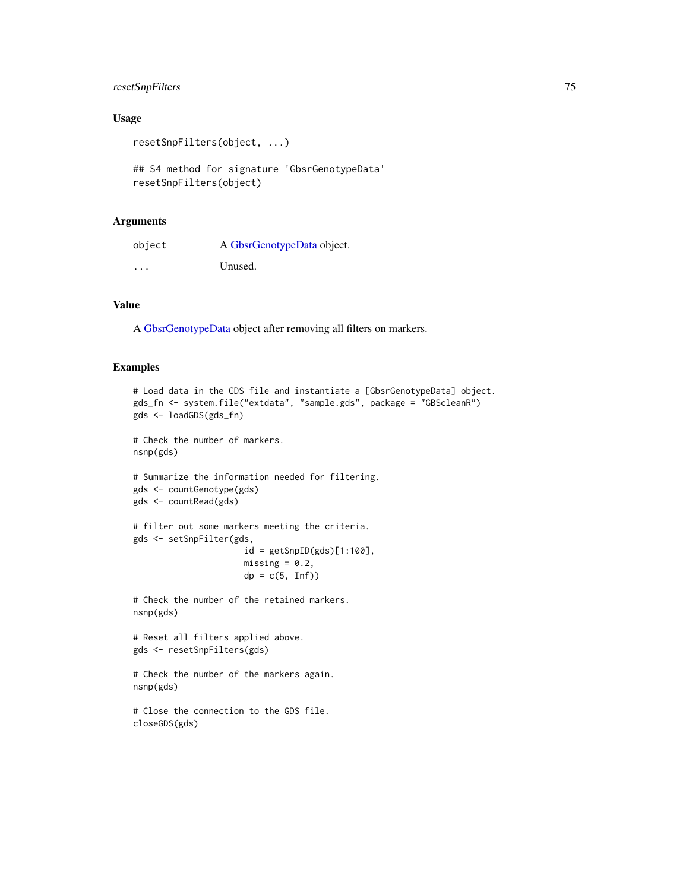### Usage

```
resetSnpFilters(object, ...)

## S4 method for signature 'GbsrGenotypeData'
resetSnpFilters(object)
```

### Arguments

| | |
|---|---|
| object | A GbsrGenotypeData object. |
| ... | Unused. |

### Value

A GbsrGenotypeData object after removing all filters on markers.

### Examples

```
# Load data in the GDS file and instantiate a [GbsrGenotypeData] object.
gds_fn <- system.file("extdata", "sample.gds", package = "GBScleanR")
gds <- loadGDS(gds_fn)

# Check the number of markers.
nsnp(gds)

# Summarize the information needed for filtering.
gds <- countGenotype(gds)
gds <- countRead(gds)

# filter out some markers meeting the criteria.
gds <- setSnpFilter(gds,
                    id = getSnpID(gds)[1:100],
                    missing = 0.2,
                    dp = c(5, Inf))

# Check the number of the retained markers.
nsnp(gds)

# Reset all filters applied above.
gds <- resetSnpFilters(gds)

# Check the number of the markers again.
nsnp(gds)

# Close the connection to the GDS file.
closeGDS(gds)
```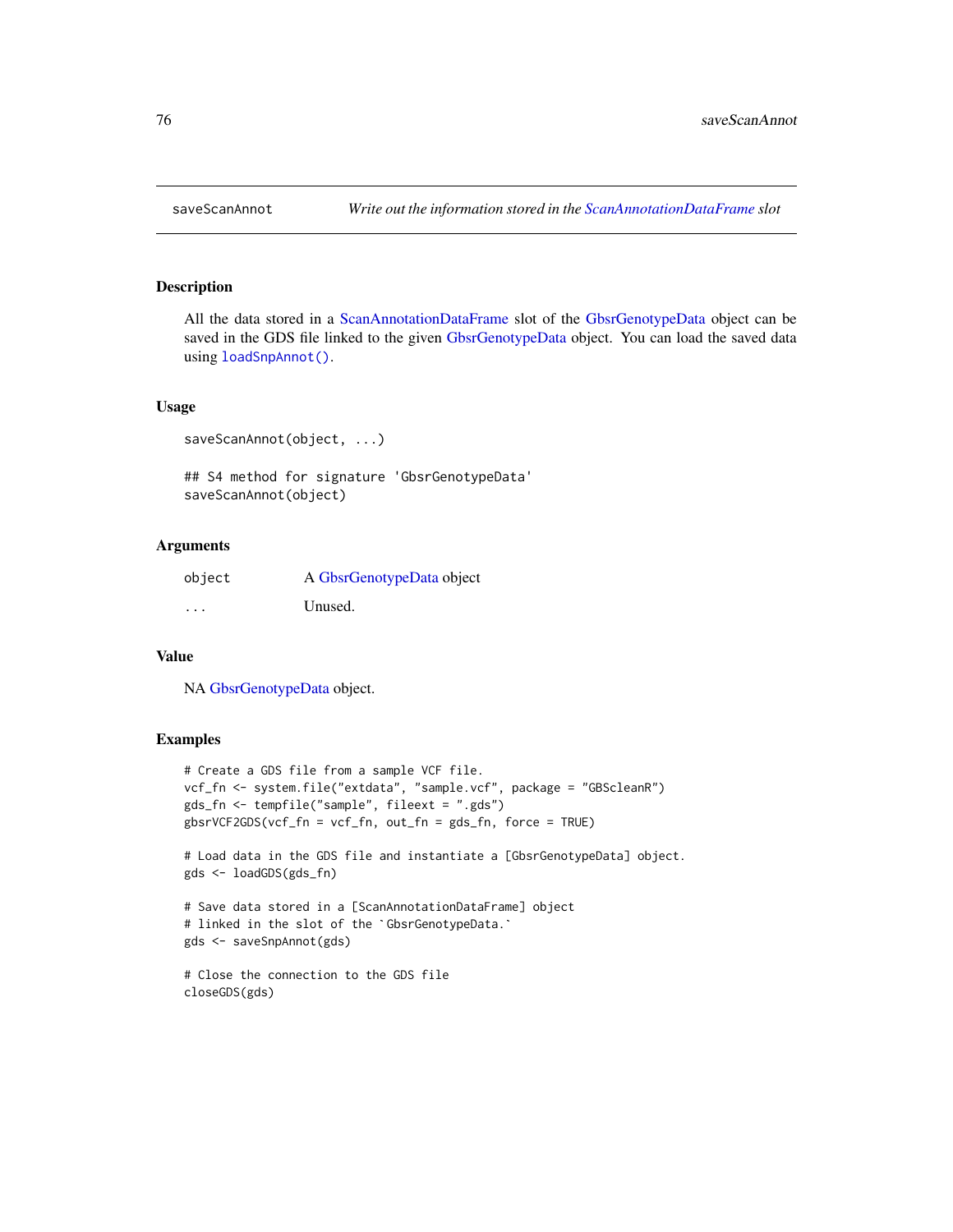## saveScanAnnot — *Write out the information stored in the ScanAnnotationDataFrame slot*

### Description

All the data stored in a ScanAnnotationDataFrame slot of the GbsrGenotypeData object can be saved in the GDS file linked to the given GbsrGenotypeData object. You can load the saved data using `loadSnpAnnot()`.

### Usage

```
saveScanAnnot(object, ...)

## S4 method for signature 'GbsrGenotypeData'
saveScanAnnot(object)
```

### Arguments

| | |
|---|---|
| object | A GbsrGenotypeData object |
| ... | Unused. |

### Value

NA GbsrGenotypeData object.

### Examples

```
# Create a GDS file from a sample VCF file.
vcf_fn <- system.file("extdata", "sample.vcf", package = "GBScleanR")
gds_fn <- tempfile("sample", fileext = ".gds")
gbsrVCF2GDS(vcf_fn = vcf_fn, out_fn = gds_fn, force = TRUE)

# Load data in the GDS file and instantiate a [GbsrGenotypeData] object.
gds <- loadGDS(gds_fn)

# Save data stored in a [ScanAnnotationDataFrame] object
# linked in the slot of the `GbsrGenotypeData.`
gds <- saveSnpAnnot(gds)

# Close the connection to the GDS file
closeGDS(gds)
```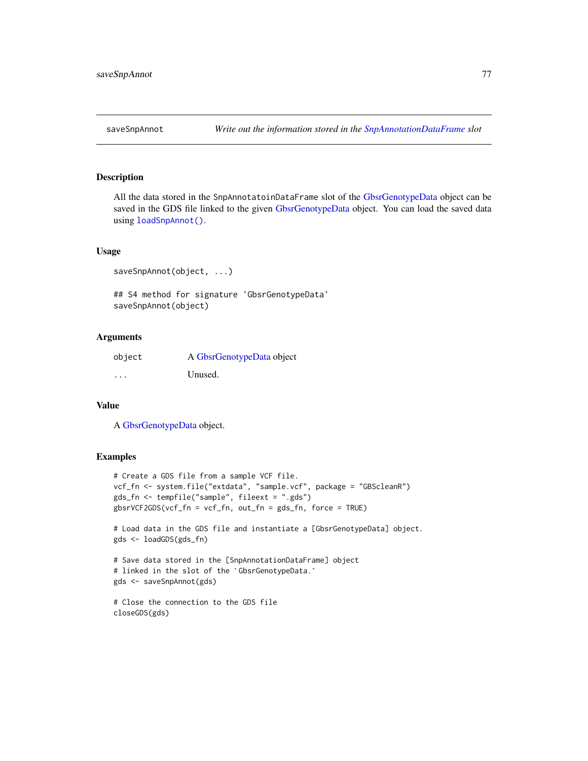# saveSnpAnnot

*Write out the information stored in the SnpAnnotationDataFrame slot*

## Description

All the data stored in the `SnpAnnotatoinDataFrame` slot of the GbsrGenotypeData object can be saved in the GDS file linked to the given GbsrGenotypeData object. You can load the saved data using `loadSnpAnnot()`.

## Usage

```
saveSnpAnnot(object, ...)

## S4 method for signature 'GbsrGenotypeData'
saveSnpAnnot(object)
```

## Arguments

| | |
|---|---|
| `object` | A GbsrGenotypeData object |
| `...` | Unused. |

## Value

A GbsrGenotypeData object.

## Examples

```
# Create a GDS file from a sample VCF file.
vcf_fn <- system.file("extdata", "sample.vcf", package = "GBScleanR")
gds_fn <- tempfile("sample", fileext = ".gds")
gbsrVCF2GDS(vcf_fn = vcf_fn, out_fn = gds_fn, force = TRUE)

# Load data in the GDS file and instantiate a [GbsrGenotypeData] object.
gds <- loadGDS(gds_fn)

# Save data stored in the [SnpAnnotationDataFrame] object
# linked in the slot of the `GbsrGenotypeData.`
gds <- saveSnpAnnot(gds)

# Close the connection to the GDS file
closeGDS(gds)
```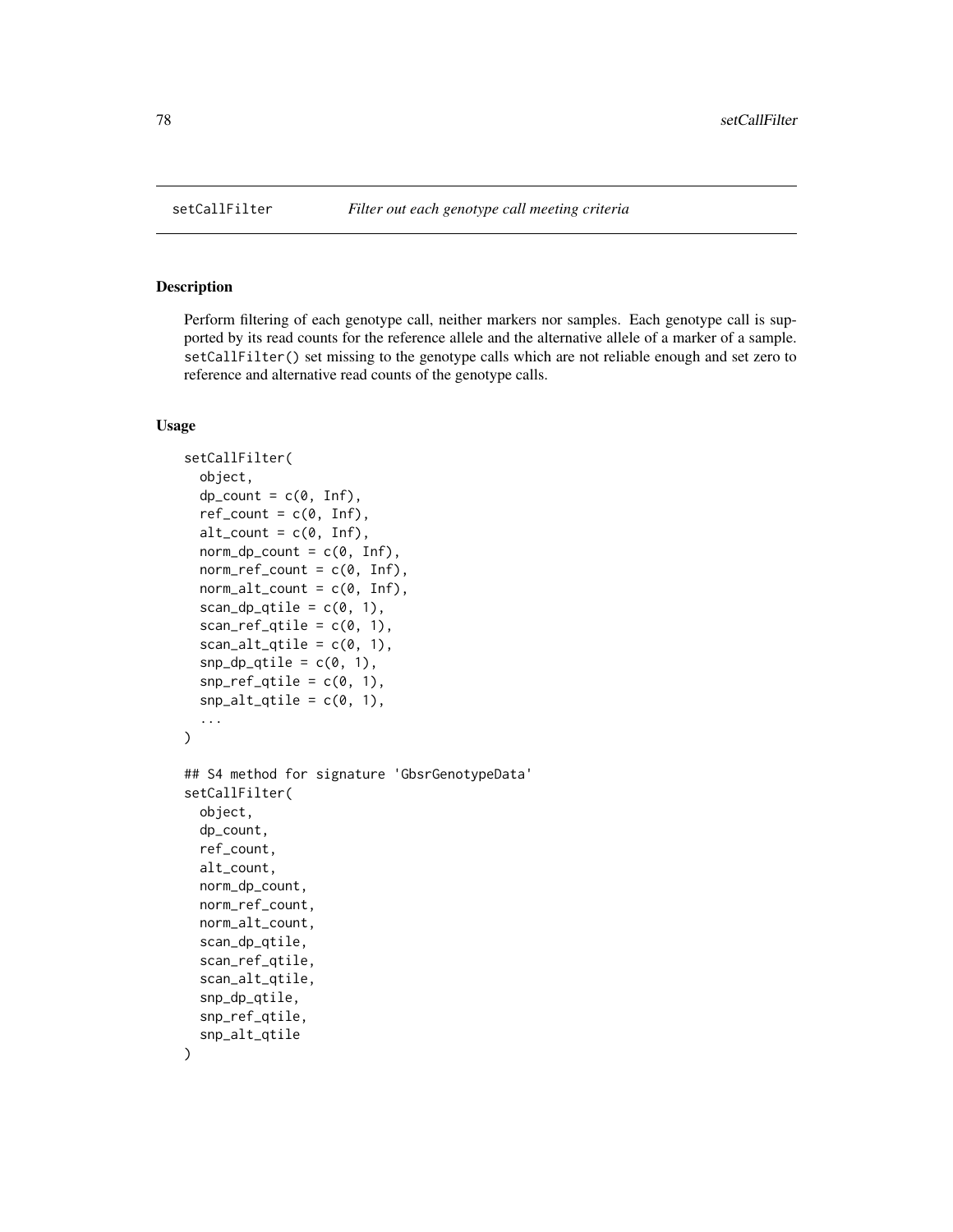setCallFilter *Filter out each genotype call meeting criteria*

## Description

Perform filtering of each genotype call, neither markers nor samples. Each genotype call is supported by its read counts for the reference allele and the alternative allele of a marker of a sample. `setCallFilter()` set missing to the genotype calls which are not reliable enough and set zero to reference and alternative read counts of the genotype calls.

## Usage

```
setCallFilter(
  object,
  dp_count = c(0, Inf),
  ref_count = c(0, Inf),
  alt_count = c(0, Inf),
  norm_dp_count = c(0, Inf),
  norm_ref_count = c(0, Inf),
  norm_alt_count = c(0, Inf),
  scan_dp_qtile = c(0, 1),
  scan_ref_qtile = c(0, 1),
  scan_alt_qtile = c(0, 1),
  snp_dp_qtile = c(0, 1),
  snp_ref_qtile = c(0, 1),
  snp_alt_qtile = c(0, 1),
  ...
)

## S4 method for signature 'GbsrGenotypeData'
setCallFilter(
  object,
  dp_count,
  ref_count,
  alt_count,
  norm_dp_count,
  norm_ref_count,
  norm_alt_count,
  scan_dp_qtile,
  scan_ref_qtile,
  scan_alt_qtile,
  snp_dp_qtile,
  snp_ref_qtile,
  snp_alt_qtile
)
```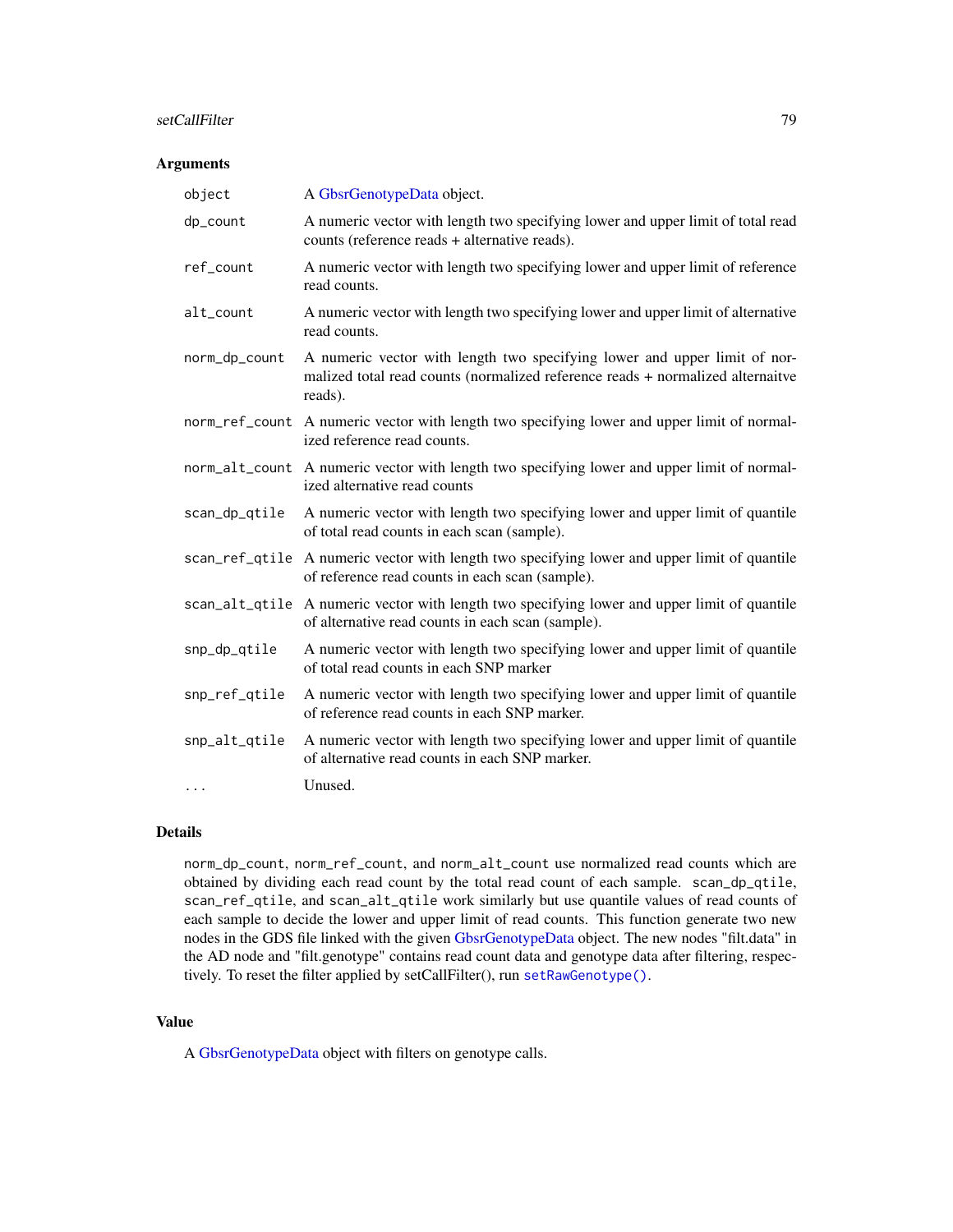### Arguments

| | |
|---|---|
| `object` | A GbsrGenotypeData object. |
| `dp_count` | A numeric vector with length two specifying lower and upper limit of total read counts (reference reads + alternative reads). |
| `ref_count` | A numeric vector with length two specifying lower and upper limit of reference read counts. |
| `alt_count` | A numeric vector with length two specifying lower and upper limit of alternative read counts. |
| `norm_dp_count` | A numeric vector with length two specifying lower and upper limit of normalized total read counts (normalized reference reads + normalized alternaitve reads). |
| `norm_ref_count` | A numeric vector with length two specifying lower and upper limit of normalized reference read counts. |
| `norm_alt_count` | A numeric vector with length two specifying lower and upper limit of normalized alternative read counts |
| `scan_dp_qtile` | A numeric vector with length two specifying lower and upper limit of quantile of total read counts in each scan (sample). |
| `scan_ref_qtile` | A numeric vector with length two specifying lower and upper limit of quantile of reference read counts in each scan (sample). |
| `scan_alt_qtile` | A numeric vector with length two specifying lower and upper limit of quantile of alternative read counts in each scan (sample). |
| `snp_dp_qtile` | A numeric vector with length two specifying lower and upper limit of quantile of total read counts in each SNP marker |
| `snp_ref_qtile` | A numeric vector with length two specifying lower and upper limit of quantile of reference read counts in each SNP marker. |
| `snp_alt_qtile` | A numeric vector with length two specifying lower and upper limit of quantile of alternative read counts in each SNP marker. |
| `...` | Unused. |

### Details

`norm_dp_count`, `norm_ref_count`, and `norm_alt_count` use normalized read counts which are obtained by dividing each read count by the total read count of each sample. `scan_dp_qtile`, `scan_ref_qtile`, and `scan_alt_qtile` work similarly but use quantile values of read counts of each sample to decide the lower and upper limit of read counts. This function generate two new nodes in the GDS file linked with the given GbsrGenotypeData object. The new nodes "filt.data" in the AD node and "filt.genotype" contains read count data and genotype data after filtering, respectively. To reset the filter applied by setCallFilter(), run `setRawGenotype()`.

### Value

A GbsrGenotypeData object with filters on genotype calls.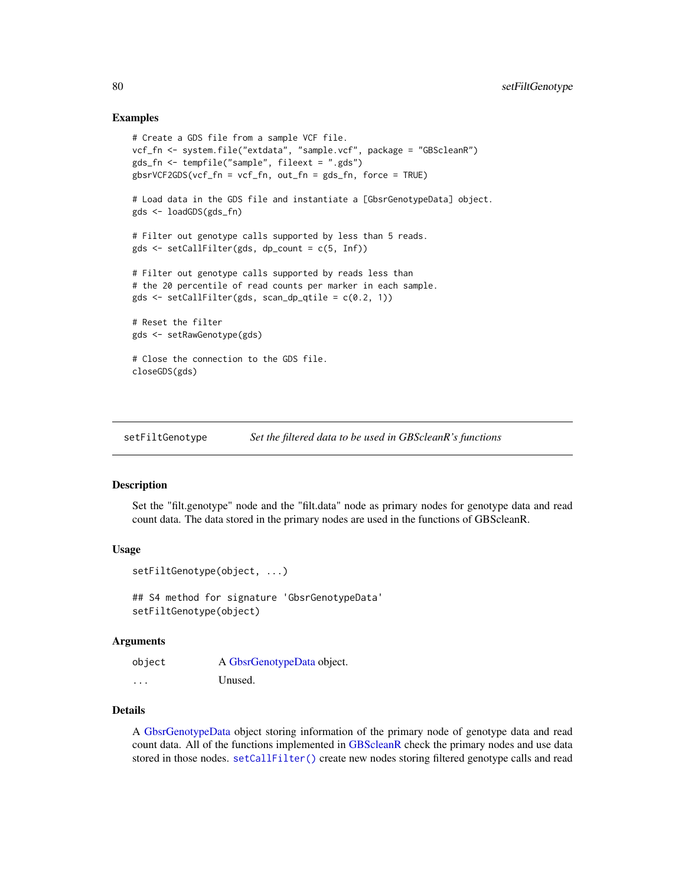### Examples

```
# Create a GDS file from a sample VCF file.
vcf_fn <- system.file("extdata", "sample.vcf", package = "GBScleanR")
gds_fn <- tempfile("sample", fileext = ".gds")
gbsrVCF2GDS(vcf_fn = vcf_fn, out_fn = gds_fn, force = TRUE)

# Load data in the GDS file and instantiate a [GbsrGenotypeData] object.
gds <- loadGDS(gds_fn)

# Filter out genotype calls supported by less than 5 reads.
gds <- setCallFilter(gds, dp_count = c(5, Inf))

# Filter out genotype calls supported by reads less than
# the 20 percentile of read counts per marker in each sample.
gds <- setCallFilter(gds, scan_dp_qtile = c(0.2, 1))

# Reset the filter
gds <- setRawGenotype(gds)

# Close the connection to the GDS file.
closeGDS(gds)
```

---

## setFiltGenotype — *Set the filtered data to be used in GBScleanR's functions*

### Description

Set the "filt.genotype" node and the "filt.data" node as primary nodes for genotype data and read count data. The data stored in the primary nodes are used in the functions of GBScleanR.

### Usage

```
setFiltGenotype(object, ...)

## S4 method for signature 'GbsrGenotypeData'
setFiltGenotype(object)
```

### Arguments

| | |
|---|---|
| object | A GbsrGenotypeData object. |
| ... | Unused. |

### Details

A GbsrGenotypeData object storing information of the primary node of genotype data and read count data. All of the functions implemented in GBScleanR check the primary nodes and use data stored in those nodes. `setCallFilter()` create new nodes storing filtered genotype calls and read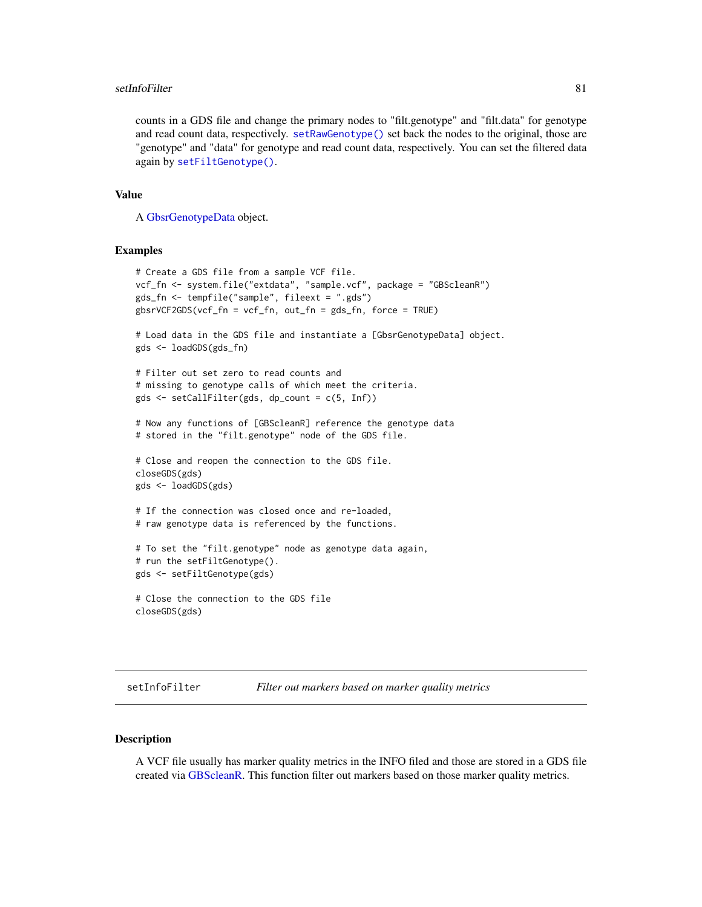counts in a GDS file and change the primary nodes to "filt.genotype" and "filt.data" for genotype and read count data, respectively. setRawGenotype() set back the nodes to the original, those are "genotype" and "data" for genotype and read count data, respectively. You can set the filtered data again by setFiltGenotype().

### Value

A GbsrGenotypeData object.

### Examples

```
# Create a GDS file from a sample VCF file.
vcf_fn <- system.file("extdata", "sample.vcf", package = "GBScleanR")
gds_fn <- tempfile("sample", fileext = ".gds")
gbsrVCF2GDS(vcf_fn = vcf_fn, out_fn = gds_fn, force = TRUE)

# Load data in the GDS file and instantiate a [GbsrGenotypeData] object.
gds <- loadGDS(gds_fn)

# Filter out set zero to read counts and
# missing to genotype calls of which meet the criteria.
gds <- setCallFilter(gds, dp_count = c(5, Inf))

# Now any functions of [GBScleanR] reference the genotype data
# stored in the "filt.genotype" node of the GDS file.

# Close and reopen the connection to the GDS file.
closeGDS(gds)
gds <- loadGDS(gds)

# If the connection was closed once and re-loaded,
# raw genotype data is referenced by the functions.

# To set the "filt.genotype" node as genotype data again,
# run the setFiltGenotype().
gds <- setFiltGenotype(gds)

# Close the connection to the GDS file
closeGDS(gds)
```

---

## setInfoFilter — *Filter out markers based on marker quality metrics*

### Description

A VCF file usually has marker quality metrics in the INFO filed and those are stored in a GDS file created via GBScleanR. This function filter out markers based on those marker quality metrics.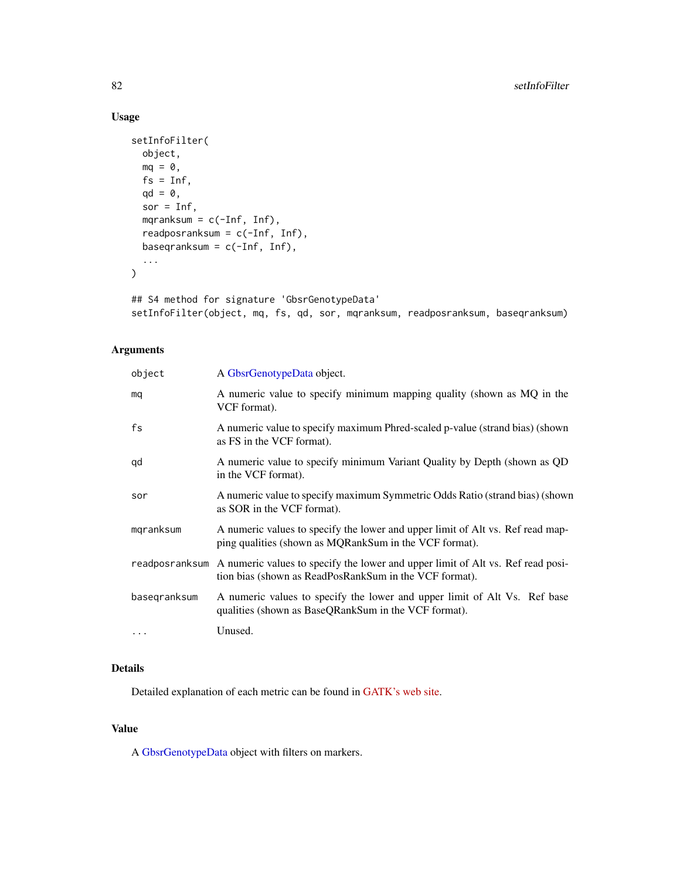## Usage

```
setInfoFilter(
  object,
  mq = 0,
  fs = Inf,
  qd = 0,
  sor = Inf,
  mqranksum = c(-Inf, Inf),
  readposranksum = c(-Inf, Inf),
  baseqranksum = c(-Inf, Inf),
  ...
)

## S4 method for signature 'GbsrGenotypeData'
setInfoFilter(object, mq, fs, qd, sor, mqranksum, readposranksum, baseqranksum)
```

## Arguments

| | |
|---|---|
| object | A GbsrGenotypeData object. |
| mq | A numeric value to specify minimum mapping quality (shown as MQ in the VCF format). |
| fs | A numeric value to specify maximum Phred-scaled p-value (strand bias) (shown as FS in the VCF format). |
| qd | A numeric value to specify minimum Variant Quality by Depth (shown as QD in the VCF format). |
| sor | A numeric value to specify maximum Symmetric Odds Ratio (strand bias) (shown as SOR in the VCF format). |
| mqranksum | A numeric values to specify the lower and upper limit of Alt vs. Ref read mapping qualities (shown as MQRankSum in the VCF format). |
| readposranksum | A numeric values to specify the lower and upper limit of Alt vs. Ref read position bias (shown as ReadPosRankSum in the VCF format). |
| baseqranksum | A numeric values to specify the lower and upper limit of Alt Vs. Ref base qualities (shown as BaseQRankSum in the VCF format). |
| ... | Unused. |

## Details

Detailed explanation of each metric can be found in GATK's web site.

## Value

A GbsrGenotypeData object with filters on markers.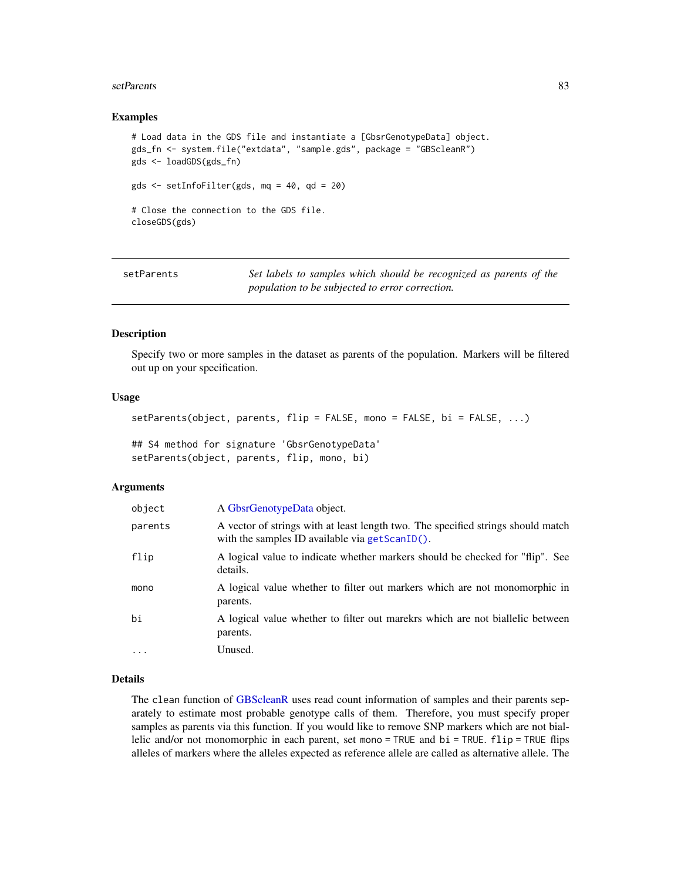## Examples

```
# Load data in the GDS file and instantiate a [GbsrGenotypeData] object.
gds_fn <- system.file("extdata", "sample.gds", package = "GBScleanR")
gds <- loadGDS(gds_fn)

gds <- setInfoFilter(gds, mq = 40, qd = 20)

# Close the connection to the GDS file.
closeGDS(gds)
```

---

# setParents

*Set labels to samples which should be recognized as parents of the population to be subjected to error correction.*

---

## Description

Specify two or more samples in the dataset as parents of the population. Markers will be filtered out up on your specification.

## Usage

```
setParents(object, parents, flip = FALSE, mono = FALSE, bi = FALSE, ...)

## S4 method for signature 'GbsrGenotypeData'
setParents(object, parents, flip, mono, bi)
```

## Arguments

| | |
|---|---|
| `object` | A GbsrGenotypeData object. |
| `parents` | A vector of strings with at least length two. The specified strings should match with the samples ID available via `getScanID()`. |
| `flip` | A logical value to indicate whether markers should be checked for "flip". See details. |
| `mono` | A logical value whether to filter out markers which are not monomorphic in parents. |
| `bi` | A logical value whether to filter out marekrs which are not biallelic between parents. |
| `...` | Unused. |

## Details

The `clean` function of GBScleanR uses read count information of samples and their parents separately to estimate most probable genotype calls of them. Therefore, you must specify proper samples as parents via this function. If you would like to remove SNP markers which are not biallelic and/or not monomorphic in each parent, set `mono = TRUE` and `bi = TRUE`. `flip = TRUE` flips alleles of markers where the alleles expected as reference allele are called as alternative allele. The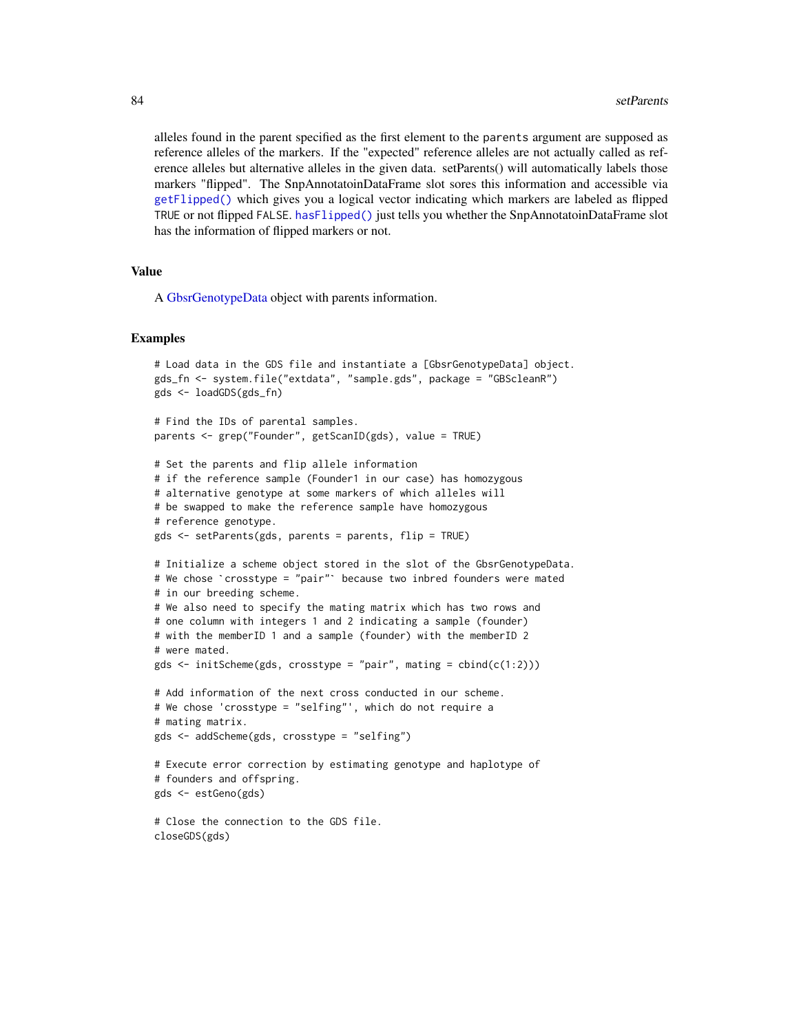alleles found in the parent specified as the first element to the parents argument are supposed as reference alleles of the markers. If the "expected" reference alleles are not actually called as reference alleles but alternative alleles in the given data. setParents() will automatically labels those markers "flipped". The SnpAnnotatoinDataFrame slot sores this information and accessible via `getFlipped()` which gives you a logical vector indicating which markers are labeled as flipped TRUE or not flipped FALSE. `hasFlipped()` just tells you whether the SnpAnnotatoinDataFrame slot has the information of flipped markers or not.

## Value

A GbsrGenotypeData object with parents information.

## Examples

```
# Load data in the GDS file and instantiate a [GbsrGenotypeData] object.
gds_fn <- system.file("extdata", "sample.gds", package = "GBScleanR")
gds <- loadGDS(gds_fn)

# Find the IDs of parental samples.
parents <- grep("Founder", getScanID(gds), value = TRUE)

# Set the parents and flip allele information
# if the reference sample (Founder1 in our case) has homozygous
# alternative genotype at some markers of which alleles will
# be swapped to make the reference sample have homozygous
# reference genotype.
gds <- setParents(gds, parents = parents, flip = TRUE)

# Initialize a scheme object stored in the slot of the GbsrGenotypeData.
# We chose `crosstype = "pair"` because two inbred founders were mated
# in our breeding scheme.
# We also need to specify the mating matrix which has two rows and
# one column with integers 1 and 2 indicating a sample (founder)
# with the memberID 1 and a sample (founder) with the memberID 2
# were mated.
gds <- initScheme(gds, crosstype = "pair", mating = cbind(c(1:2)))

# Add information of the next cross conducted in our scheme.
# We chose 'crosstype = "selfing"', which do not require a
# mating matrix.
gds <- addScheme(gds, crosstype = "selfing")

# Execute error correction by estimating genotype and haplotype of
# founders and offspring.
gds <- estGeno(gds)

# Close the connection to the GDS file.
closeGDS(gds)
```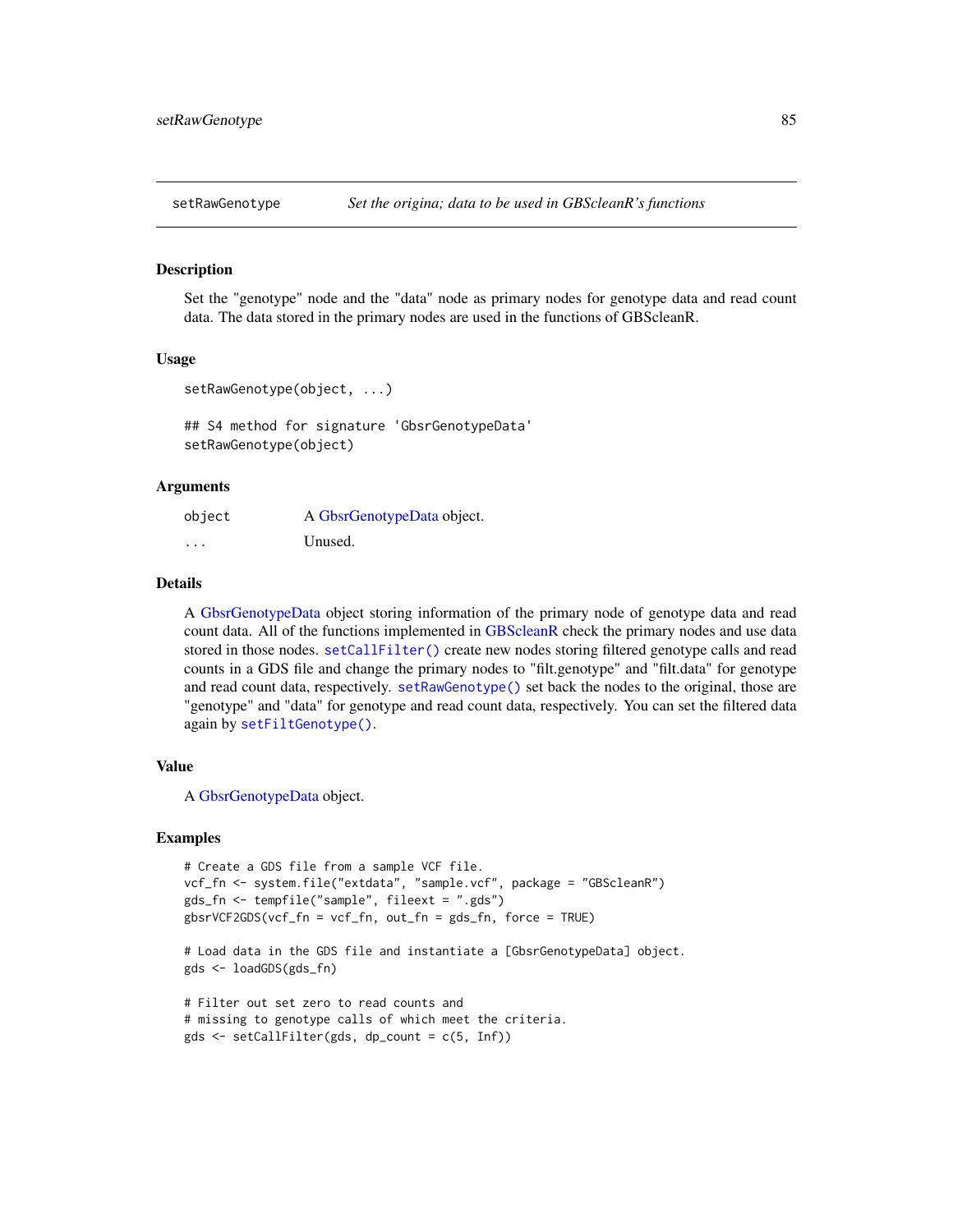## setRawGenotype — *Set the origina; data to be used in GBScleanR's functions*

### Description

Set the "genotype" node and the "data" node as primary nodes for genotype data and read count data. The data stored in the primary nodes are used in the functions of GBScleanR.

### Usage

```
setRawGenotype(object, ...)

## S4 method for signature 'GbsrGenotypeData'
setRawGenotype(object)
```

### Arguments

| | |
|---|---|
| `object` | A GbsrGenotypeData object. |
| `...` | Unused. |

### Details

A GbsrGenotypeData object storing information of the primary node of genotype data and read count data. All of the functions implemented in GBScleanR check the primary nodes and use data stored in those nodes. `setCallFilter()` create new nodes storing filtered genotype calls and read counts in a GDS file and change the primary nodes to "filt.genotype" and "filt.data" for genotype and read count data, respectively. `setRawGenotype()` set back the nodes to the original, those are "genotype" and "data" for genotype and read count data, respectively. You can set the filtered data again by `setFiltGenotype()`.

### Value

A GbsrGenotypeData object.

### Examples

```
# Create a GDS file from a sample VCF file.
vcf_fn <- system.file("extdata", "sample.vcf", package = "GBScleanR")
gds_fn <- tempfile("sample", fileext = ".gds")
gbsrVCF2GDS(vcf_fn = vcf_fn, out_fn = gds_fn, force = TRUE)

# Load data in the GDS file and instantiate a [GbsrGenotypeData] object.
gds <- loadGDS(gds_fn)

# Filter out set zero to read counts and
# missing to genotype calls of which meet the criteria.
gds <- setCallFilter(gds, dp_count = c(5, Inf))
```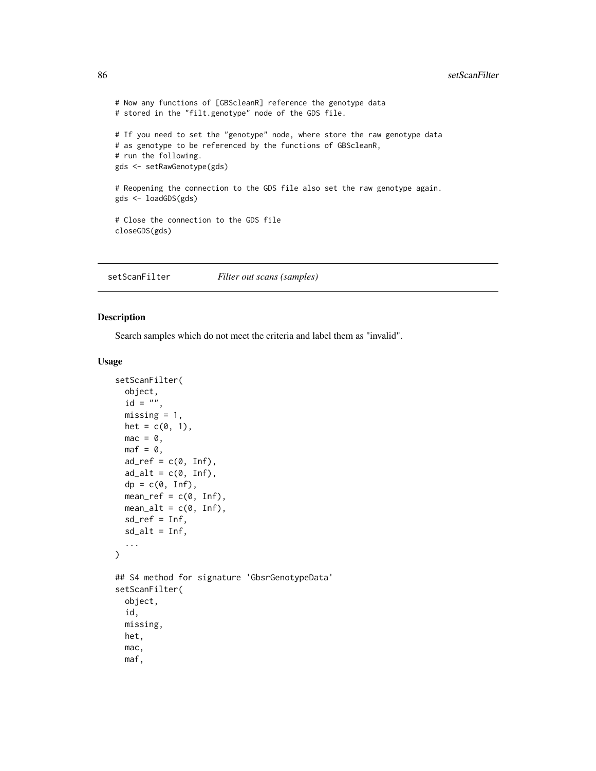```
# Now any functions of [GBScleanR] reference the genotype data
# stored in the "filt.genotype" node of the GDS file.

# If you need to set the "genotype" node, where store the raw genotype data
# as genotype to be referenced by the functions of GBScleanR,
# run the following.
gds <- setRawGenotype(gds)

# Reopening the connection to the GDS file also set the raw genotype again.
gds <- loadGDS(gds)

# Close the connection to the GDS file
closeGDS(gds)
```

## setScanFilter *Filter out scans (samples)*

### Description

Search samples which do not meet the criteria and label them as "invalid".

### Usage

```
setScanFilter(
  object,
  id = "",
  missing = 1,
  het = c(0, 1),
  mac = 0,
  maf = 0,
  ad_ref = c(0, Inf),
  ad_alt = c(0, Inf),
  dp = c(0, Inf),
  mean_ref = c(0, Inf),
  mean_alt = c(0, Inf),
  sd_ref = Inf,
  sd_alt = Inf,
  ...
)

## S4 method for signature 'GbsrGenotypeData'
setScanFilter(
  object,
  id,
  missing,
  het,
  mac,
  maf,
```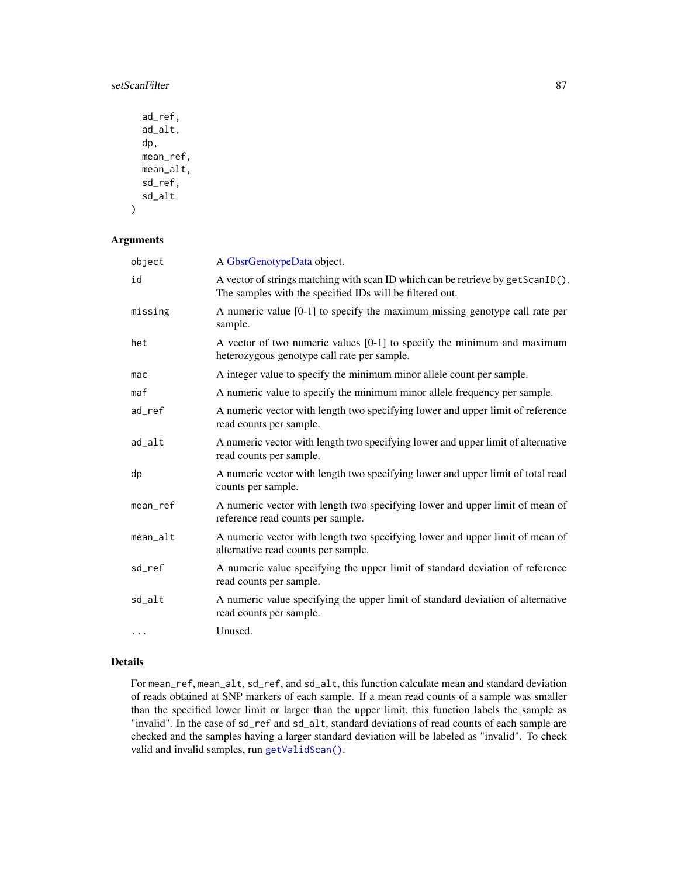```
  ad_ref,
  ad_alt,
  dp,
  mean_ref,
  mean_alt,
  sd_ref,
  sd_alt
)
```

## Arguments

| | |
|---|---|
| object | A GbsrGenotypeData object. |
| id | A vector of strings matching with scan ID which can be retrieve by `getScanID()`. The samples with the specified IDs will be filtered out. |
| missing | A numeric value [0-1] to specify the maximum missing genotype call rate per sample. |
| het | A vector of two numeric values [0-1] to specify the minimum and maximum heterozygous genotype call rate per sample. |
| mac | A integer value to specify the minimum minor allele count per sample. |
| maf | A numeric value to specify the minimum minor allele frequency per sample. |
| ad_ref | A numeric vector with length two specifying lower and upper limit of reference read counts per sample. |
| ad_alt | A numeric vector with length two specifying lower and upper limit of alternative read counts per sample. |
| dp | A numeric vector with length two specifying lower and upper limit of total read counts per sample. |
| mean_ref | A numeric vector with length two specifying lower and upper limit of mean of reference read counts per sample. |
| mean_alt | A numeric vector with length two specifying lower and upper limit of mean of alternative read counts per sample. |
| sd_ref | A numeric value specifying the upper limit of standard deviation of reference read counts per sample. |
| sd_alt | A numeric value specifying the upper limit of standard deviation of alternative read counts per sample. |
| ... | Unused. |

## Details

For `mean_ref`, `mean_alt`, `sd_ref`, and `sd_alt`, this function calculate mean and standard deviation of reads obtained at SNP markers of each sample. If a mean read counts of a sample was smaller than the specified lower limit or larger than the upper limit, this function labels the sample as "invalid". In the case of `sd_ref` and `sd_alt`, standard deviations of read counts of each sample are checked and the samples having a larger standard deviation will be labeled as "invalid". To check valid and invalid samples, run `getValidScan()`.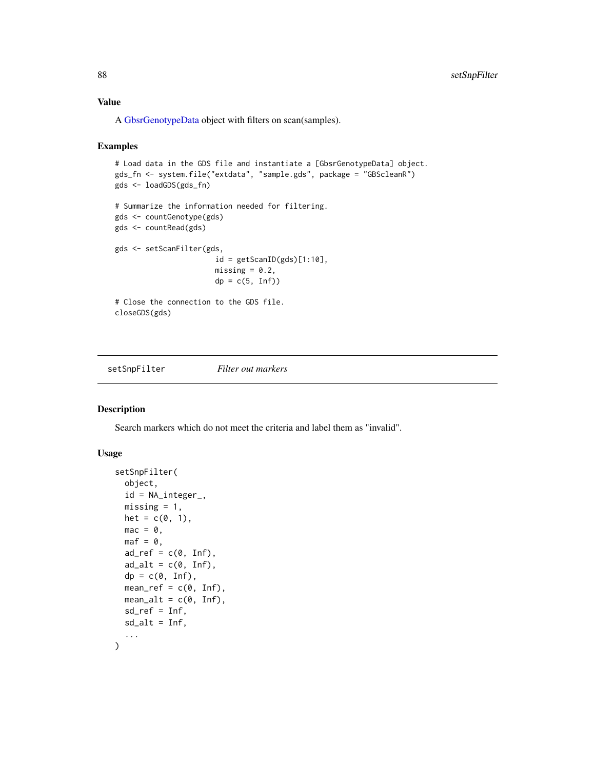## Value

A GbsrGenotypeData object with filters on scan(samples).

## Examples

```
# Load data in the GDS file and instantiate a [GbsrGenotypeData] object.
gds_fn <- system.file("extdata", "sample.gds", package = "GBScleanR")
gds <- loadGDS(gds_fn)

# Summarize the information needed for filtering.
gds <- countGenotype(gds)
gds <- countRead(gds)

gds <- setScanFilter(gds,
                     id = getScanID(gds)[1:10],
                     missing = 0.2,
                     dp = c(5, Inf))

# Close the connection to the GDS file.
closeGDS(gds)
```

---

# setSnpFilter    *Filter out markers*

## Description

Search markers which do not meet the criteria and label them as "invalid".

## Usage

```
setSnpFilter(
  object,
  id = NA_integer_,
  missing = 1,
  het = c(0, 1),
  mac = 0,
  maf = 0,
  ad_ref = c(0, Inf),
  ad_alt = c(0, Inf),
  dp = c(0, Inf),
  mean_ref = c(0, Inf),
  mean_alt = c(0, Inf),
  sd_ref = Inf,
  sd_alt = Inf,
  ...
)
```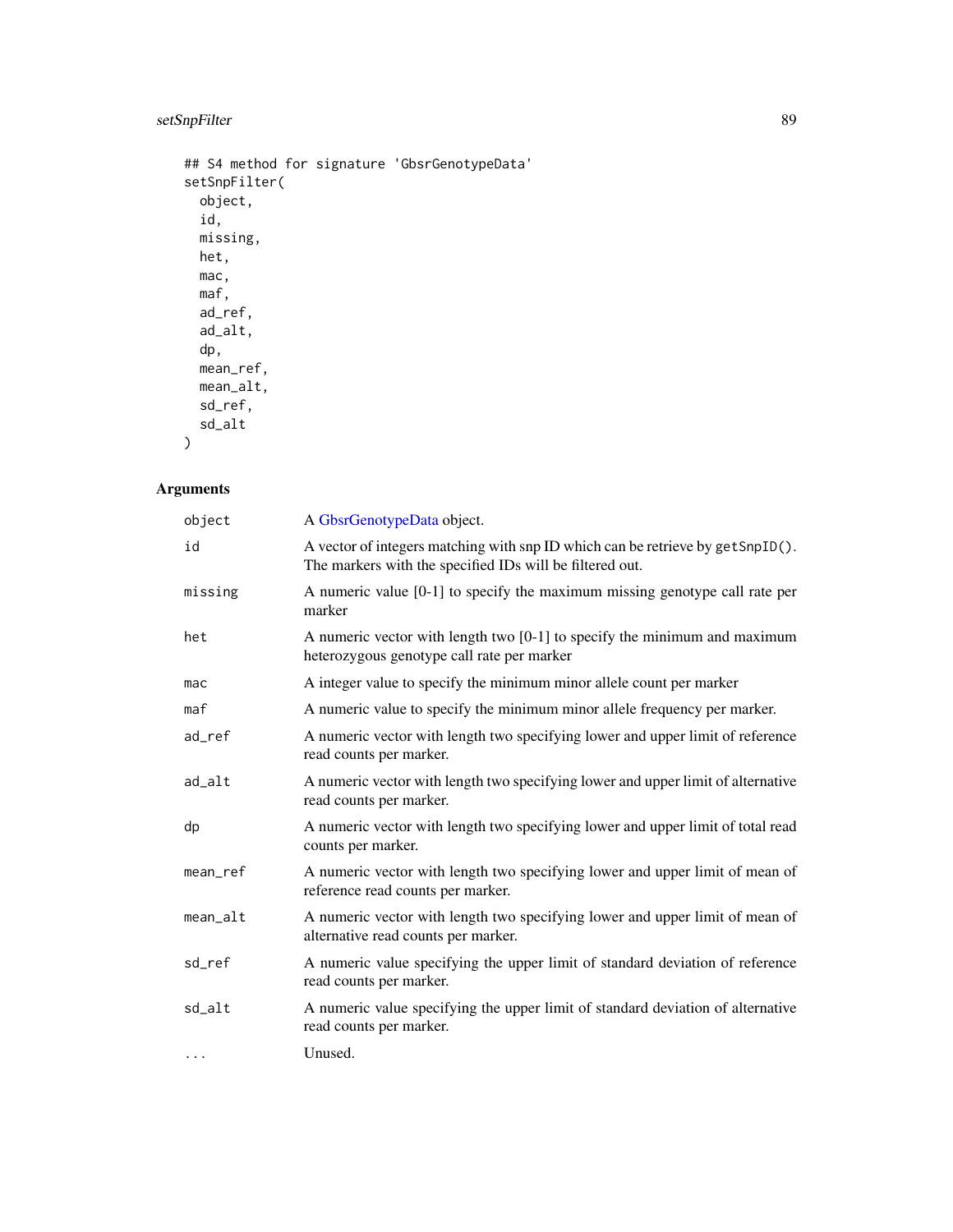```
## S4 method for signature 'GbsrGenotypeData'
setSnpFilter(
  object,
  id,
  missing,
  het,
  mac,
  maf,
  ad_ref,
  ad_alt,
  dp,
  mean_ref,
  mean_alt,
  sd_ref,
  sd_alt
)
```

### Arguments

| | |
|---|---|
| object | A GbsrGenotypeData object. |
| id | A vector of integers matching with snp ID which can be retrieve by `getSnpID()`. The markers with the specified IDs will be filtered out. |
| missing | A numeric value [0-1] to specify the maximum missing genotype call rate per marker |
| het | A numeric vector with length two [0-1] to specify the minimum and maximum heterozygous genotype call rate per marker |
| mac | A integer value to specify the minimum minor allele count per marker |
| maf | A numeric value to specify the minimum minor allele frequency per marker. |
| ad_ref | A numeric vector with length two specifying lower and upper limit of reference read counts per marker. |
| ad_alt | A numeric vector with length two specifying lower and upper limit of alternative read counts per marker. |
| dp | A numeric vector with length two specifying lower and upper limit of total read counts per marker. |
| mean_ref | A numeric vector with length two specifying lower and upper limit of mean of reference read counts per marker. |
| mean_alt | A numeric vector with length two specifying lower and upper limit of mean of alternative read counts per marker. |
| sd_ref | A numeric value specifying the upper limit of standard deviation of reference read counts per marker. |
| sd_alt | A numeric value specifying the upper limit of standard deviation of alternative read counts per marker. |
| ... | Unused. |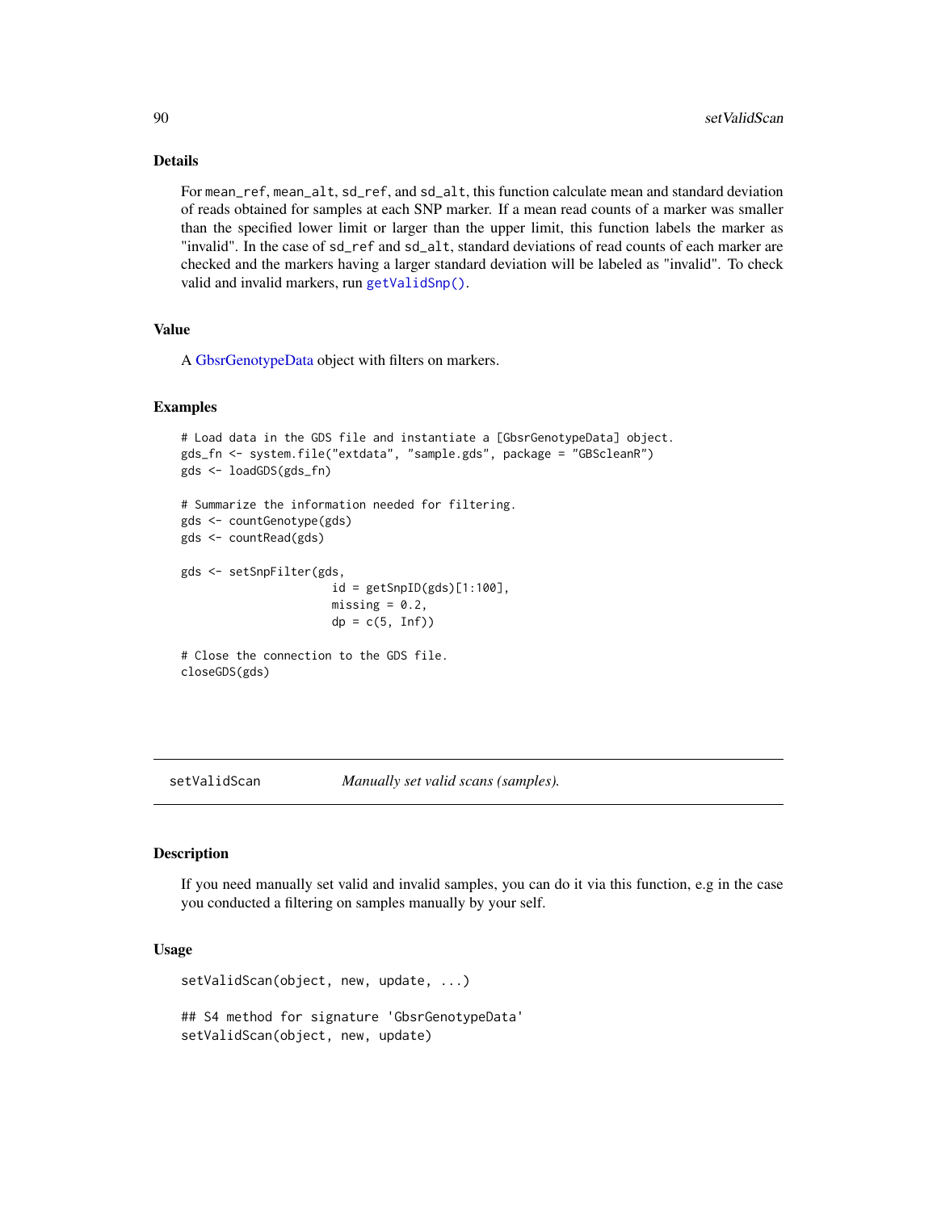### Details

For `mean_ref`, `mean_alt`, `sd_ref`, and `sd_alt`, this function calculate mean and standard deviation of reads obtained for samples at each SNP marker. If a mean read counts of a marker was smaller than the specified lower limit or larger than the upper limit, this function labels the marker as "invalid". In the case of `sd_ref` and `sd_alt`, standard deviations of read counts of each marker are checked and the markers having a larger standard deviation will be labeled as "invalid". To check valid and invalid markers, run `getValidSnp()`.

### Value

A GbsrGenotypeData object with filters on markers.

### Examples

```
# Load data in the GDS file and instantiate a [GbsrGenotypeData] object.
gds_fn <- system.file("extdata", "sample.gds", package = "GBScleanR")
gds <- loadGDS(gds_fn)

# Summarize the information needed for filtering.
gds <- countGenotype(gds)
gds <- countRead(gds)

gds <- setSnpFilter(gds,
                    id = getSnpID(gds)[1:100],
                    missing = 0.2,
                    dp = c(5, Inf))

# Close the connection to the GDS file.
closeGDS(gds)
```

## setValidScan — *Manually set valid scans (samples).*

### Description

If you need manually set valid and invalid samples, you can do it via this function, e.g in the case you conducted a filtering on samples manually by your self.

### Usage

```
setValidScan(object, new, update, ...)

## S4 method for signature 'GbsrGenotypeData'
setValidScan(object, new, update)
```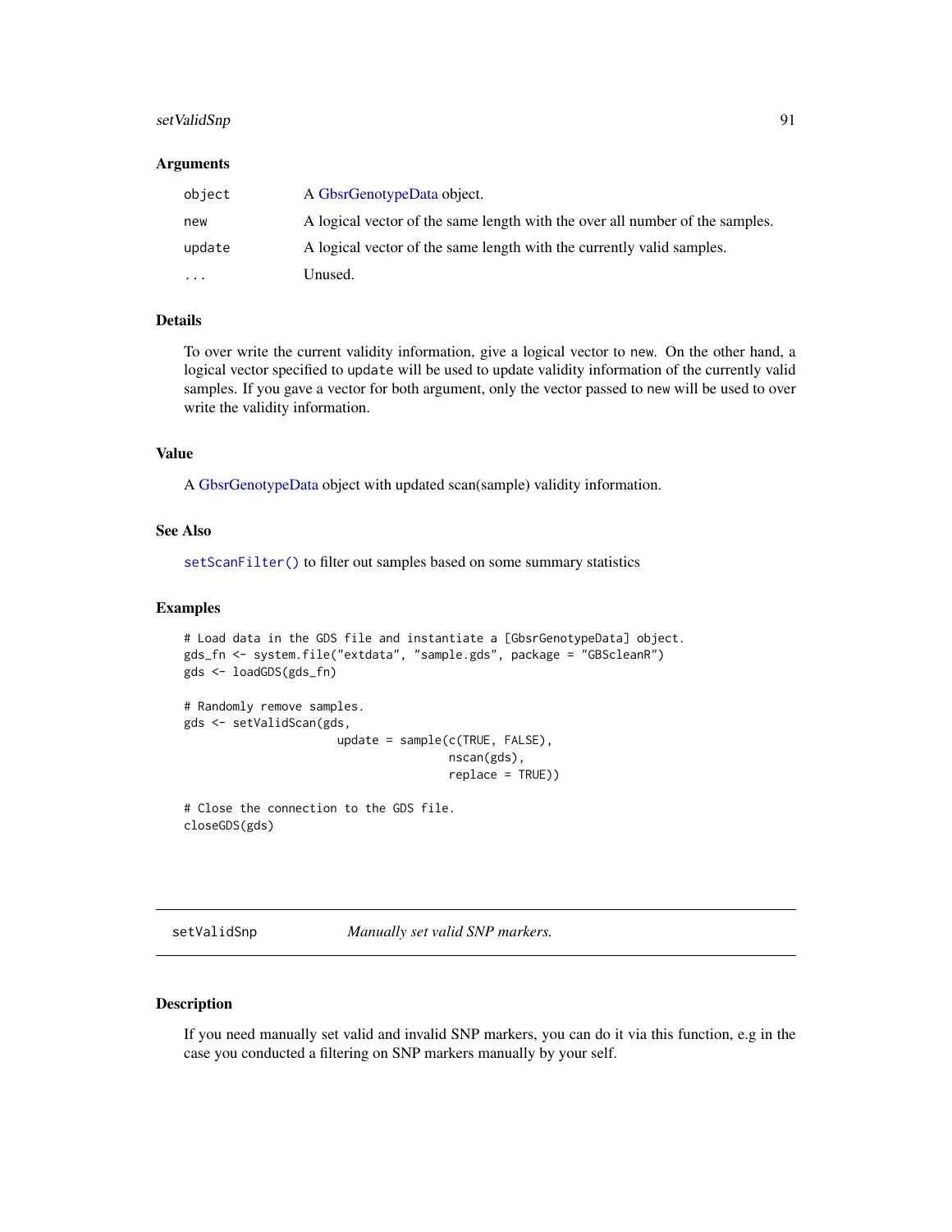### Arguments

| | |
|---|---|
| object | A GbsrGenotypeData object. |
| new | A logical vector of the same length with the over all number of the samples. |
| update | A logical vector of the same length with the currently valid samples. |
| ... | Unused. |

### Details

To over write the current validity information, give a logical vector to new. On the other hand, a logical vector specified to update will be used to update validity information of the currently valid samples. If you gave a vector for both argument, only the vector passed to new will be used to over write the validity information.

### Value

A GbsrGenotypeData object with updated scan(sample) validity information.

### See Also

setScanFilter() to filter out samples based on some summary statistics

### Examples

```
# Load data in the GDS file and instantiate a [GbsrGenotypeData] object.
gds_fn <- system.file("extdata", "sample.gds", package = "GBScleanR")
gds <- loadGDS(gds_fn)

# Randomly remove samples.
gds <- setValidScan(gds,
                    update = sample(c(TRUE, FALSE),
                                    nscan(gds),
                                    replace = TRUE))

# Close the connection to the GDS file.
closeGDS(gds)
```

---

## setValidSnp *Manually set valid SNP markers.*

### Description

If you need manually set valid and invalid SNP markers, you can do it via this function, e.g in the case you conducted a filtering on SNP markers manually by your self.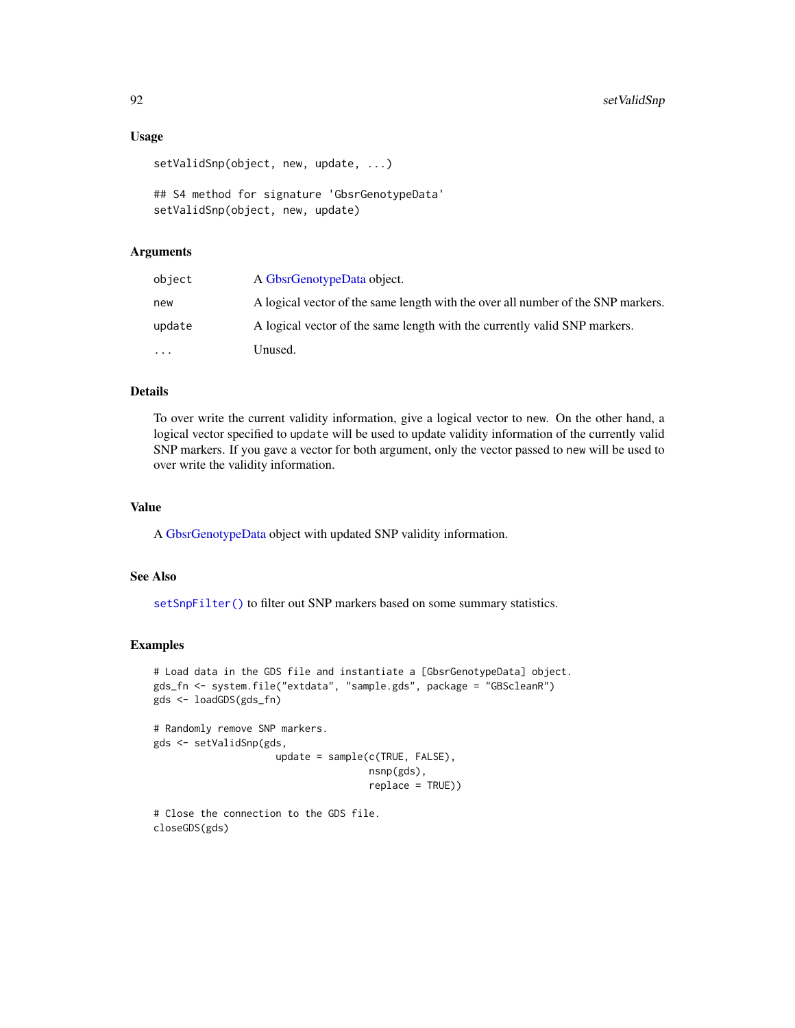### Usage

```
setValidSnp(object, new, update, ...)

## S4 method for signature 'GbsrGenotypeData'
setValidSnp(object, new, update)
```

### Arguments

| | |
|---|---|
| `object` | A GbsrGenotypeData object. |
| `new` | A logical vector of the same length with the over all number of the SNP markers. |
| `update` | A logical vector of the same length with the currently valid SNP markers. |
| `...` | Unused. |

### Details

To over write the current validity information, give a logical vector to `new`. On the other hand, a logical vector specified to `update` will be used to update validity information of the currently valid SNP markers. If you gave a vector for both argument, only the vector passed to `new` will be used to over write the validity information.

### Value

A GbsrGenotypeData object with updated SNP validity information.

### See Also

`setSnpFilter()` to filter out SNP markers based on some summary statistics.

### Examples

```
# Load data in the GDS file and instantiate a [GbsrGenotypeData] object.
gds_fn <- system.file("extdata", "sample.gds", package = "GBScleanR")
gds <- loadGDS(gds_fn)

# Randomly remove SNP markers.
gds <- setValidSnp(gds,
                   update = sample(c(TRUE, FALSE),
                                   nsnp(gds),
                                   replace = TRUE))

# Close the connection to the GDS file.
closeGDS(gds)
```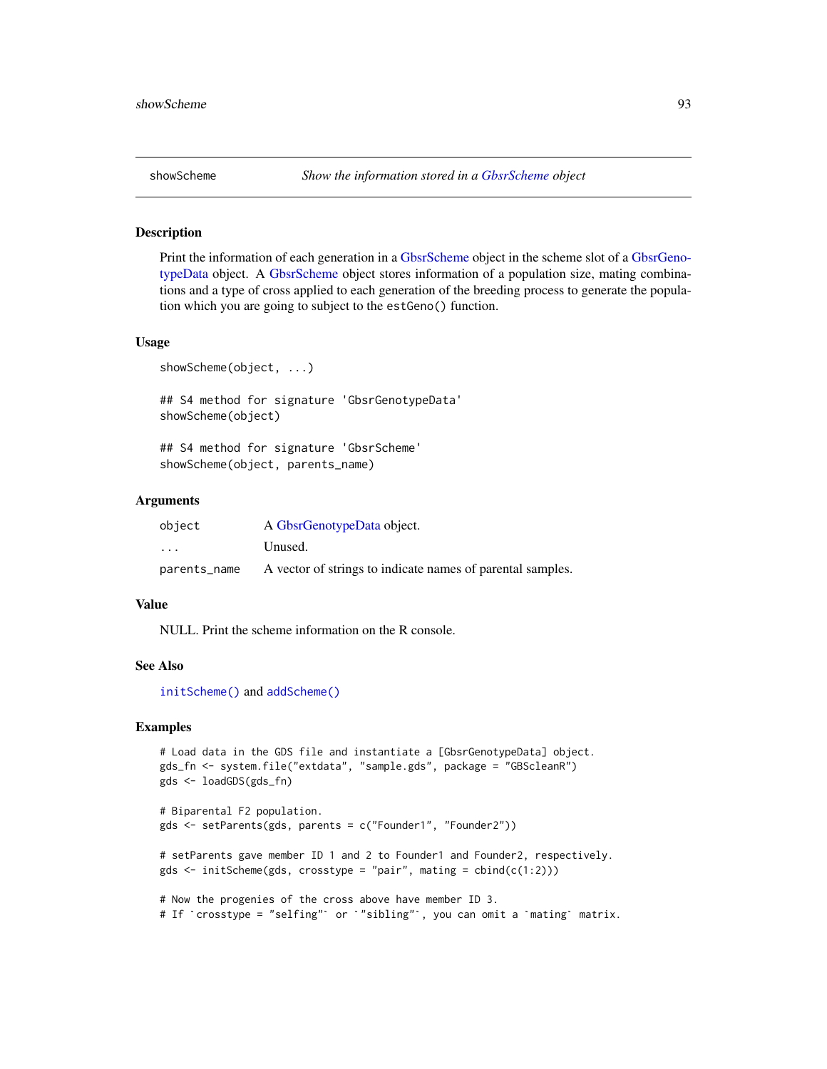## showScheme — Show the information stored in a GbsrScheme object

### Description

Print the information of each generation in a GbsrScheme object in the scheme slot of a GbsrGenotypeData object. A GbsrScheme object stores information of a population size, mating combinations and a type of cross applied to each generation of the breeding process to generate the population which you are going to subject to the `estGeno()` function.

### Usage

```
showScheme(object, ...)

## S4 method for signature 'GbsrGenotypeData'
showScheme(object)

## S4 method for signature 'GbsrScheme'
showScheme(object, parents_name)
```

### Arguments

| | |
|---|---|
| object | A GbsrGenotypeData object. |
| ... | Unused. |
| parents_name | A vector of strings to indicate names of parental samples. |

### Value

NULL. Print the scheme information on the R console.

### See Also

`initScheme()` and `addScheme()`

### Examples

```
# Load data in the GDS file and instantiate a [GbsrGenotypeData] object.
gds_fn <- system.file("extdata", "sample.gds", package = "GBScleanR")
gds <- loadGDS(gds_fn)

# Biparental F2 population.
gds <- setParents(gds, parents = c("Founder1", "Founder2"))

# setParents gave member ID 1 and 2 to Founder1 and Founder2, respectively.
gds <- initScheme(gds, crosstype = "pair", mating = cbind(c(1:2)))

# Now the progenies of the cross above have member ID 3.
# If `crosstype = "selfing"` or `"sibling"`, you can omit a `mating` matrix.
```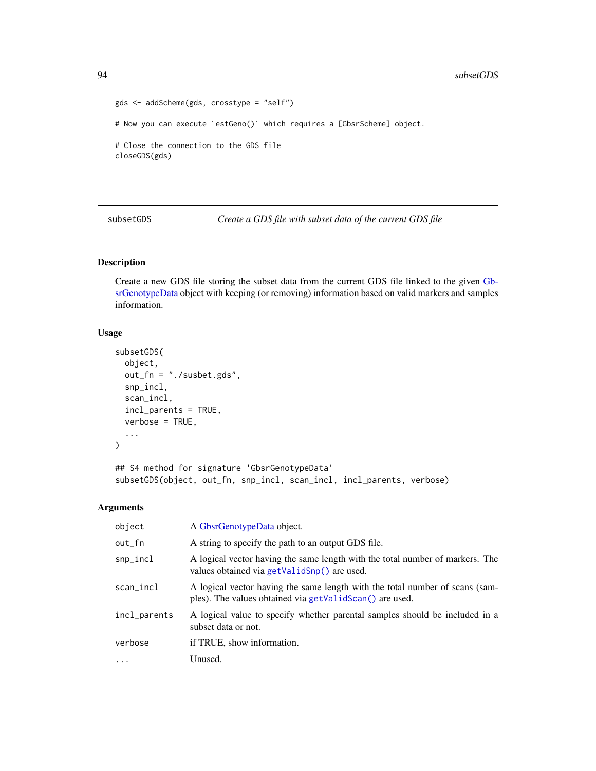```
gds <- addScheme(gds, crosstype = "self")

# Now you can execute `estGeno()` which requires a [GbsrScheme] object.

# Close the connection to the GDS file
closeGDS(gds)
```

## subsetGDS — *Create a GDS file with subset data of the current GDS file*

### Description

Create a new GDS file storing the subset data from the current GDS file linked to the given GbsrGenotypeData object with keeping (or removing) information based on valid markers and samples information.

### Usage

```
subsetGDS(
  object,
  out_fn = "./susbet.gds",
  snp_incl,
  scan_incl,
  incl_parents = TRUE,
  verbose = TRUE,
  ...
)

## S4 method for signature 'GbsrGenotypeData'
subsetGDS(object, out_fn, snp_incl, scan_incl, incl_parents, verbose)
```

### Arguments

| | |
|---|---|
| `object` | A GbsrGenotypeData object. |
| `out_fn` | A string to specify the path to an output GDS file. |
| `snp_incl` | A logical vector having the same length with the total number of markers. The values obtained via `getValidSnp()` are used. |
| `scan_incl` | A logical vector having the same length with the total number of scans (samples). The values obtained via `getValidScan()` are used. |
| `incl_parents` | A logical value to specify whether parental samples should be included in a subset data or not. |
| `verbose` | if TRUE, show information. |
| `...` | Unused. |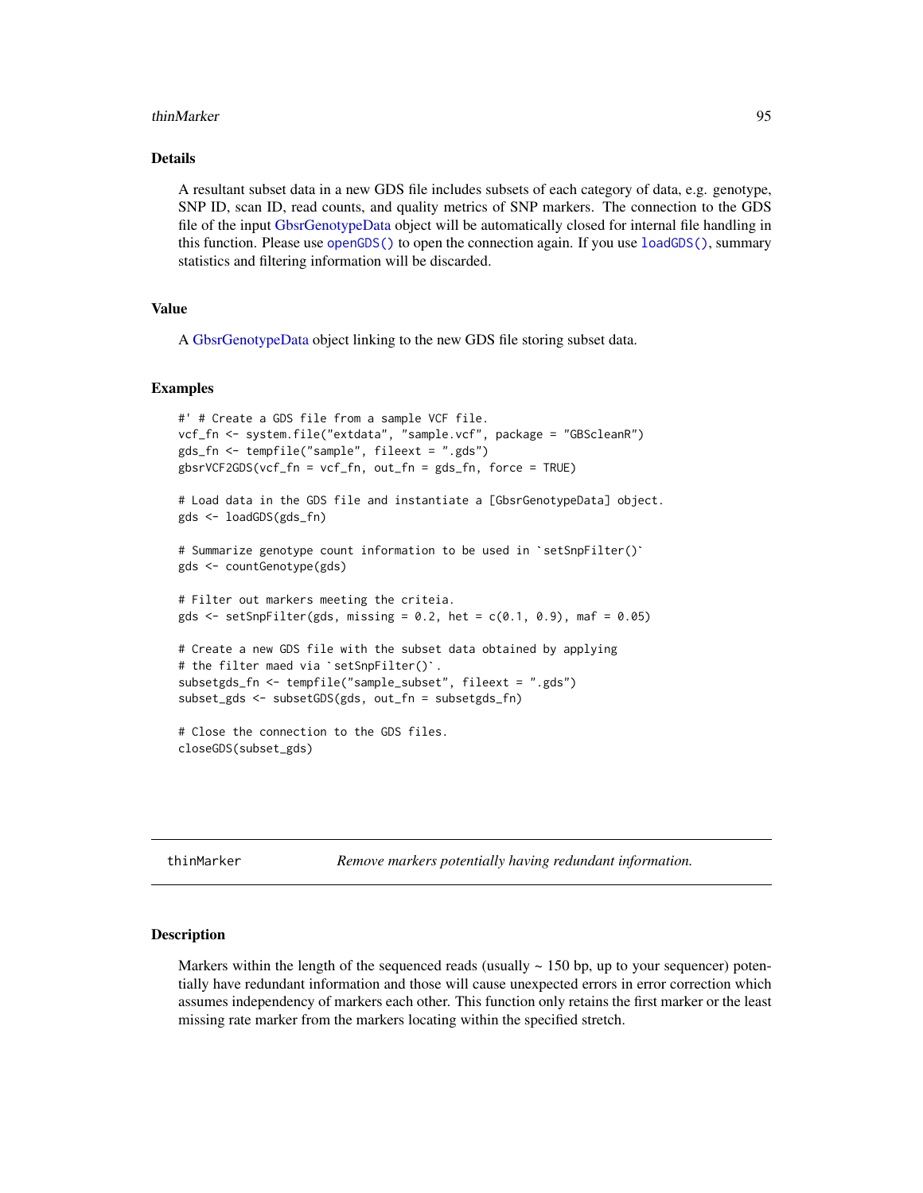## Details

A resultant subset data in a new GDS file includes subsets of each category of data, e.g. genotype, SNP ID, scan ID, read counts, and quality metrics of SNP markers. The connection to the GDS file of the input GbsrGenotypeData object will be automatically closed for internal file handling in this function. Please use `openGDS()` to open the connection again. If you use `loadGDS()`, summary statistics and filtering information will be discarded.

## Value

A GbsrGenotypeData object linking to the new GDS file storing subset data.

## Examples

```
#' # Create a GDS file from a sample VCF file.
vcf_fn <- system.file("extdata", "sample.vcf", package = "GBScleanR")
gds_fn <- tempfile("sample", fileext = ".gds")
gbsrVCF2GDS(vcf_fn = vcf_fn, out_fn = gds_fn, force = TRUE)

# Load data in the GDS file and instantiate a [GbsrGenotypeData] object.
gds <- loadGDS(gds_fn)

# Summarize genotype count information to be used in `setSnpFilter()`
gds <- countGenotype(gds)

# Filter out markers meeting the criteia.
gds <- setSnpFilter(gds, missing = 0.2, het = c(0.1, 0.9), maf = 0.05)

# Create a new GDS file with the subset data obtained by applying
# the filter maed via `setSnpFilter()`.
subsetgds_fn <- tempfile("sample_subset", fileext = ".gds")
subset_gds <- subsetGDS(gds, out_fn = subsetgds_fn)

# Close the connection to the GDS files.
closeGDS(subset_gds)
```

---

# thinMarker *Remove markers potentially having redundant information.*

## Description

Markers within the length of the sequenced reads (usually ~ 150 bp, up to your sequencer) potentially have redundant information and those will cause unexpected errors in error correction which assumes independency of markers each other. This function only retains the first marker or the least missing rate marker from the markers locating within the specified stretch.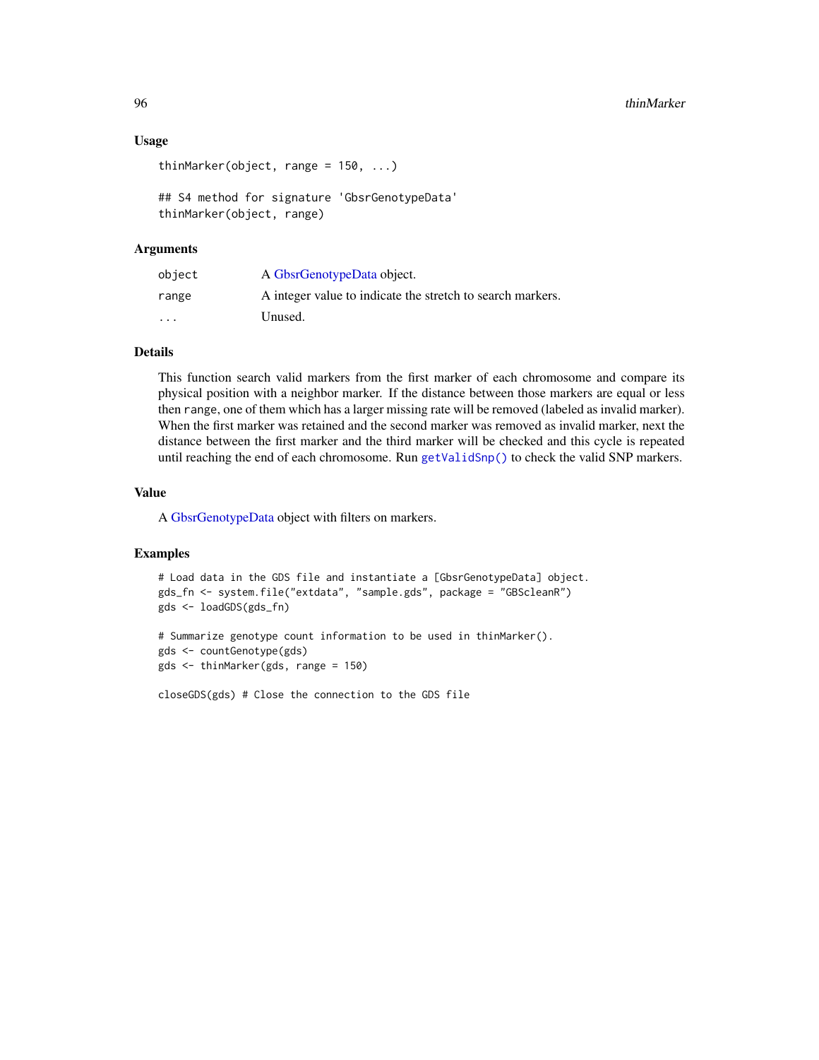### Usage

```
thinMarker(object, range = 150, ...)

## S4 method for signature 'GbsrGenotypeData'
thinMarker(object, range)
```

### Arguments

| | |
|---|---|
| object | A GbsrGenotypeData object. |
| range | A integer value to indicate the stretch to search markers. |
| ... | Unused. |

### Details

This function search valid markers from the first marker of each chromosome and compare its physical position with a neighbor marker. If the distance between those markers are equal or less then range, one of them which has a larger missing rate will be removed (labeled as invalid marker). When the first marker was retained and the second marker was removed as invalid marker, next the distance between the first marker and the third marker will be checked and this cycle is repeated until reaching the end of each chromosome. Run `getValidSnp()` to check the valid SNP markers.

### Value

A GbsrGenotypeData object with filters on markers.

### Examples

```
# Load data in the GDS file and instantiate a [GbsrGenotypeData] object.
gds_fn <- system.file("extdata", "sample.gds", package = "GBScleanR")
gds <- loadGDS(gds_fn)

# Summarize genotype count information to be used in thinMarker().
gds <- countGenotype(gds)
gds <- thinMarker(gds, range = 150)

closeGDS(gds) # Close the connection to the GDS file
```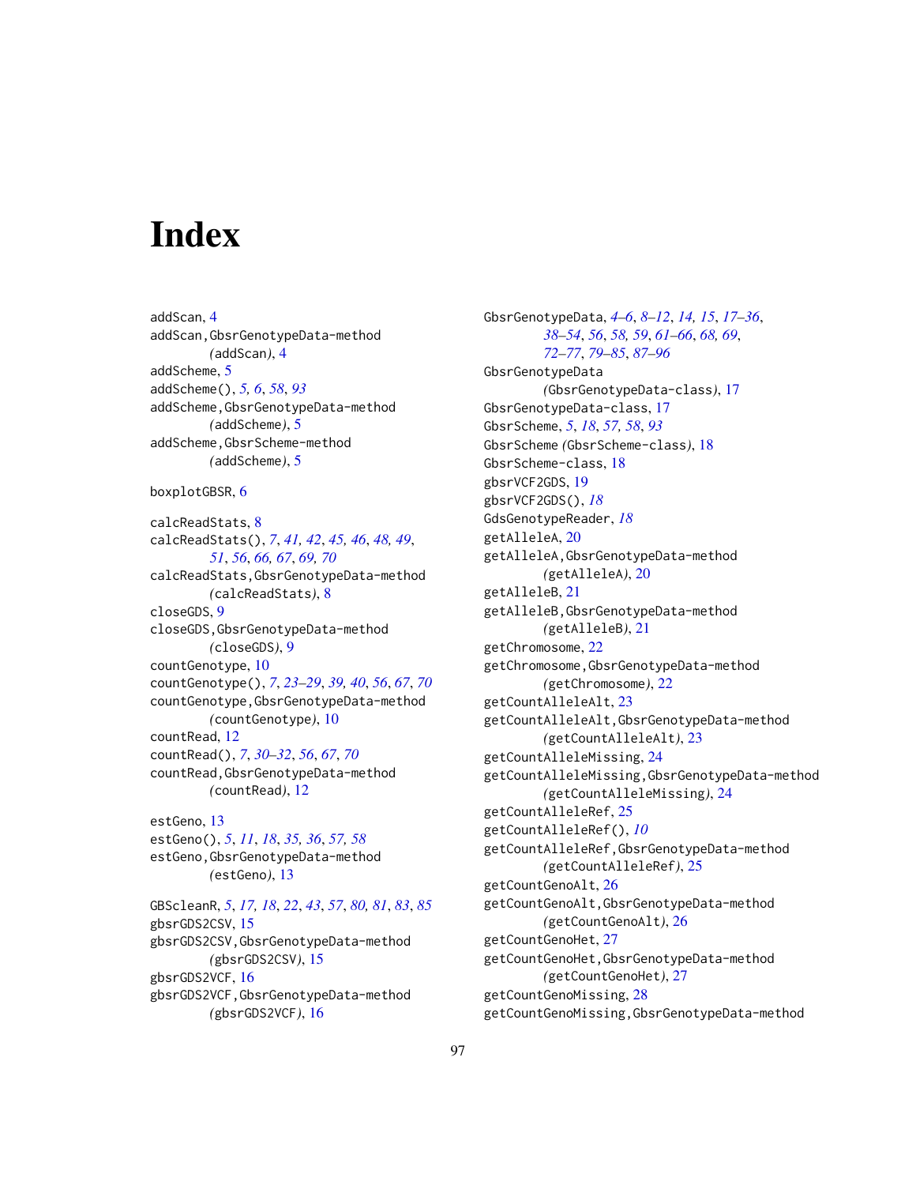# Index

addScan, 4
addScan,GbsrGenotypeData-method
    (addScan), 4
addScheme, 5
addScheme(), *5, 6*, *58*, *93*
addScheme,GbsrGenotypeData-method
    (addScheme), 5
addScheme,GbsrScheme-method
    (addScheme), 5

boxplotGBSR, 6

calcReadStats, 8
calcReadStats(), *7*, *41, 42*, *45, 46*, *48, 49*, *51*, *56*, *66, 67*, *69, 70*
calcReadStats,GbsrGenotypeData-method
    (calcReadStats), 8
closeGDS, 9
closeGDS,GbsrGenotypeData-method
    (closeGDS), 9
countGenotype, 10
countGenotype(), *7*, *23–29*, *39, 40*, *56*, *67*, *70*
countGenotype,GbsrGenotypeData-method
    (countGenotype), 10
countRead, 12
countRead(), *7*, *30–32*, *56*, *67*, *70*
countRead,GbsrGenotypeData-method
    (countRead), 12

estGeno, 13
estGeno(), *5*, *11*, *18*, *35, 36*, *57, 58*
estGeno,GbsrGenotypeData-method
    (estGeno), 13

GBScleanR, *5*, *17, 18*, *22*, *43*, *57*, *80, 81*, *83*, *85*
gbsrGDS2CSV, 15
gbsrGDS2CSV,GbsrGenotypeData-method
    (gbsrGDS2CSV), 15
gbsrGDS2VCF, 16
gbsrGDS2VCF,GbsrGenotypeData-method
    (gbsrGDS2VCF), 16

GbsrGenotypeData, *4–6*, *8–12*, *14, 15*, *17–36*, *38–54*, *56*, *58, 59*, *61–66*, *68, 69*, *72–77*, *79–85*, *87–96*
GbsrGenotypeData
    (GbsrGenotypeData-class), 17
GbsrGenotypeData-class, 17
GbsrScheme, *5*, *18*, *57, 58*, *93*
GbsrScheme (GbsrScheme-class), 18
GbsrScheme-class, 18
gbsrVCF2GDS, 19
gbsrVCF2GDS(), *18*
GdsGenotypeReader, *18*
getAlleleA, 20
getAlleleA,GbsrGenotypeData-method
    (getAlleleA), 20
getAlleleB, 21
getAlleleB,GbsrGenotypeData-method
    (getAlleleB), 21
getChromosome, 22
getChromosome,GbsrGenotypeData-method
    (getChromosome), 22
getCountAlleleAlt, 23
getCountAlleleAlt,GbsrGenotypeData-method
    (getCountAlleleAlt), 23
getCountAlleleMissing, 24
getCountAlleleMissing,GbsrGenotypeData-method
    (getCountAlleleMissing), 24
getCountAlleleRef, 25
getCountAlleleRef(), *10*
getCountAlleleRef,GbsrGenotypeData-method
    (getCountAlleleRef), 25
getCountGenoAlt, 26
getCountGenoAlt,GbsrGenotypeData-method
    (getCountGenoAlt), 26
getCountGenoHet, 27
getCountGenoHet,GbsrGenotypeData-method
    (getCountGenoHet), 27
getCountGenoMissing, 28
getCountGenoMissing,GbsrGenotypeData-method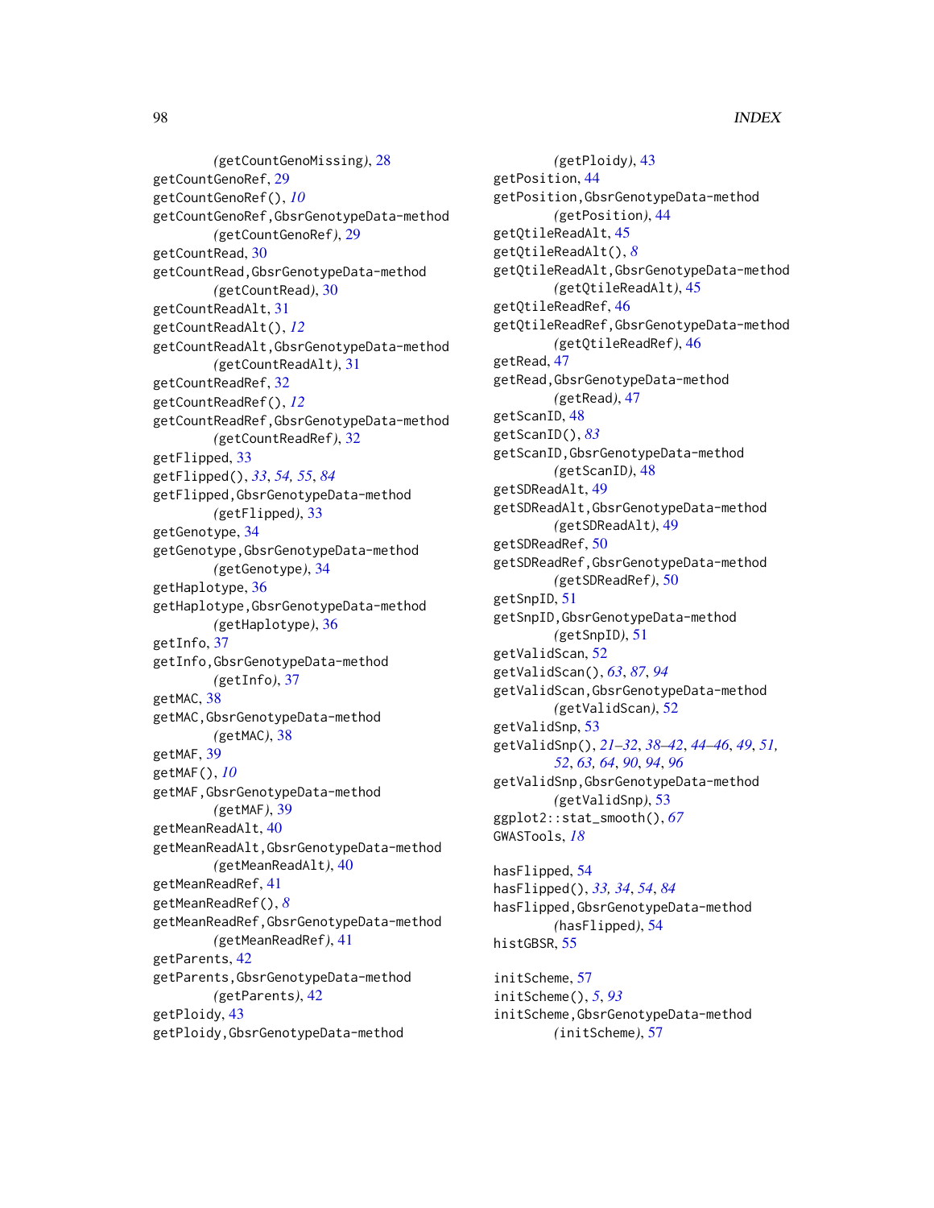(getCountGenoMissing), 28
getCountGenoRef, 29
getCountGenoRef(), *10*
getCountGenoRef,GbsrGenotypeData-method
(getCountGenoRef), 29
getCountRead, 30
getCountRead,GbsrGenotypeData-method
(getCountRead), 30
getCountReadAlt, 31
getCountReadAlt(), *12*
getCountReadAlt,GbsrGenotypeData-method
(getCountReadAlt), 31
getCountReadRef, 32
getCountReadRef(), *12*
getCountReadRef,GbsrGenotypeData-method
(getCountReadRef), 32
getFlipped, 33
getFlipped(), *33*, *54*, *55*, *84*
getFlipped,GbsrGenotypeData-method
(getFlipped), 33
getGenotype, 34
getGenotype,GbsrGenotypeData-method
(getGenotype), 34
getHaplotype, 36
getHaplotype,GbsrGenotypeData-method
(getHaplotype), 36
getInfo, 37
getInfo,GbsrGenotypeData-method
(getInfo), 37
getMAC, 38
getMAC,GbsrGenotypeData-method
(getMAC), 38
getMAF, 39
getMAF(), *10*
getMAF,GbsrGenotypeData-method
(getMAF), 39
getMeanReadAlt, 40
getMeanReadAlt,GbsrGenotypeData-method
(getMeanReadAlt), 40
getMeanReadRef, 41
getMeanReadRef(), *8*
getMeanReadRef,GbsrGenotypeData-method
(getMeanReadRef), 41
getParents, 42
getParents,GbsrGenotypeData-method
(getParents), 42
getPloidy, 43
getPloidy,GbsrGenotypeData-method
(getPloidy), 43
getPosition, 44
getPosition,GbsrGenotypeData-method
(getPosition), 44
getQtileReadAlt, 45
getQtileReadAlt(), *8*
getQtileReadAlt,GbsrGenotypeData-method
(getQtileReadAlt), 45
getQtileReadRef, 46
getQtileReadRef,GbsrGenotypeData-method
(getQtileReadRef), 46
getRead, 47
getRead,GbsrGenotypeData-method
(getRead), 47
getScanID, 48
getScanID(), *83*
getScanID,GbsrGenotypeData-method
(getScanID), 48
getSDReadAlt, 49
getSDReadAlt,GbsrGenotypeData-method
(getSDReadAlt), 49
getSDReadRef, 50
getSDReadRef,GbsrGenotypeData-method
(getSDReadRef), 50
getSnpID, 51
getSnpID,GbsrGenotypeData-method
(getSnpID), 51
getValidScan, 52
getValidScan(), *63*, *87*, *94*
getValidScan,GbsrGenotypeData-method
(getValidScan), 52
getValidSnp, 53
getValidSnp(), *21–32*, *38–42*, *44–46*, *49*, *51*, *52*, *63*, *64*, *90*, *94*, *96*
getValidSnp,GbsrGenotypeData-method
(getValidSnp), 53
ggplot2::stat_smooth(), *67*
GWASTools, *18*

hasFlipped, 54
hasFlipped(), *33*, *34*, *54*, *84*
hasFlipped,GbsrGenotypeData-method
(hasFlipped), 54
histGBSR, 55

initScheme, 57
initScheme(), *5*, *93*
initScheme,GbsrGenotypeData-method
(initScheme), 57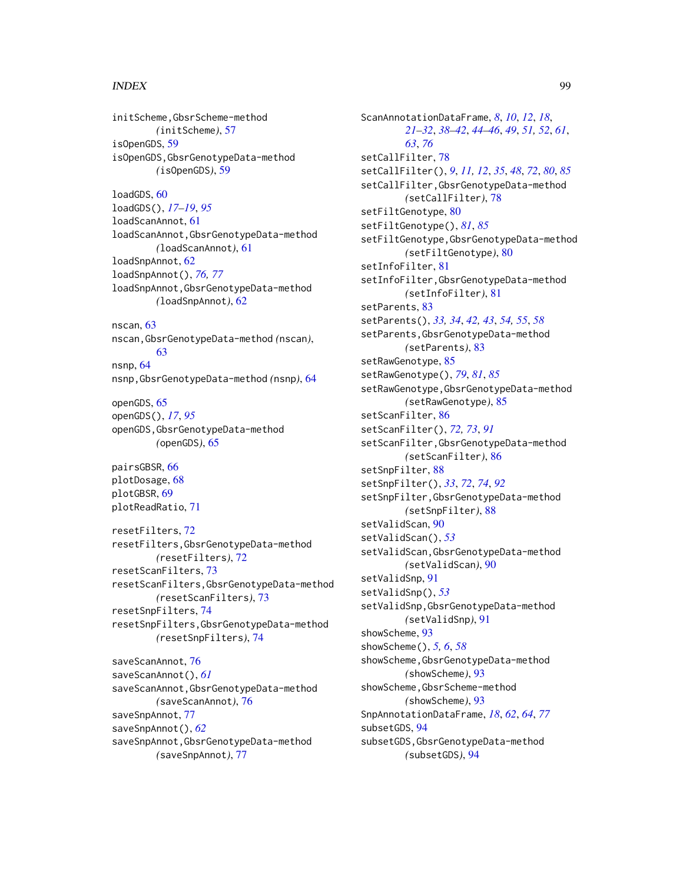initScheme,GbsrScheme-method
(initScheme), 57
isOpenGDS, 59
isOpenGDS,GbsrGenotypeData-method
(isOpenGDS), 59

loadGDS, 60
loadGDS(), *17–19*, *95*
loadScanAnnot, 61
loadScanAnnot,GbsrGenotypeData-method
(loadScanAnnot), 61
loadSnpAnnot, 62
loadSnpAnnot(), *76*, *77*
loadSnpAnnot,GbsrGenotypeData-method
(loadSnpAnnot), 62

nscan, 63
nscan,GbsrGenotypeData-method (nscan), 63
nsnp, 64
nsnp,GbsrGenotypeData-method (nsnp), 64

openGDS, 65
openGDS(), *17*, *95*
openGDS,GbsrGenotypeData-method
(openGDS), 65

pairsGBSR, 66
plotDosage, 68
plotGBSR, 69
plotReadRatio, 71

resetFilters, 72
resetFilters,GbsrGenotypeData-method
(resetFilters), 72
resetScanFilters, 73
resetScanFilters,GbsrGenotypeData-method
(resetScanFilters), 73
resetSnpFilters, 74
resetSnpFilters,GbsrGenotypeData-method
(resetSnpFilters), 74

saveScanAnnot, 76
saveScanAnnot(), *61*
saveScanAnnot,GbsrGenotypeData-method
(saveScanAnnot), 76
saveSnpAnnot, 77
saveSnpAnnot(), *62*
saveSnpAnnot,GbsrGenotypeData-method
(saveSnpAnnot), 77

ScanAnnotationDataFrame, *8*, *10*, *12*, *18*, *21–32*, *38–42*, *44–46*, *49*, *51*, *52*, *61*, *63*, *76*
setCallFilter, 78
setCallFilter(), *9*, *11*, *12*, *35*, *48*, *72*, *80*, *85*
setCallFilter,GbsrGenotypeData-method
(setCallFilter), 78
setFiltGenotype, 80
setFiltGenotype(), *81*, *85*
setFiltGenotype,GbsrGenotypeData-method
(setFiltGenotype), 80
setInfoFilter, 81
setInfoFilter,GbsrGenotypeData-method
(setInfoFilter), 81
setParents, 83
setParents(), *33*, *34*, *42*, *43*, *54*, *55*, *58*
setParents,GbsrGenotypeData-method
(setParents), 83
setRawGenotype, 85
setRawGenotype(), *79*, *81*, *85*
setRawGenotype,GbsrGenotypeData-method
(setRawGenotype), 85
setScanFilter, 86
setScanFilter(), *72*, *73*, *91*
setScanFilter,GbsrGenotypeData-method
(setScanFilter), 86
setSnpFilter, 88
setSnpFilter(), *33*, *72*, *74*, *92*
setSnpFilter,GbsrGenotypeData-method
(setSnpFilter), 88
setValidScan, 90
setValidScan(), *53*
setValidScan,GbsrGenotypeData-method
(setValidScan), 90
setValidSnp, 91
setValidSnp(), *53*
setValidSnp,GbsrGenotypeData-method
(setValidSnp), 91
showScheme, 93
showScheme(), *5*, *6*, *58*
showScheme,GbsrGenotypeData-method
(showScheme), 93
showScheme,GbsrScheme-method
(showScheme), 93
SnpAnnotationDataFrame, *18*, *62*, *64*, *77*
subsetGDS, 94
subsetGDS,GbsrGenotypeData-method
(subsetGDS), 94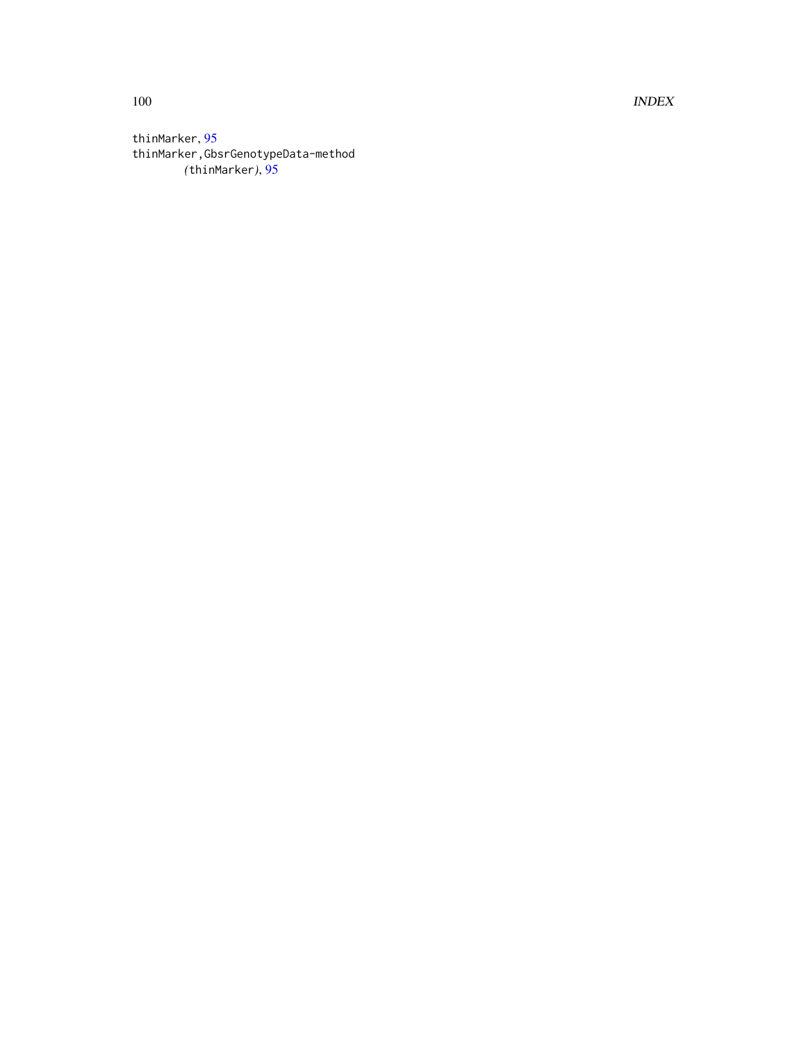thinMarker, 95
thinMarker,GbsrGenotypeData-method
        (thinMarker), 95